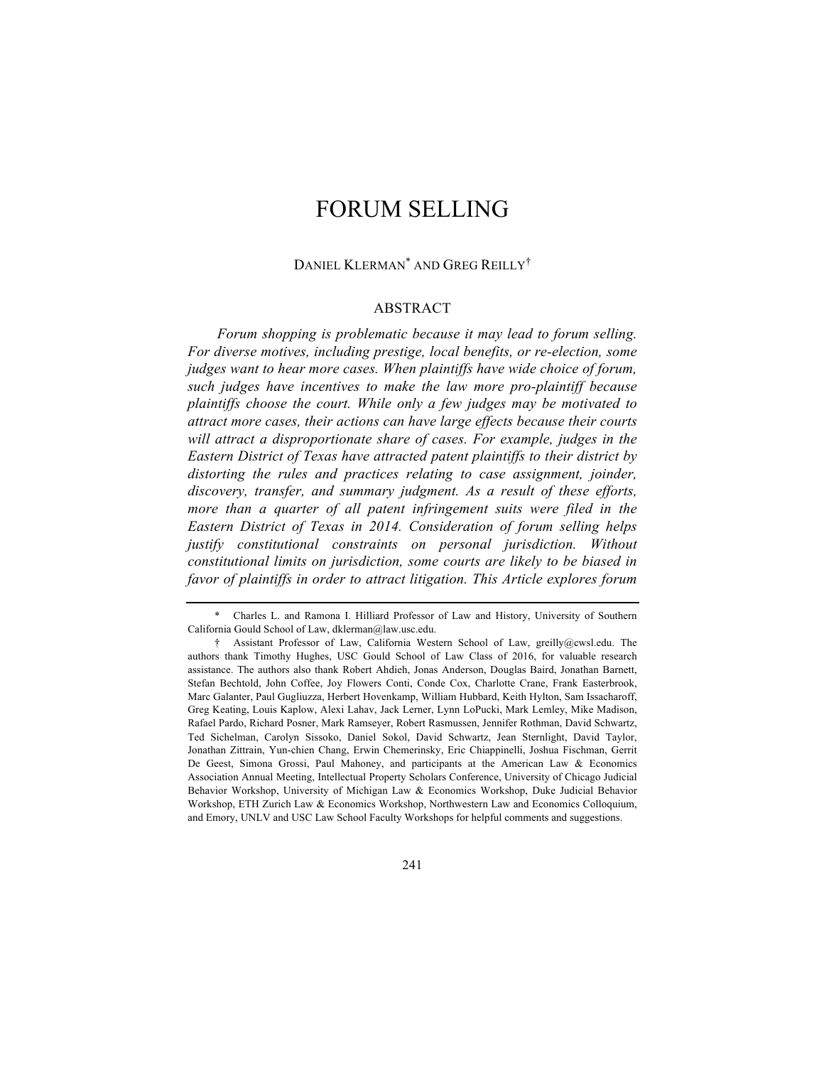# FORUM SELLING

DANIEL KLERMAN[*] AND GREG REILLY[†]

## ABSTRACT

*Forum shopping is problematic because it may lead to forum selling. For diverse motives, including prestige, local benefits, or re-election, some judges want to hear more cases. When plaintiffs have wide choice of forum, such judges have incentives to make the law more pro-plaintiff because plaintiffs choose the court. While only a few judges may be motivated to attract more cases, their actions can have large effects because their courts will attract a disproportionate share of cases. For example, judges in the Eastern District of Texas have attracted patent plaintiffs to their district by distorting the rules and practices relating to case assignment, joinder, discovery, transfer, and summary judgment. As a result of these efforts, more than a quarter of all patent infringement suits were filed in the Eastern District of Texas in 2014. Consideration of forum selling helps justify constitutional constraints on personal jurisdiction. Without constitutional limits on jurisdiction, some courts are likely to be biased in favor of plaintiffs in order to attract litigation. This Article explores forum*

---

\* Charles L. and Ramona I. Hilliard Professor of Law and History, University of Southern California Gould School of Law, dklerman@law.usc.edu.

† Assistant Professor of Law, California Western School of Law, greilly@cwsl.edu. The authors thank Timothy Hughes, USC Gould School of Law Class of 2016, for valuable research assistance. The authors also thank Robert Ahdieh, Jonas Anderson, Douglas Baird, Jonathan Barnett, Stefan Bechtold, John Coffee, Joy Flowers Conti, Conde Cox, Charlotte Crane, Frank Easterbrook, Marc Galanter, Paul Gugliuzza, Herbert Hovenkamp, William Hubbard, Keith Hylton, Sam Issacharoff, Greg Keating, Louis Kaplow, Alexi Lahav, Jack Lerner, Lynn LoPucki, Mark Lemley, Mike Madison, Rafael Pardo, Richard Posner, Mark Ramseyer, Robert Rasmussen, Jennifer Rothman, David Schwartz, Ted Sichelman, Carolyn Sissoko, Daniel Sokol, David Schwartz, Jean Sternlight, David Taylor, Jonathan Zittrain, Yun-chien Chang, Erwin Chemerinsky, Eric Chiappinelli, Joshua Fischman, Gerrit De Geest, Simona Grossi, Paul Mahoney, and participants at the American Law & Economics Association Annual Meeting, Intellectual Property Scholars Conference, University of Chicago Judicial Behavior Workshop, University of Michigan Law & Economics Workshop, Duke Judicial Behavior Workshop, ETH Zurich Law & Economics Workshop, Northwestern Law and Economics Colloquium, and Emory, UNLV and USC Law School Faculty Workshops for helpful comments and suggestions.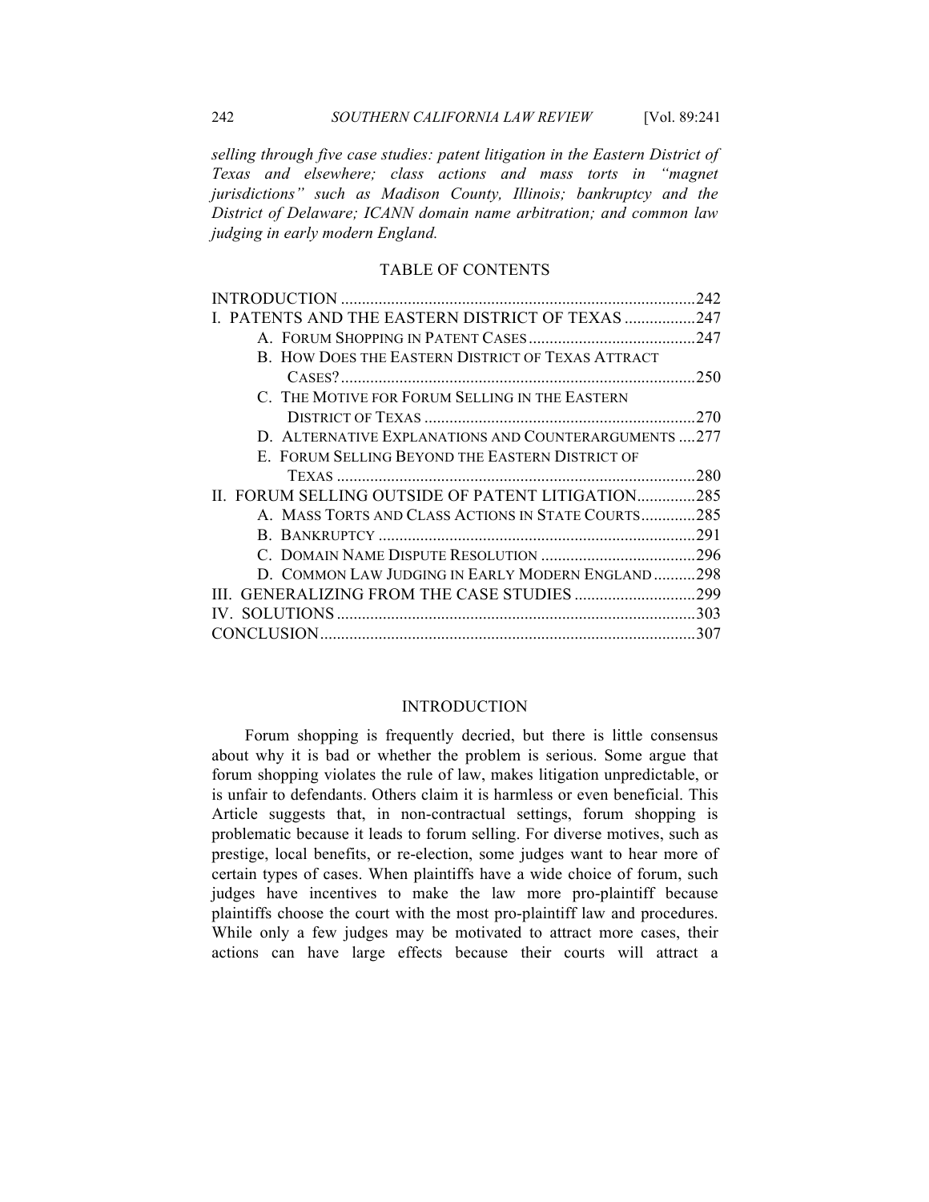*selling through five case studies: patent litigation in the Eastern District of Texas and elsewhere; class actions and mass torts in "magnet jurisdictions" such as Madison County, Illinois; bankruptcy and the District of Delaware; ICANN domain name arbitration; and common law judging in early modern England.*

## TABLE OF CONTENTS

- INTRODUCTION .......... 242
- I. PATENTS AND THE EASTERN DISTRICT OF TEXAS .......... 247
  - A. FORUM SHOPPING IN PATENT CASES .......... 247
  - B. HOW DOES THE EASTERN DISTRICT OF TEXAS ATTRACT CASES? .......... 250
  - C. THE MOTIVE FOR FORUM SELLING IN THE EASTERN DISTRICT OF TEXAS .......... 270
  - D. ALTERNATIVE EXPLANATIONS AND COUNTERARGUMENTS .......... 277
  - E. FORUM SELLING BEYOND THE EASTERN DISTRICT OF TEXAS .......... 280
- II. FORUM SELLING OUTSIDE OF PATENT LITIGATION .......... 285
  - A. MASS TORTS AND CLASS ACTIONS IN STATE COURTS .......... 285
  - B. BANKRUPTCY .......... 291
  - C. DOMAIN NAME DISPUTE RESOLUTION .......... 296
  - D. COMMON LAW JUDGING IN EARLY MODERN ENGLAND .......... 298
- III. GENERALIZING FROM THE CASE STUDIES .......... 299
- IV. SOLUTIONS .......... 303
- CONCLUSION .......... 307

## INTRODUCTION

Forum shopping is frequently decried, but there is little consensus about why it is bad or whether the problem is serious. Some argue that forum shopping violates the rule of law, makes litigation unpredictable, or is unfair to defendants. Others claim it is harmless or even beneficial. This Article suggests that, in non-contractual settings, forum shopping is problematic because it leads to forum selling. For diverse motives, such as prestige, local benefits, or re-election, some judges want to hear more of certain types of cases. When plaintiffs have a wide choice of forum, such judges have incentives to make the law more pro-plaintiff because plaintiffs choose the court with the most pro-plaintiff law and procedures. While only a few judges may be motivated to attract more cases, their actions can have large effects because their courts will attract a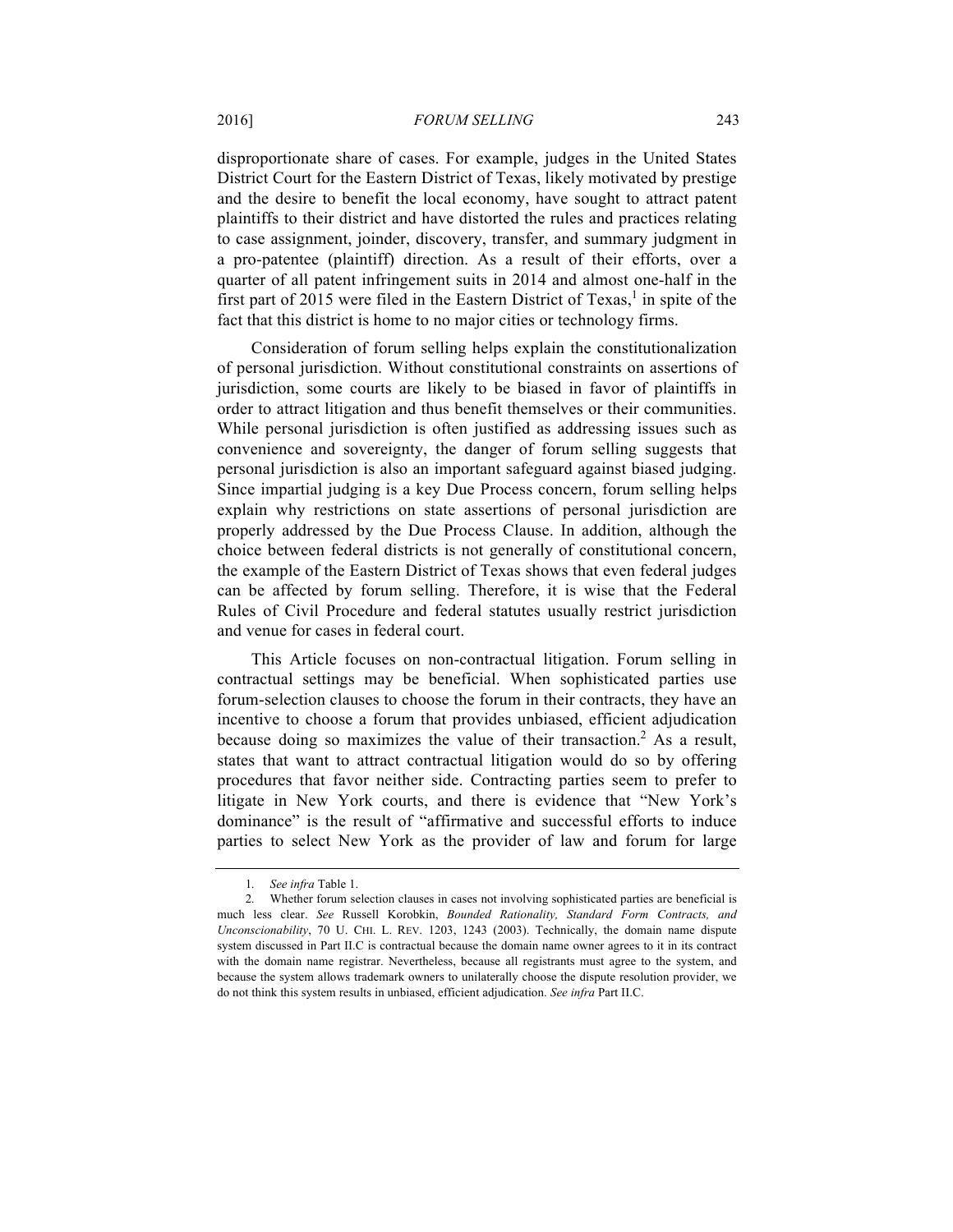disproportionate share of cases. For example, judges in the United States District Court for the Eastern District of Texas, likely motivated by prestige and the desire to benefit the local economy, have sought to attract patent plaintiffs to their district and have distorted the rules and practices relating to case assignment, joinder, discovery, transfer, and summary judgment in a pro-patentee (plaintiff) direction. As a result of their efforts, over a quarter of all patent infringement suits in 2014 and almost one-half in the first part of 2015 were filed in the Eastern District of Texas,[1] in spite of the fact that this district is home to no major cities or technology firms.

Consideration of forum selling helps explain the constitutionalization of personal jurisdiction. Without constitutional constraints on assertions of jurisdiction, some courts are likely to be biased in favor of plaintiffs in order to attract litigation and thus benefit themselves or their communities. While personal jurisdiction is often justified as addressing issues such as convenience and sovereignty, the danger of forum selling suggests that personal jurisdiction is also an important safeguard against biased judging. Since impartial judging is a key Due Process concern, forum selling helps explain why restrictions on state assertions of personal jurisdiction are properly addressed by the Due Process Clause. In addition, although the choice between federal districts is not generally of constitutional concern, the example of the Eastern District of Texas shows that even federal judges can be affected by forum selling. Therefore, it is wise that the Federal Rules of Civil Procedure and federal statutes usually restrict jurisdiction and venue for cases in federal court.

This Article focuses on non-contractual litigation. Forum selling in contractual settings may be beneficial. When sophisticated parties use forum-selection clauses to choose the forum in their contracts, they have an incentive to choose a forum that provides unbiased, efficient adjudication because doing so maximizes the value of their transaction.[2] As a result, states that want to attract contractual litigation would do so by offering procedures that favor neither side. Contracting parties seem to prefer to litigate in New York courts, and there is evidence that "New York's dominance" is the result of "affirmative and successful efforts to induce parties to select New York as the provider of law and forum for large

---

1. *See infra* Table 1.

2. Whether forum selection clauses in cases not involving sophisticated parties are beneficial is much less clear. *See* Russell Korobkin, *Bounded Rationality, Standard Form Contracts, and Unconscionability*, 70 U. CHI. L. REV. 1203, 1243 (2003). Technically, the domain name dispute system discussed in Part II.C is contractual because the domain name owner agrees to it in its contract with the domain name registrar. Nevertheless, because all registrants must agree to the system, and because the system allows trademark owners to unilaterally choose the dispute resolution provider, we do not think this system results in unbiased, efficient adjudication. *See infra* Part II.C.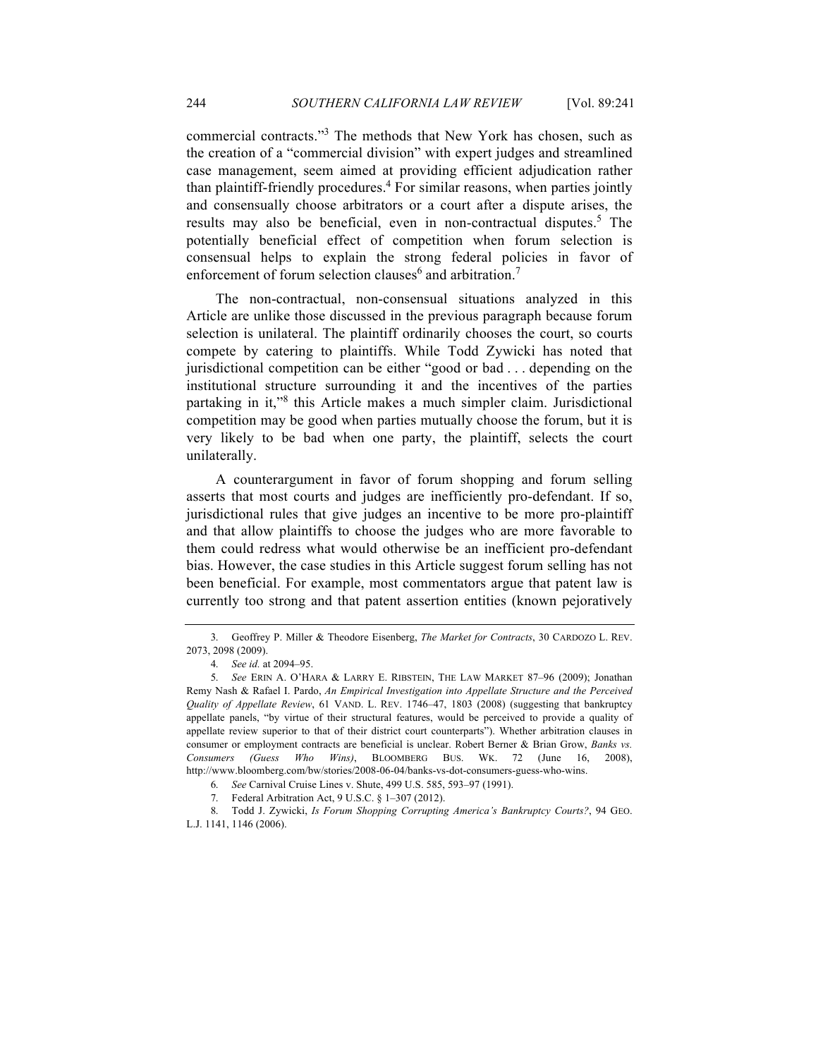commercial contracts."[3] The methods that New York has chosen, such as the creation of a "commercial division" with expert judges and streamlined case management, seem aimed at providing efficient adjudication rather than plaintiff-friendly procedures.[4] For similar reasons, when parties jointly and consensually choose arbitrators or a court after a dispute arises, the results may also be beneficial, even in non-contractual disputes.[5] The potentially beneficial effect of competition when forum selection is consensual helps to explain the strong federal policies in favor of enforcement of forum selection clauses[6] and arbitration.[7]

The non-contractual, non-consensual situations analyzed in this Article are unlike those discussed in the previous paragraph because forum selection is unilateral. The plaintiff ordinarily chooses the court, so courts compete by catering to plaintiffs. While Todd Zywicki has noted that jurisdictional competition can be either "good or bad . . . depending on the institutional structure surrounding it and the incentives of the parties partaking in it,"[8] this Article makes a much simpler claim. Jurisdictional competition may be good when parties mutually choose the forum, but it is very likely to be bad when one party, the plaintiff, selects the court unilaterally.

A counterargument in favor of forum shopping and forum selling asserts that most courts and judges are inefficiently pro-defendant. If so, jurisdictional rules that give judges an incentive to be more pro-plaintiff and that allow plaintiffs to choose the judges who are more favorable to them could redress what would otherwise be an inefficient pro-defendant bias. However, the case studies in this Article suggest forum selling has not been beneficial. For example, most commentators argue that patent law is currently too strong and that patent assertion entities (known pejoratively

---

3. Geoffrey P. Miller & Theodore Eisenberg, *The Market for Contracts*, 30 CARDOZO L. REV. 2073, 2098 (2009).

4. *See id.* at 2094–95.

5. *See* ERIN A. O'HARA & LARRY E. RIBSTEIN, THE LAW MARKET 87–96 (2009); Jonathan Remy Nash & Rafael I. Pardo, *An Empirical Investigation into Appellate Structure and the Perceived Quality of Appellate Review*, 61 VAND. L. REV. 1746–47, 1803 (2008) (suggesting that bankruptcy appellate panels, "by virtue of their structural features, would be perceived to provide a quality of appellate review superior to that of their district court counterparts"). Whether arbitration clauses in consumer or employment contracts are beneficial is unclear. Robert Berner & Brian Grow, *Banks vs. Consumers (Guess Who Wins)*, BLOOMBERG BUS. WK. 72 (June 16, 2008), http://www.bloomberg.com/bw/stories/2008-06-04/banks-vs-dot-consumers-guess-who-wins.

6. *See* Carnival Cruise Lines v. Shute, 499 U.S. 585, 593–97 (1991).

7. Federal Arbitration Act, 9 U.S.C. § 1–307 (2012).

8. Todd J. Zywicki, *Is Forum Shopping Corrupting America's Bankruptcy Courts?*, 94 GEO. L.J. 1141, 1146 (2006).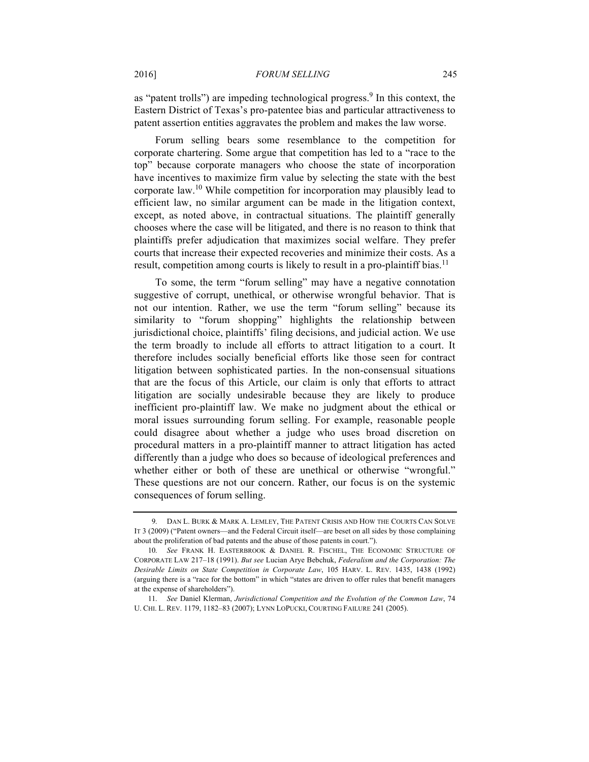as "patent trolls") are impeding technological progress.[9] In this context, the Eastern District of Texas's pro-patentee bias and particular attractiveness to patent assertion entities aggravates the problem and makes the law worse.

Forum selling bears some resemblance to the competition for corporate chartering. Some argue that competition has led to a "race to the top" because corporate managers who choose the state of incorporation have incentives to maximize firm value by selecting the state with the best corporate law.[10] While competition for incorporation may plausibly lead to efficient law, no similar argument can be made in the litigation context, except, as noted above, in contractual situations. The plaintiff generally chooses where the case will be litigated, and there is no reason to think that plaintiffs prefer adjudication that maximizes social welfare. They prefer courts that increase their expected recoveries and minimize their costs. As a result, competition among courts is likely to result in a pro-plaintiff bias.[11]

To some, the term "forum selling" may have a negative connotation suggestive of corrupt, unethical, or otherwise wrongful behavior. That is not our intention. Rather, we use the term "forum selling" because its similarity to "forum shopping" highlights the relationship between jurisdictional choice, plaintiffs' filing decisions, and judicial action. We use the term broadly to include all efforts to attract litigation to a court. It therefore includes socially beneficial efforts like those seen for contract litigation between sophisticated parties. In the non-consensual situations that are the focus of this Article, our claim is only that efforts to attract litigation are socially undesirable because they are likely to produce inefficient pro-plaintiff law. We make no judgment about the ethical or moral issues surrounding forum selling. For example, reasonable people could disagree about whether a judge who uses broad discretion on procedural matters in a pro-plaintiff manner to attract litigation has acted differently than a judge who does so because of ideological preferences and whether either or both of these are unethical or otherwise "wrongful." These questions are not our concern. Rather, our focus is on the systemic consequences of forum selling.

---

9. DAN L. BURK & MARK A. LEMLEY, THE PATENT CRISIS AND HOW THE COURTS CAN SOLVE IT 3 (2009) ("Patent owners—and the Federal Circuit itself—are beset on all sides by those complaining about the proliferation of bad patents and the abuse of those patents in court.").

10. *See* FRANK H. EASTERBROOK & DANIEL R. FISCHEL, THE ECONOMIC STRUCTURE OF CORPORATE LAW 217–18 (1991). *But see* Lucian Arye Bebchuk, *Federalism and the Corporation: The Desirable Limits on State Competition in Corporate Law*, 105 HARV. L. REV. 1435, 1438 (1992) (arguing there is a "race for the bottom" in which "states are driven to offer rules that benefit managers at the expense of shareholders").

11. *See* Daniel Klerman, *Jurisdictional Competition and the Evolution of the Common Law*, 74 U. CHI. L. REV. 1179, 1182–83 (2007); LYNN LOPUCKI, COURTING FAILURE 241 (2005).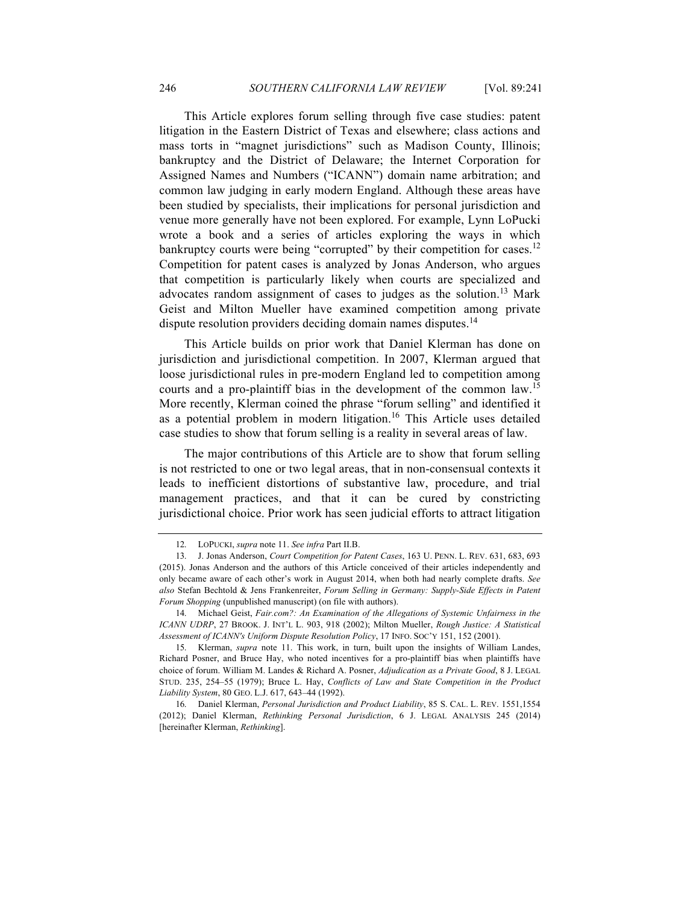This Article explores forum selling through five case studies: patent litigation in the Eastern District of Texas and elsewhere; class actions and mass torts in "magnet jurisdictions" such as Madison County, Illinois; bankruptcy and the District of Delaware; the Internet Corporation for Assigned Names and Numbers ("ICANN") domain name arbitration; and common law judging in early modern England. Although these areas have been studied by specialists, their implications for personal jurisdiction and venue more generally have not been explored. For example, Lynn LoPucki wrote a book and a series of articles exploring the ways in which bankruptcy courts were being "corrupted" by their competition for cases.[12] Competition for patent cases is analyzed by Jonas Anderson, who argues that competition is particularly likely when courts are specialized and advocates random assignment of cases to judges as the solution.[13] Mark Geist and Milton Mueller have examined competition among private dispute resolution providers deciding domain names disputes.[14]

This Article builds on prior work that Daniel Klerman has done on jurisdiction and jurisdictional competition. In 2007, Klerman argued that loose jurisdictional rules in pre-modern England led to competition among courts and a pro-plaintiff bias in the development of the common law.[15] More recently, Klerman coined the phrase "forum selling" and identified it as a potential problem in modern litigation.[16] This Article uses detailed case studies to show that forum selling is a reality in several areas of law.

The major contributions of this Article are to show that forum selling is not restricted to one or two legal areas, that in non-consensual contexts it leads to inefficient distortions of substantive law, procedure, and trial management practices, and that it can be cured by constricting jurisdictional choice. Prior work has seen judicial efforts to attract litigation

---

12. LOPUCKI, *supra* note 11. *See infra* Part II.B.

13. J. Jonas Anderson, *Court Competition for Patent Cases*, 163 U. PENN. L. REV. 631, 683, 693 (2015). Jonas Anderson and the authors of this Article conceived of their articles independently and only became aware of each other's work in August 2014, when both had nearly complete drafts. *See also* Stefan Bechtold & Jens Frankenreiter, *Forum Selling in Germany: Supply-Side Effects in Patent Forum Shopping* (unpublished manuscript) (on file with authors).

14. Michael Geist, *Fair.com?: An Examination of the Allegations of Systemic Unfairness in the ICANN UDRP*, 27 BROOK. J. INT'L L. 903, 918 (2002); Milton Mueller, *Rough Justice: A Statistical Assessment of ICANN's Uniform Dispute Resolution Policy*, 17 INFO. SOC'Y 151, 152 (2001).

15. Klerman, *supra* note 11. This work, in turn, built upon the insights of William Landes, Richard Posner, and Bruce Hay, who noted incentives for a pro-plaintiff bias when plaintiffs have choice of forum. William M. Landes & Richard A. Posner, *Adjudication as a Private Good*, 8 J. LEGAL STUD. 235, 254–55 (1979); Bruce L. Hay, *Conflicts of Law and State Competition in the Product Liability System*, 80 GEO. L.J. 617, 643–44 (1992).

16. Daniel Klerman, *Personal Jurisdiction and Product Liability*, 85 S. CAL. L. REV. 1551,1554 (2012); Daniel Klerman, *Rethinking Personal Jurisdiction*, 6 J. LEGAL ANALYSIS 245 (2014) [hereinafter Klerman, *Rethinking*].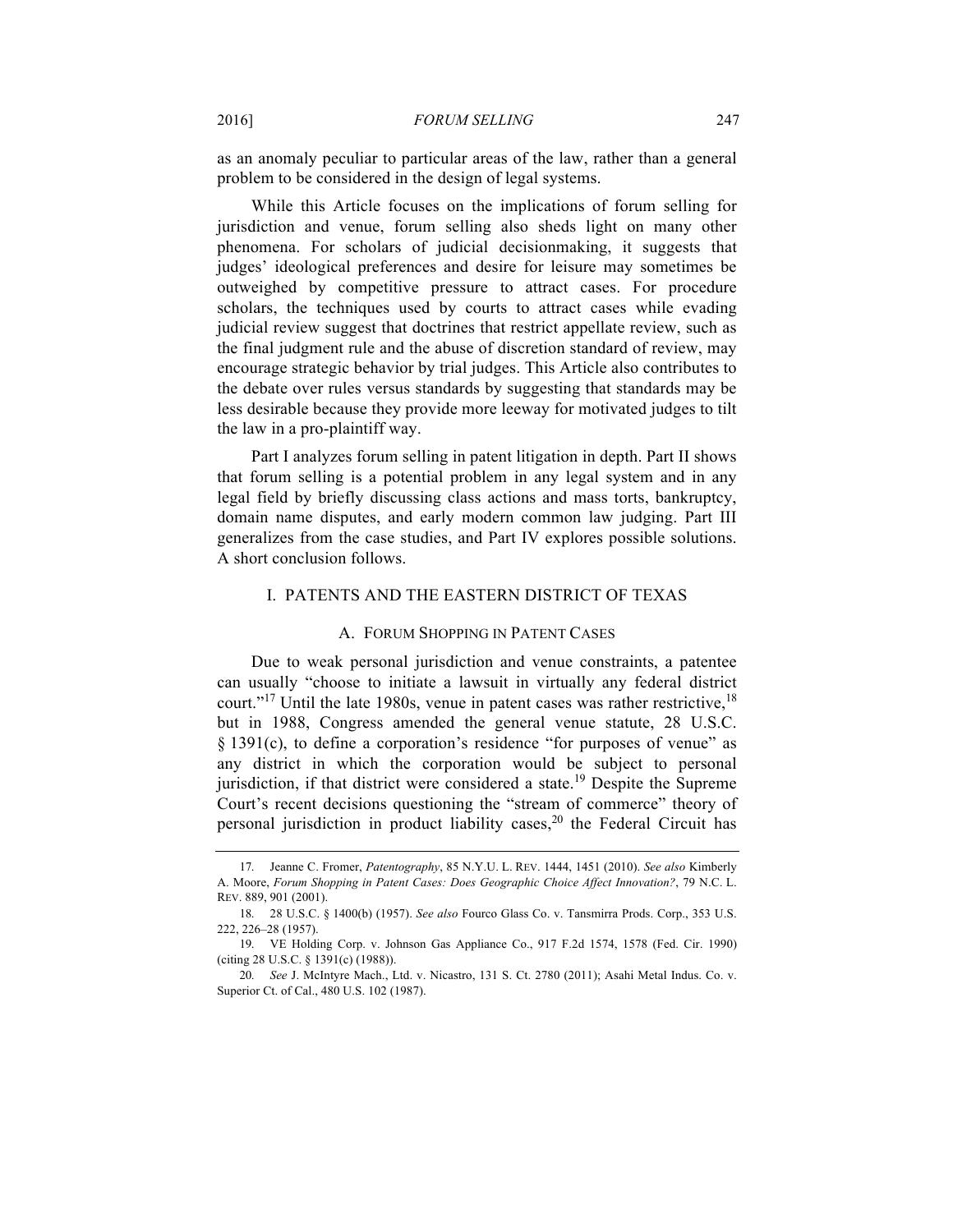as an anomaly peculiar to particular areas of the law, rather than a general problem to be considered in the design of legal systems.

While this Article focuses on the implications of forum selling for jurisdiction and venue, forum selling also sheds light on many other phenomena. For scholars of judicial decisionmaking, it suggests that judges' ideological preferences and desire for leisure may sometimes be outweighed by competitive pressure to attract cases. For procedure scholars, the techniques used by courts to attract cases while evading judicial review suggest that doctrines that restrict appellate review, such as the final judgment rule and the abuse of discretion standard of review, may encourage strategic behavior by trial judges. This Article also contributes to the debate over rules versus standards by suggesting that standards may be less desirable because they provide more leeway for motivated judges to tilt the law in a pro-plaintiff way.

Part I analyzes forum selling in patent litigation in depth. Part II shows that forum selling is a potential problem in any legal system and in any legal field by briefly discussing class actions and mass torts, bankruptcy, domain name disputes, and early modern common law judging. Part III generalizes from the case studies, and Part IV explores possible solutions. A short conclusion follows.

## I. PATENTS AND THE EASTERN DISTRICT OF TEXAS

### A. FORUM SHOPPING IN PATENT CASES

Due to weak personal jurisdiction and venue constraints, a patentee can usually "choose to initiate a lawsuit in virtually any federal district court."[17] Until the late 1980s, venue in patent cases was rather restrictive,[18] but in 1988, Congress amended the general venue statute, 28 U.S.C. § 1391(c), to define a corporation's residence "for purposes of venue" as any district in which the corporation would be subject to personal jurisdiction, if that district were considered a state.[19] Despite the Supreme Court's recent decisions questioning the "stream of commerce" theory of personal jurisdiction in product liability cases,[20] the Federal Circuit has

---

17. Jeanne C. Fromer, *Patentography*, 85 N.Y.U. L. REV. 1444, 1451 (2010). *See also* Kimberly A. Moore, *Forum Shopping in Patent Cases: Does Geographic Choice Affect Innovation?*, 79 N.C. L. REV. 889, 901 (2001).

18. 28 U.S.C. § 1400(b) (1957). *See also* Fourco Glass Co. v. Tansmirra Prods. Corp., 353 U.S. 222, 226–28 (1957).

19. VE Holding Corp. v. Johnson Gas Appliance Co., 917 F.2d 1574, 1578 (Fed. Cir. 1990) (citing 28 U.S.C. § 1391(c) (1988)).

20. *See* J. McIntyre Mach., Ltd. v. Nicastro, 131 S. Ct. 2780 (2011); Asahi Metal Indus. Co. v. Superior Ct. of Cal., 480 U.S. 102 (1987).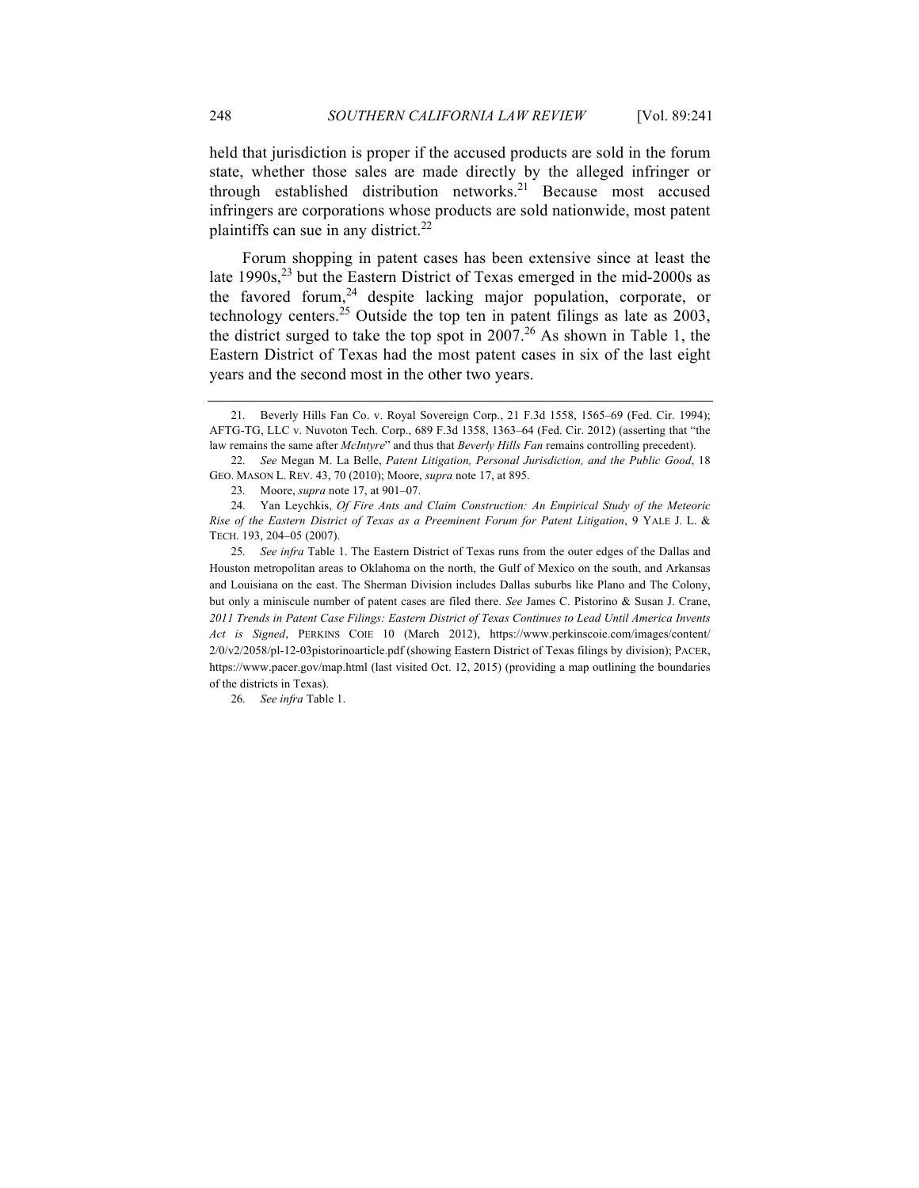held that jurisdiction is proper if the accused products are sold in the forum state, whether those sales are made directly by the alleged infringer or through established distribution networks.[21] Because most accused infringers are corporations whose products are sold nationwide, most patent plaintiffs can sue in any district.[22]

Forum shopping in patent cases has been extensive since at least the late 1990s,[23] but the Eastern District of Texas emerged in the mid-2000s as the favored forum,[24] despite lacking major population, corporate, or technology centers.[25] Outside the top ten in patent filings as late as 2003, the district surged to take the top spot in 2007.[26] As shown in Table 1, the Eastern District of Texas had the most patent cases in six of the last eight years and the second most in the other two years.

---

21. Beverly Hills Fan Co. v. Royal Sovereign Corp., 21 F.3d 1558, 1565–69 (Fed. Cir. 1994); AFTG-TG, LLC v. Nuvoton Tech. Corp., 689 F.3d 1358, 1363–64 (Fed. Cir. 2012) (asserting that "the law remains the same after *McIntyre*" and thus that *Beverly Hills Fan* remains controlling precedent).

22. *See* Megan M. La Belle, *Patent Litigation, Personal Jurisdiction, and the Public Good*, 18 GEO. MASON L. REV. 43, 70 (2010); Moore, *supra* note 17, at 895.

23. Moore, *supra* note 17, at 901–07.

24. Yan Leychkis, *Of Fire Ants and Claim Construction: An Empirical Study of the Meteoric Rise of the Eastern District of Texas as a Preeminent Forum for Patent Litigation*, 9 YALE J. L. & TECH. 193, 204–05 (2007).

25. *See infra* Table 1. The Eastern District of Texas runs from the outer edges of the Dallas and Houston metropolitan areas to Oklahoma on the north, the Gulf of Mexico on the south, and Arkansas and Louisiana on the east. The Sherman Division includes Dallas suburbs like Plano and The Colony, but only a miniscule number of patent cases are filed there. *See* James C. Pistorino & Susan J. Crane, *2011 Trends in Patent Case Filings: Eastern District of Texas Continues to Lead Until America Invents Act is Signed*, PERKINS COIE 10 (March 2012), https://www.perkinscoie.com/images/content/2/0/v2/2058/pl-12-03pistorinoarticle.pdf (showing Eastern District of Texas filings by division); PACER, https://www.pacer.gov/map.html (last visited Oct. 12, 2015) (providing a map outlining the boundaries of the districts in Texas).

26. *See infra* Table 1.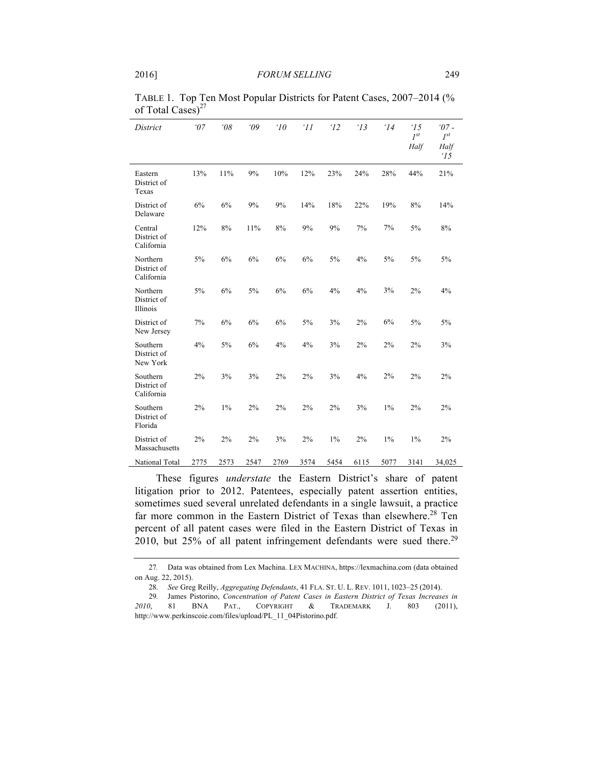TABLE 1. Top Ten Most Popular Districts for Patent Cases, 2007–2014 (% of Total Cases)[27]

| *District* | *'07* | *'08* | *'09* | *'10* | *'11* | *'12* | *'13* | *'14* | *'15 1st Half* | *'07 - 1st Half '15* |
|---|---|---|---|---|---|---|---|---|---|---|
| Eastern District of Texas | 13% | 11% | 9% | 10% | 12% | 23% | 24% | 28% | 44% | 21% |
| District of Delaware | 6% | 6% | 9% | 9% | 14% | 18% | 22% | 19% | 8% | 14% |
| Central District of California | 12% | 8% | 11% | 8% | 9% | 9% | 7% | 7% | 5% | 8% |
| Northern District of California | 5% | 6% | 6% | 6% | 6% | 5% | 4% | 5% | 5% | 5% |
| Northern District of Illinois | 5% | 6% | 5% | 6% | 6% | 4% | 4% | 3% | 2% | 4% |
| District of New Jersey | 7% | 6% | 6% | 6% | 5% | 3% | 2% | 6% | 5% | 5% |
| Southern District of New York | 4% | 5% | 6% | 4% | 4% | 3% | 2% | 2% | 2% | 3% |
| Southern District of California | 2% | 3% | 3% | 2% | 2% | 3% | 4% | 2% | 2% | 2% |
| Southern District of Florida | 2% | 1% | 2% | 2% | 2% | 2% | 3% | 1% | 2% | 2% |
| District of Massachusetts | 2% | 2% | 2% | 3% | 2% | 1% | 2% | 1% | 1% | 2% |
| National Total | 2775 | 2573 | 2547 | 2769 | 3574 | 5454 | 6115 | 5077 | 3141 | 34,025 |

These figures *understate* the Eastern District's share of patent litigation prior to 2012. Patentees, especially patent assertion entities, sometimes sued several unrelated defendants in a single lawsuit, a practice far more common in the Eastern District of Texas than elsewhere.[28] Ten percent of all patent cases were filed in the Eastern District of Texas in 2010, but 25% of all patent infringement defendants were sued there.[29]

27. Data was obtained from Lex Machina. LEX MACHINA, https://lexmachina.com (data obtained on Aug. 22, 2015).

28. *See* Greg Reilly, *Aggregating Defendants*, 41 FLA. ST. U. L. REV. 1011, 1023–25 (2014).

29. James Pistorino, *Concentration of Patent Cases in Eastern District of Texas Increases in 2010*, 81 BNA PAT., COPYRIGHT & TRADEMARK J. 803 (2011), http://www.perkinscoie.com/files/upload/PL_11_04Pistorino.pdf.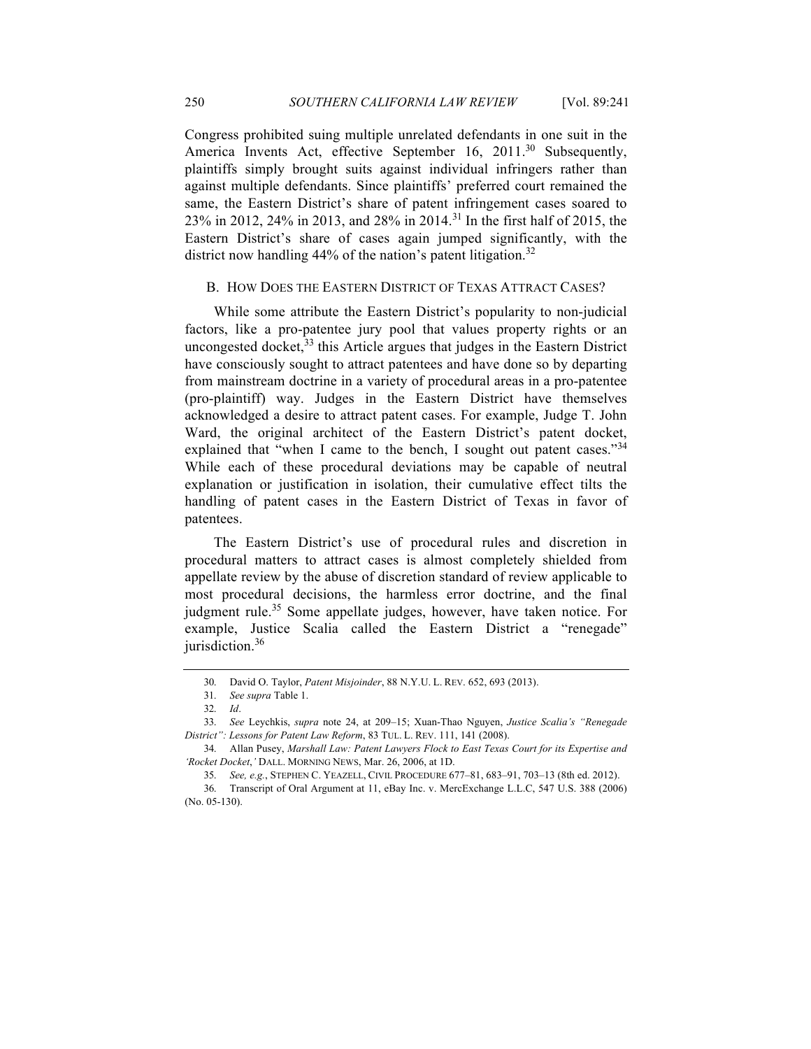Congress prohibited suing multiple unrelated defendants in one suit in the America Invents Act, effective September 16, 2011.[30] Subsequently, plaintiffs simply brought suits against individual infringers rather than against multiple defendants. Since plaintiffs' preferred court remained the same, the Eastern District's share of patent infringement cases soared to 23% in 2012, 24% in 2013, and 28% in 2014.[31] In the first half of 2015, the Eastern District's share of cases again jumped significantly, with the district now handling 44% of the nation's patent litigation.[32]

### B. HOW DOES THE EASTERN DISTRICT OF TEXAS ATTRACT CASES?

While some attribute the Eastern District's popularity to non-judicial factors, like a pro-patentee jury pool that values property rights or an uncongested docket,[33] this Article argues that judges in the Eastern District have consciously sought to attract patentees and have done so by departing from mainstream doctrine in a variety of procedural areas in a pro-patentee (pro-plaintiff) way. Judges in the Eastern District have themselves acknowledged a desire to attract patent cases. For example, Judge T. John Ward, the original architect of the Eastern District's patent docket, explained that "when I came to the bench, I sought out patent cases."[34] While each of these procedural deviations may be capable of neutral explanation or justification in isolation, their cumulative effect tilts the handling of patent cases in the Eastern District of Texas in favor of patentees.

The Eastern District's use of procedural rules and discretion in procedural matters to attract cases is almost completely shielded from appellate review by the abuse of discretion standard of review applicable to most procedural decisions, the harmless error doctrine, and the final judgment rule.[35] Some appellate judges, however, have taken notice. For example, Justice Scalia called the Eastern District a "renegade" jurisdiction.[36]

---

30. David O. Taylor, *Patent Misjoinder*, 88 N.Y.U. L. REV. 652, 693 (2013).

31. *See supra* Table 1.

32. *Id*.

33. *See* Leychkis, *supra* note 24, at 209–15; Xuan-Thao Nguyen, *Justice Scalia's "Renegade District": Lessons for Patent Law Reform*, 83 TUL. L. REV. 111, 141 (2008).

34. Allan Pusey, *Marshall Law: Patent Lawyers Flock to East Texas Court for its Expertise and 'Rocket Docket*,*'* DALL. MORNING NEWS, Mar. 26, 2006, at 1D.

35. *See, e.g.*, STEPHEN C. YEAZELL, CIVIL PROCEDURE 677–81, 683–91, 703–13 (8th ed. 2012).

36. Transcript of Oral Argument at 11, eBay Inc. v. MercExchange L.L.C, 547 U.S. 388 (2006) (No. 05-130).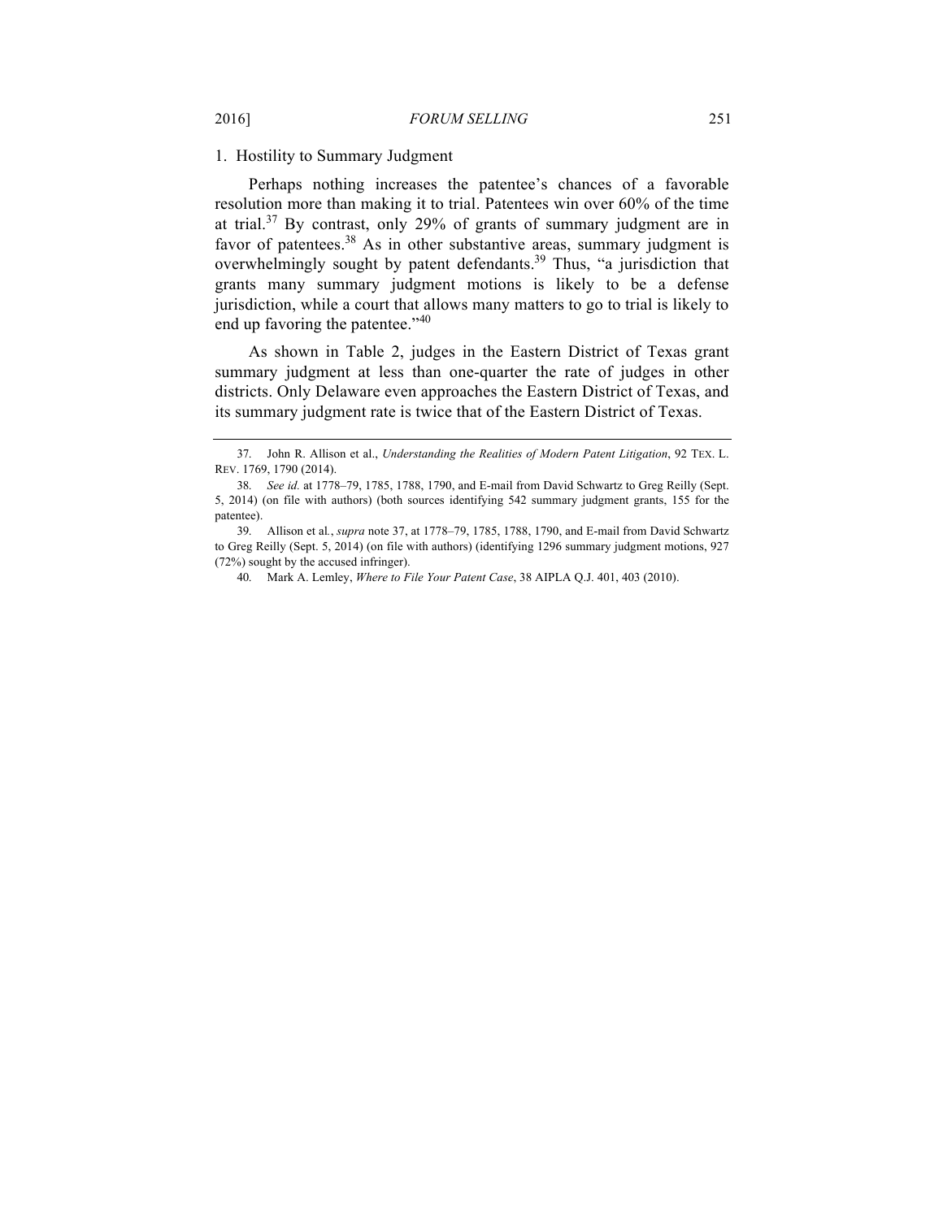### 1. Hostility to Summary Judgment

Perhaps nothing increases the patentee's chances of a favorable resolution more than making it to trial. Patentees win over 60% of the time at trial.[37] By contrast, only 29% of grants of summary judgment are in favor of patentees.[38] As in other substantive areas, summary judgment is overwhelmingly sought by patent defendants.[39] Thus, "a jurisdiction that grants many summary judgment motions is likely to be a defense jurisdiction, while a court that allows many matters to go to trial is likely to end up favoring the patentee."[40]

As shown in Table 2, judges in the Eastern District of Texas grant summary judgment at less than one-quarter the rate of judges in other districts. Only Delaware even approaches the Eastern District of Texas, and its summary judgment rate is twice that of the Eastern District of Texas.

---

37. John R. Allison et al., *Understanding the Realities of Modern Patent Litigation*, 92 TEX. L. REV. 1769, 1790 (2014).

38. *See id.* at 1778–79, 1785, 1788, 1790, and E-mail from David Schwartz to Greg Reilly (Sept. 5, 2014) (on file with authors) (both sources identifying 542 summary judgment grants, 155 for the patentee).

39. Allison et al., *supra* note 37, at 1778–79, 1785, 1788, 1790, and E-mail from David Schwartz to Greg Reilly (Sept. 5, 2014) (on file with authors) (identifying 1296 summary judgment motions, 927 (72%) sought by the accused infringer).

40. Mark A. Lemley, *Where to File Your Patent Case*, 38 AIPLA Q.J. 401, 403 (2010).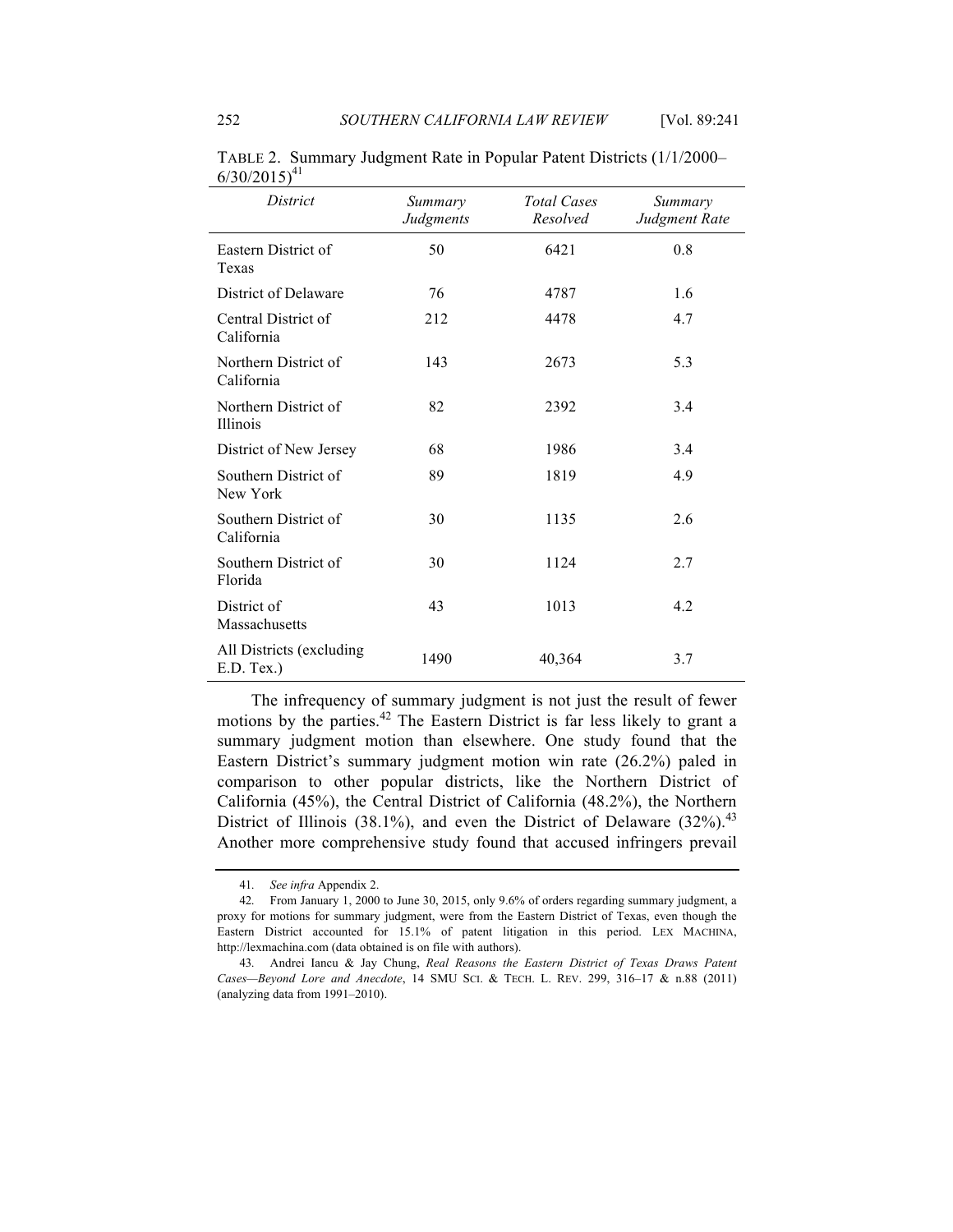TABLE 2. Summary Judgment Rate in Popular Patent Districts (1/1/2000–6/30/2015)[41]

| *District* | *Summary Judgments* | *Total Cases Resolved* | *Summary Judgment Rate* |
|---|---|---|---|
| Eastern District of Texas | 50 | 6421 | 0.8 |
| District of Delaware | 76 | 4787 | 1.6 |
| Central District of California | 212 | 4478 | 4.7 |
| Northern District of California | 143 | 2673 | 5.3 |
| Northern District of Illinois | 82 | 2392 | 3.4 |
| District of New Jersey | 68 | 1986 | 3.4 |
| Southern District of New York | 89 | 1819 | 4.9 |
| Southern District of California | 30 | 1135 | 2.6 |
| Southern District of Florida | 30 | 1124 | 2.7 |
| District of Massachusetts | 43 | 1013 | 4.2 |
| All Districts (excluding E.D. Tex.) | 1490 | 40,364 | 3.7 |

The infrequency of summary judgment is not just the result of fewer motions by the parties.[42] The Eastern District is far less likely to grant a summary judgment motion than elsewhere. One study found that the Eastern District's summary judgment motion win rate (26.2%) paled in comparison to other popular districts, like the Northern District of California (45%), the Central District of California (48.2%), the Northern District of Illinois (38.1%), and even the District of Delaware (32%).[43] Another more comprehensive study found that accused infringers prevail

---

41. *See infra* Appendix 2.

42. From January 1, 2000 to June 30, 2015, only 9.6% of orders regarding summary judgment, a proxy for motions for summary judgment, were from the Eastern District of Texas, even though the Eastern District accounted for 15.1% of patent litigation in this period. LEX MACHINA, http://lexmachina.com (data obtained is on file with authors).

43. Andrei Iancu & Jay Chung, *Real Reasons the Eastern District of Texas Draws Patent Cases—Beyond Lore and Anecdote*, 14 SMU SCI. & TECH. L. REV. 299, 316–17 & n.88 (2011) (analyzing data from 1991–2010).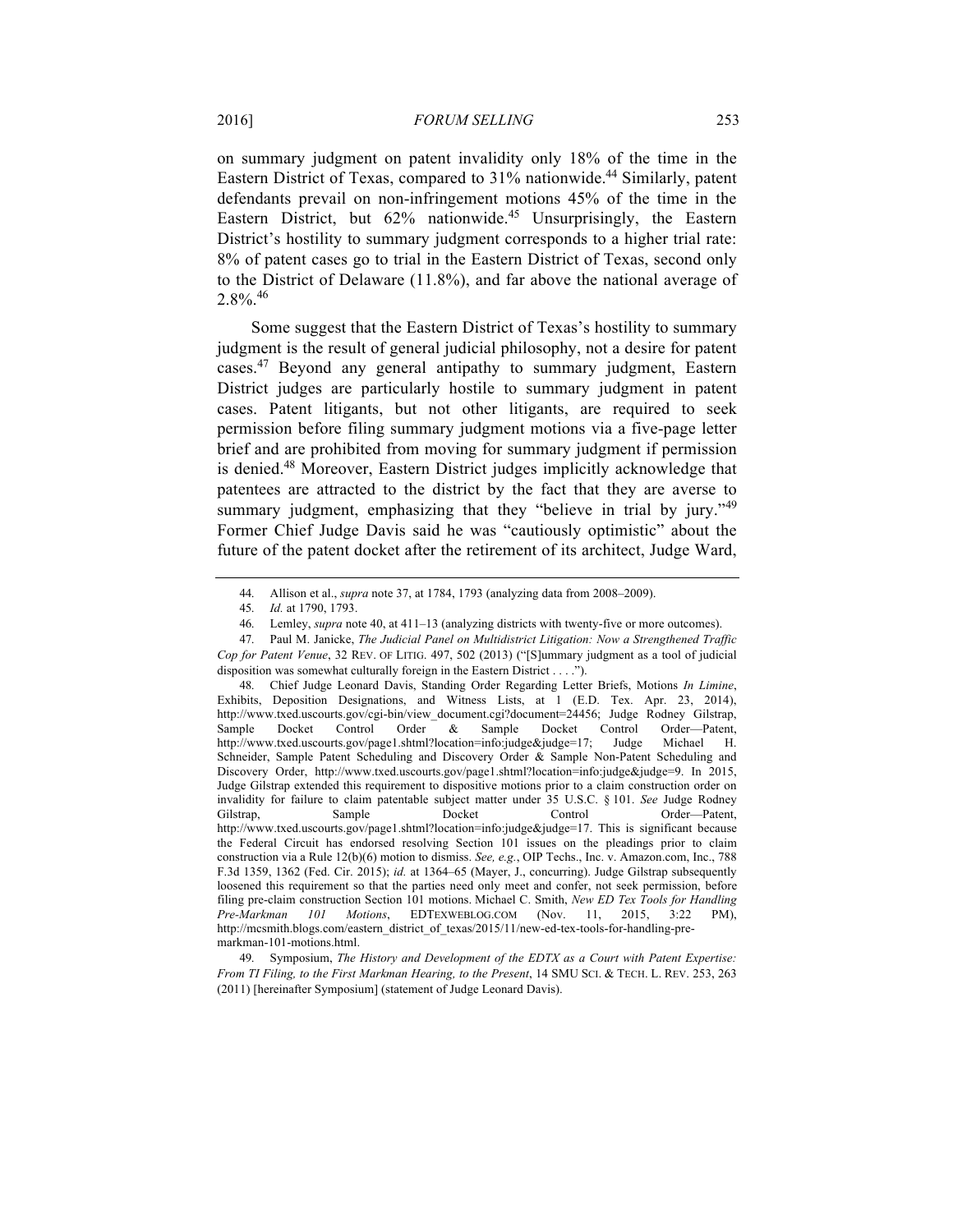on summary judgment on patent invalidity only 18% of the time in the Eastern District of Texas, compared to 31% nationwide.[44] Similarly, patent defendants prevail on non-infringement motions 45% of the time in the Eastern District, but 62% nationwide.[45] Unsurprisingly, the Eastern District's hostility to summary judgment corresponds to a higher trial rate: 8% of patent cases go to trial in the Eastern District of Texas, second only to the District of Delaware (11.8%), and far above the national average of 2.8%.[46]

Some suggest that the Eastern District of Texas's hostility to summary judgment is the result of general judicial philosophy, not a desire for patent cases.[47] Beyond any general antipathy to summary judgment, Eastern District judges are particularly hostile to summary judgment in patent cases. Patent litigants, but not other litigants, are required to seek permission before filing summary judgment motions via a five-page letter brief and are prohibited from moving for summary judgment if permission is denied.[48] Moreover, Eastern District judges implicitly acknowledge that patentees are attracted to the district by the fact that they are averse to summary judgment, emphasizing that they "believe in trial by jury."[49] Former Chief Judge Davis said he was "cautiously optimistic" about the future of the patent docket after the retirement of its architect, Judge Ward,

---

44. Allison et al., *supra* note 37, at 1784, 1793 (analyzing data from 2008–2009).

45. *Id.* at 1790, 1793.

46. Lemley, *supra* note 40, at 411–13 (analyzing districts with twenty-five or more outcomes).

47. Paul M. Janicke, *The Judicial Panel on Multidistrict Litigation: Now a Strengthened Traffic Cop for Patent Venue*, 32 REV. OF LITIG. 497, 502 (2013) ("[S]ummary judgment as a tool of judicial disposition was somewhat culturally foreign in the Eastern District . . . .").

48. Chief Judge Leonard Davis, Standing Order Regarding Letter Briefs, Motions *In Limine*, Exhibits, Deposition Designations, and Witness Lists, at 1 (E.D. Tex. Apr. 23, 2014), http://www.txed.uscourts.gov/cgi-bin/view_document.cgi?document=24456; Judge Rodney Gilstrap, Sample Docket Control Order & Sample Docket Control Order—Patent, http://www.txed.uscourts.gov/page1.shtml?location=info:judge&judge=17; Judge Michael H. Schneider, Sample Patent Scheduling and Discovery Order & Sample Non-Patent Scheduling and Discovery Order, http://www.txed.uscourts.gov/page1.shtml?location=info:judge&judge=9. In 2015, Judge Gilstrap extended this requirement to dispositive motions prior to a claim construction order on invalidity for failure to claim patentable subject matter under 35 U.S.C. § 101. *See* Judge Rodney Gilstrap, Sample Docket Control Order—Patent, http://www.txed.uscourts.gov/page1.shtml?location=info:judge&judge=17. This is significant because the Federal Circuit has endorsed resolving Section 101 issues on the pleadings prior to claim construction via a Rule 12(b)(6) motion to dismiss. *See, e.g.*, OIP Techs., Inc. v. Amazon.com, Inc., 788 F.3d 1359, 1362 (Fed. Cir. 2015); *id.* at 1364–65 (Mayer, J., concurring). Judge Gilstrap subsequently loosened this requirement so that the parties need only meet and confer, not seek permission, before filing pre-claim construction Section 101 motions. Michael C. Smith, *New ED Tex Tools for Handling Pre-Markman 101 Motions*, EDTEXWEBLOG.COM (Nov. 11, 2015, 3:22 PM), http://mcsmith.blogs.com/eastern_district_of_texas/2015/11/new-ed-tex-tools-for-handling-pre-markman-101-motions.html.

49. Symposium, *The History and Development of the EDTX as a Court with Patent Expertise: From TI Filing, to the First Markman Hearing, to the Present*, 14 SMU SCI. & TECH. L. REV. 253, 263 (2011) [hereinafter Symposium] (statement of Judge Leonard Davis).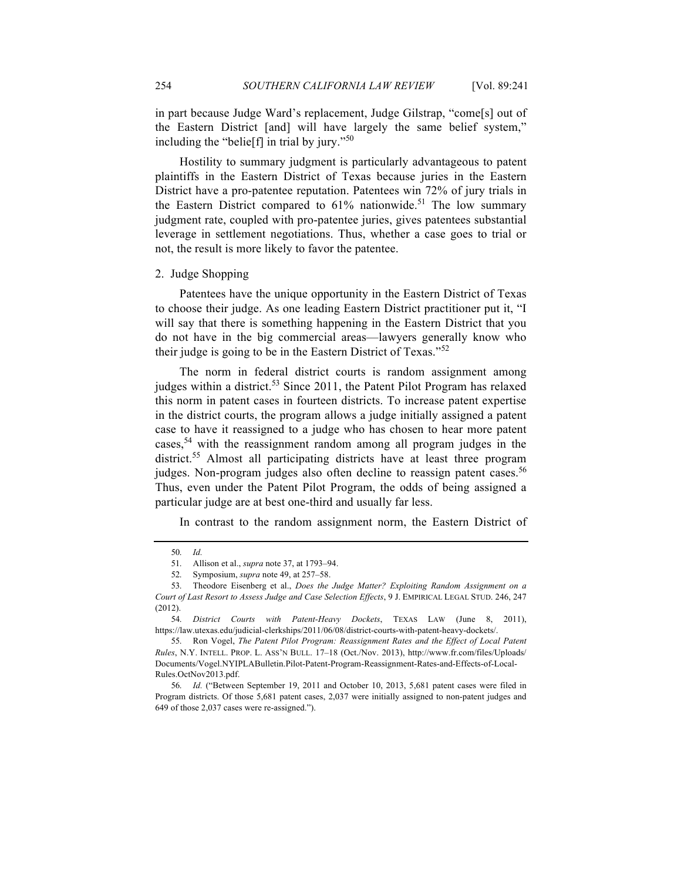in part because Judge Ward's replacement, Judge Gilstrap, "come[s] out of the Eastern District [and] will have largely the same belief system," including the "belie[f] in trial by jury."[50]

Hostility to summary judgment is particularly advantageous to patent plaintiffs in the Eastern District of Texas because juries in the Eastern District have a pro-patentee reputation. Patentees win 72% of jury trials in the Eastern District compared to 61% nationwide.[51] The low summary judgment rate, coupled with pro-patentee juries, gives patentees substantial leverage in settlement negotiations. Thus, whether a case goes to trial or not, the result is more likely to favor the patentee.

### 2. Judge Shopping

Patentees have the unique opportunity in the Eastern District of Texas to choose their judge. As one leading Eastern District practitioner put it, "I will say that there is something happening in the Eastern District that you do not have in the big commercial areas—lawyers generally know who their judge is going to be in the Eastern District of Texas."[52]

The norm in federal district courts is random assignment among judges within a district.[53] Since 2011, the Patent Pilot Program has relaxed this norm in patent cases in fourteen districts. To increase patent expertise in the district courts, the program allows a judge initially assigned a patent case to have it reassigned to a judge who has chosen to hear more patent cases,[54] with the reassignment random among all program judges in the district.[55] Almost all participating districts have at least three program judges. Non-program judges also often decline to reassign patent cases.[56] Thus, even under the Patent Pilot Program, the odds of being assigned a particular judge are at best one-third and usually far less.

In contrast to the random assignment norm, the Eastern District of

---

50. *Id.*

51. Allison et al., *supra* note 37, at 1793–94.

52. Symposium, *supra* note 49, at 257–58.

53. Theodore Eisenberg et al., *Does the Judge Matter? Exploiting Random Assignment on a Court of Last Resort to Assess Judge and Case Selection Effects*, 9 J. EMPIRICAL LEGAL STUD. 246, 247 (2012).

54. *District Courts with Patent-Heavy Dockets*, TEXAS LAW (June 8, 2011), https://law.utexas.edu/judicial-clerkships/2011/06/08/district-courts-with-patent-heavy-dockets/.

55. Ron Vogel, *The Patent Pilot Program: Reassignment Rates and the Effect of Local Patent Rules*, N.Y. INTELL. PROP. L. ASS'N BULL. 17–18 (Oct./Nov. 2013), http://www.fr.com/files/Uploads/Documents/Vogel.NYIPLABulletin.Pilot-Patent-Program-Reassignment-Rates-and-Effects-of-Local-Rules.OctNov2013.pdf.

56. *Id.* ("Between September 19, 2011 and October 10, 2013, 5,681 patent cases were filed in Program districts. Of those 5,681 patent cases, 2,037 were initially assigned to non-patent judges and 649 of those 2,037 cases were re-assigned.").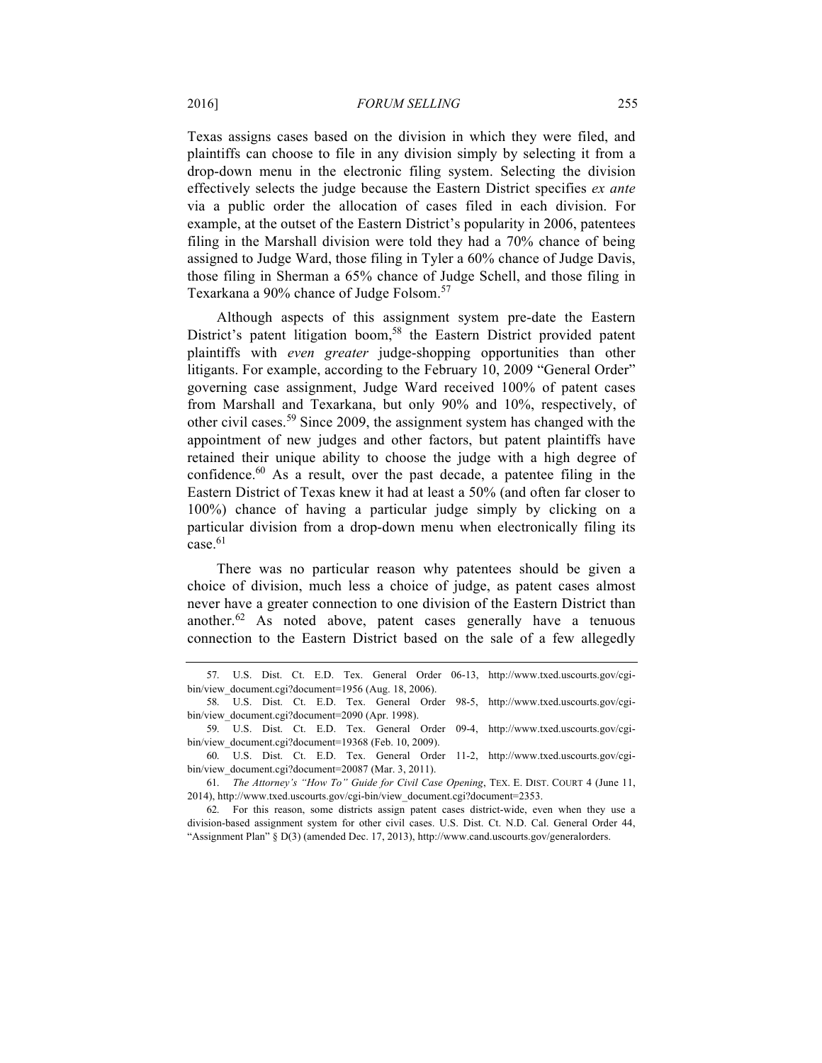Texas assigns cases based on the division in which they were filed, and plaintiffs can choose to file in any division simply by selecting it from a drop-down menu in the electronic filing system. Selecting the division effectively selects the judge because the Eastern District specifies *ex ante* via a public order the allocation of cases filed in each division. For example, at the outset of the Eastern District's popularity in 2006, patentees filing in the Marshall division were told they had a 70% chance of being assigned to Judge Ward, those filing in Tyler a 60% chance of Judge Davis, those filing in Sherman a 65% chance of Judge Schell, and those filing in Texarkana a 90% chance of Judge Folsom.[57]

Although aspects of this assignment system pre-date the Eastern District's patent litigation boom,[58] the Eastern District provided patent plaintiffs with *even greater* judge-shopping opportunities than other litigants. For example, according to the February 10, 2009 "General Order" governing case assignment, Judge Ward received 100% of patent cases from Marshall and Texarkana, but only 90% and 10%, respectively, of other civil cases.[59] Since 2009, the assignment system has changed with the appointment of new judges and other factors, but patent plaintiffs have retained their unique ability to choose the judge with a high degree of confidence.[60] As a result, over the past decade, a patentee filing in the Eastern District of Texas knew it had at least a 50% (and often far closer to 100%) chance of having a particular judge simply by clicking on a particular division from a drop-down menu when electronically filing its case.[61]

There was no particular reason why patentees should be given a choice of division, much less a choice of judge, as patent cases almost never have a greater connection to one division of the Eastern District than another.[62] As noted above, patent cases generally have a tenuous connection to the Eastern District based on the sale of a few allegedly

---

57. U.S. Dist. Ct. E.D. Tex. General Order 06-13, http://www.txed.uscourts.gov/cgi-bin/view_document.cgi?document=1956 (Aug. 18, 2006).

58. U.S. Dist. Ct. E.D. Tex. General Order 98-5, http://www.txed.uscourts.gov/cgi-bin/view_document.cgi?document=2090 (Apr. 1998).

59. U.S. Dist. Ct. E.D. Tex. General Order 09-4, http://www.txed.uscourts.gov/cgi-bin/view_document.cgi?document=19368 (Feb. 10, 2009).

60. U.S. Dist. Ct. E.D. Tex. General Order 11-2, http://www.txed.uscourts.gov/cgi-bin/view_document.cgi?document=20087 (Mar. 3, 2011).

61. *The Attorney's "How To" Guide for Civil Case Opening*, TEX. E. DIST. COURT 4 (June 11, 2014), http://www.txed.uscourts.gov/cgi-bin/view_document.cgi?document=2353.

62. For this reason, some districts assign patent cases district-wide, even when they use a division-based assignment system for other civil cases. U.S. Dist. Ct. N.D. Cal. General Order 44, "Assignment Plan" § D(3) (amended Dec. 17, 2013), http://www.cand.uscourts.gov/generalorders.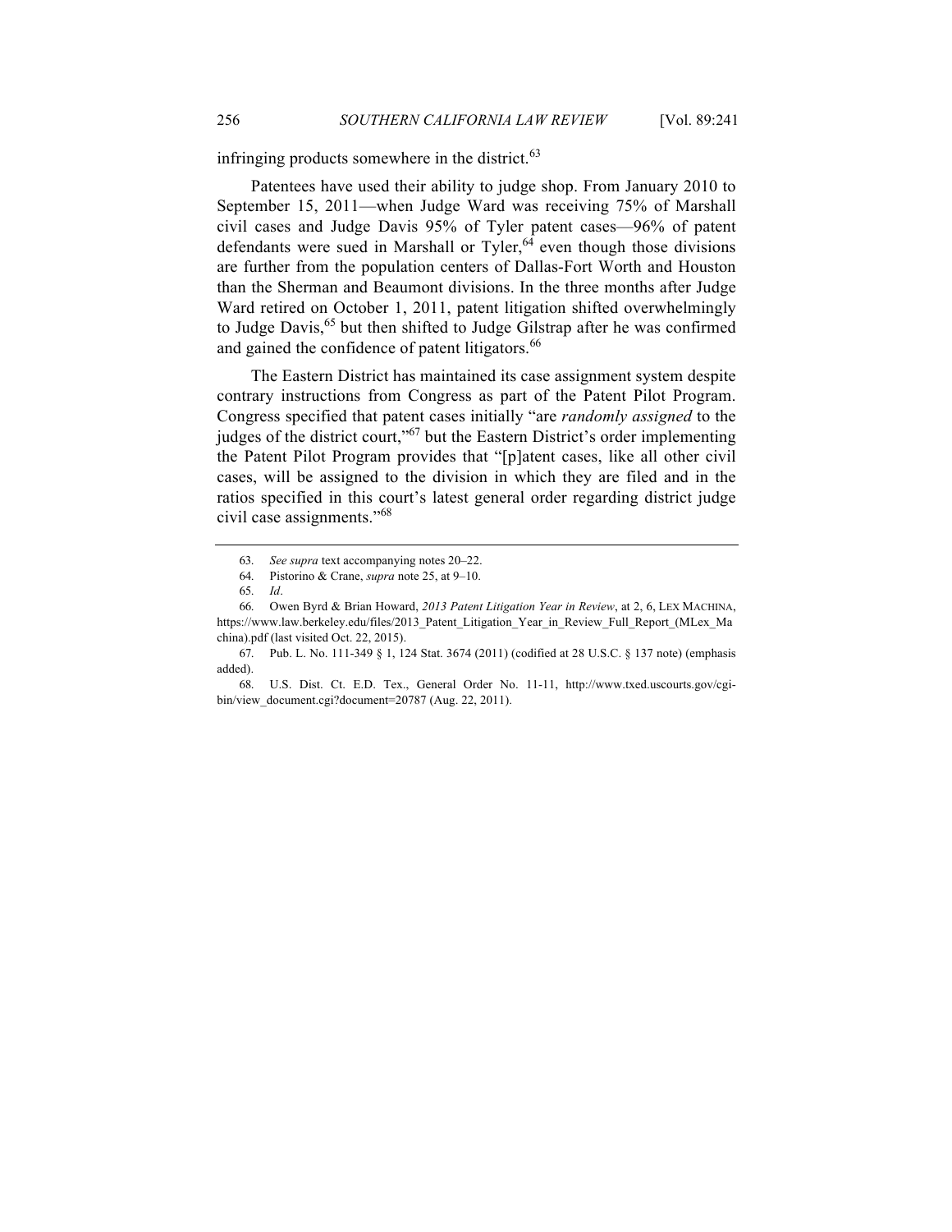infringing products somewhere in the district.[63]

Patentees have used their ability to judge shop. From January 2010 to September 15, 2011—when Judge Ward was receiving 75% of Marshall civil cases and Judge Davis 95% of Tyler patent cases—96% of patent defendants were sued in Marshall or Tyler,[64] even though those divisions are further from the population centers of Dallas-Fort Worth and Houston than the Sherman and Beaumont divisions. In the three months after Judge Ward retired on October 1, 2011, patent litigation shifted overwhelmingly to Judge Davis,[65] but then shifted to Judge Gilstrap after he was confirmed and gained the confidence of patent litigators.[66]

The Eastern District has maintained its case assignment system despite contrary instructions from Congress as part of the Patent Pilot Program. Congress specified that patent cases initially "are *randomly assigned* to the judges of the district court,"[67] but the Eastern District's order implementing the Patent Pilot Program provides that "[p]atent cases, like all other civil cases, will be assigned to the division in which they are filed and in the ratios specified in this court's latest general order regarding district judge civil case assignments."[68]

---

63. *See supra* text accompanying notes 20–22.

64. Pistorino & Crane, *supra* note 25, at 9–10.

65. *Id*.

66. Owen Byrd & Brian Howard, *2013 Patent Litigation Year in Review*, at 2, 6, LEX MACHINA, https://www.law.berkeley.edu/files/2013_Patent_Litigation_Year_in_Review_Full_Report_(MLex_Machina).pdf (last visited Oct. 22, 2015).

67. Pub. L. No. 111-349 § 1, 124 Stat. 3674 (2011) (codified at 28 U.S.C. § 137 note) (emphasis added).

68. U.S. Dist. Ct. E.D. Tex., General Order No. 11-11, http://www.txed.uscourts.gov/cgi-bin/view_document.cgi?document=20787 (Aug. 22, 2011).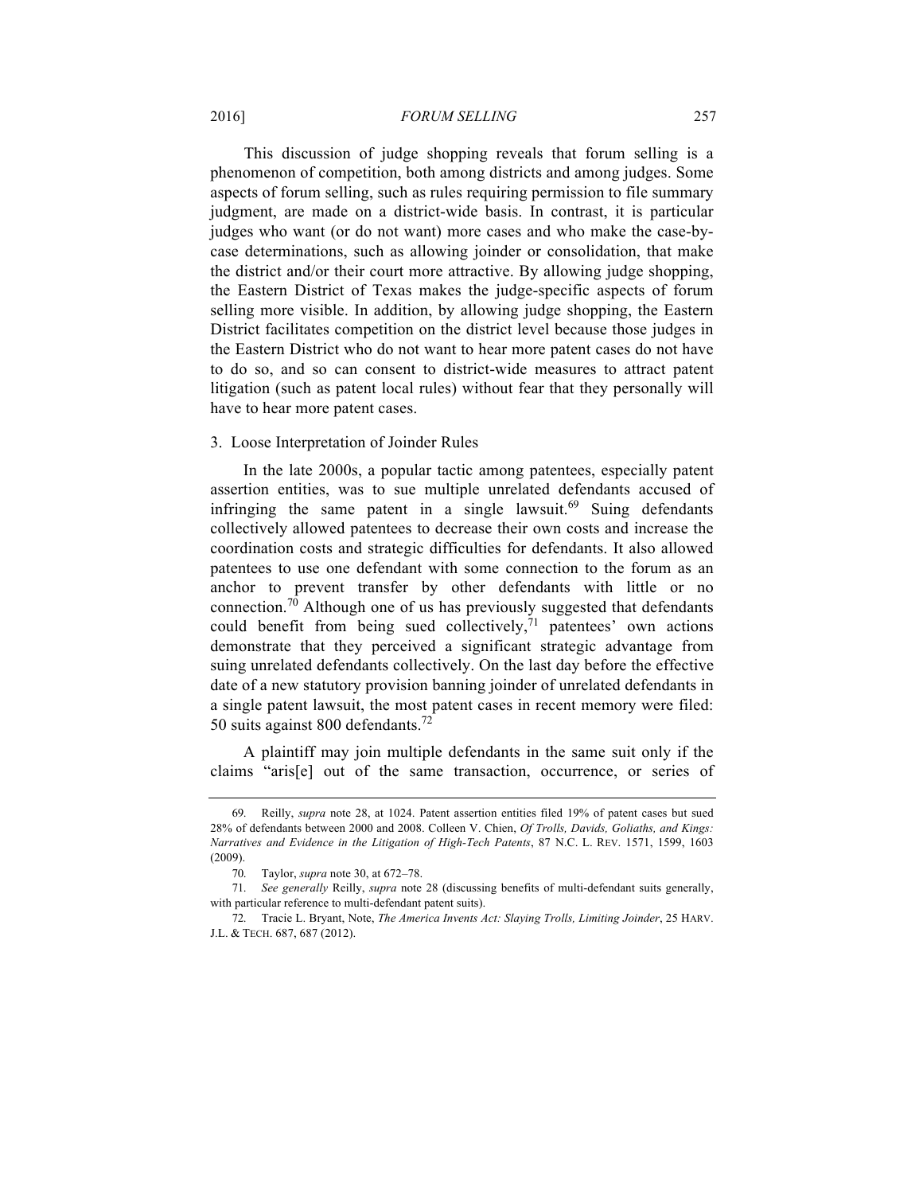This discussion of judge shopping reveals that forum selling is a phenomenon of competition, both among districts and among judges. Some aspects of forum selling, such as rules requiring permission to file summary judgment, are made on a district-wide basis. In contrast, it is particular judges who want (or do not want) more cases and who make the case-by-case determinations, such as allowing joinder or consolidation, that make the district and/or their court more attractive. By allowing judge shopping, the Eastern District of Texas makes the judge-specific aspects of forum selling more visible. In addition, by allowing judge shopping, the Eastern District facilitates competition on the district level because those judges in the Eastern District who do not want to hear more patent cases do not have to do so, and so can consent to district-wide measures to attract patent litigation (such as patent local rules) without fear that they personally will have to hear more patent cases.

### 3. Loose Interpretation of Joinder Rules

In the late 2000s, a popular tactic among patentees, especially patent assertion entities, was to sue multiple unrelated defendants accused of infringing the same patent in a single lawsuit.[69] Suing defendants collectively allowed patentees to decrease their own costs and increase the coordination costs and strategic difficulties for defendants. It also allowed patentees to use one defendant with some connection to the forum as an anchor to prevent transfer by other defendants with little or no connection.[70] Although one of us has previously suggested that defendants could benefit from being sued collectively,[71] patentees' own actions demonstrate that they perceived a significant strategic advantage from suing unrelated defendants collectively. On the last day before the effective date of a new statutory provision banning joinder of unrelated defendants in a single patent lawsuit, the most patent cases in recent memory were filed: 50 suits against 800 defendants.[72]

A plaintiff may join multiple defendants in the same suit only if the claims "aris[e] out of the same transaction, occurrence, or series of

---

69. Reilly, *supra* note 28, at 1024. Patent assertion entities filed 19% of patent cases but sued 28% of defendants between 2000 and 2008. Colleen V. Chien, *Of Trolls, Davids, Goliaths, and Kings: Narratives and Evidence in the Litigation of High-Tech Patents*, 87 N.C. L. REV. 1571, 1599, 1603 (2009).

70. Taylor, *supra* note 30, at 672–78.

71. *See generally* Reilly, *supra* note 28 (discussing benefits of multi-defendant suits generally, with particular reference to multi-defendant patent suits).

72. Tracie L. Bryant, Note, *The America Invents Act: Slaying Trolls, Limiting Joinder*, 25 HARV. J.L. & TECH. 687, 687 (2012).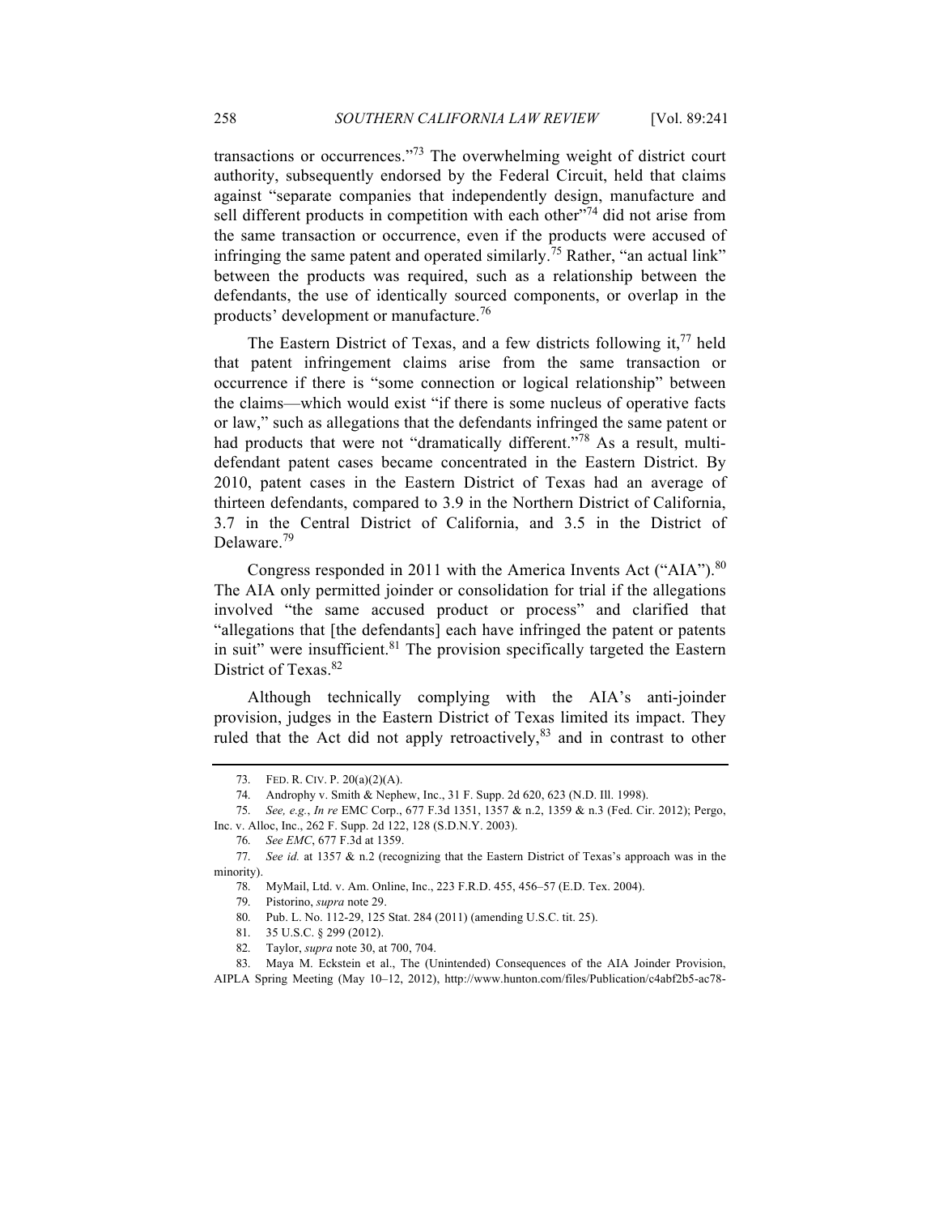transactions or occurrences."[73] The overwhelming weight of district court authority, subsequently endorsed by the Federal Circuit, held that claims against "separate companies that independently design, manufacture and sell different products in competition with each other"[74] did not arise from the same transaction or occurrence, even if the products were accused of infringing the same patent and operated similarly.[75] Rather, "an actual link" between the products was required, such as a relationship between the defendants, the use of identically sourced components, or overlap in the products' development or manufacture.[76]

The Eastern District of Texas, and a few districts following it,[77] held that patent infringement claims arise from the same transaction or occurrence if there is "some connection or logical relationship" between the claims—which would exist "if there is some nucleus of operative facts or law," such as allegations that the defendants infringed the same patent or had products that were not "dramatically different."[78] As a result, multi-defendant patent cases became concentrated in the Eastern District. By 2010, patent cases in the Eastern District of Texas had an average of thirteen defendants, compared to 3.9 in the Northern District of California, 3.7 in the Central District of California, and 3.5 in the District of Delaware.[79]

Congress responded in 2011 with the America Invents Act ("AIA").[80] The AIA only permitted joinder or consolidation for trial if the allegations involved "the same accused product or process" and clarified that "allegations that [the defendants] each have infringed the patent or patents in suit" were insufficient.[81] The provision specifically targeted the Eastern District of Texas.[82]

Although technically complying with the AIA's anti-joinder provision, judges in the Eastern District of Texas limited its impact. They ruled that the Act did not apply retroactively,[83] and in contrast to other

---

73. FED. R. CIV. P. 20(a)(2)(A).

74. Androphy v. Smith & Nephew, Inc., 31 F. Supp. 2d 620, 623 (N.D. Ill. 1998).

75. *See, e.g.*, *In re* EMC Corp., 677 F.3d 1351, 1357 & n.2, 1359 & n.3 (Fed. Cir. 2012); Pergo, Inc. v. Alloc, Inc., 262 F. Supp. 2d 122, 128 (S.D.N.Y. 2003).

76. *See EMC*, 677 F.3d at 1359.

77. *See id.* at 1357 & n.2 (recognizing that the Eastern District of Texas's approach was in the minority).

78. MyMail, Ltd. v. Am. Online, Inc., 223 F.R.D. 455, 456–57 (E.D. Tex. 2004).

79. Pistorino, *supra* note 29.

80. Pub. L. No. 112-29, 125 Stat. 284 (2011) (amending U.S.C. tit. 25).

81. 35 U.S.C. § 299 (2012).

82. Taylor, *supra* note 30, at 700, 704.

83. Maya M. Eckstein et al., The (Unintended) Consequences of the AIA Joinder Provision, AIPLA Spring Meeting (May 10–12, 2012), http://www.hunton.com/files/Publication/c4abf2b5-ac78-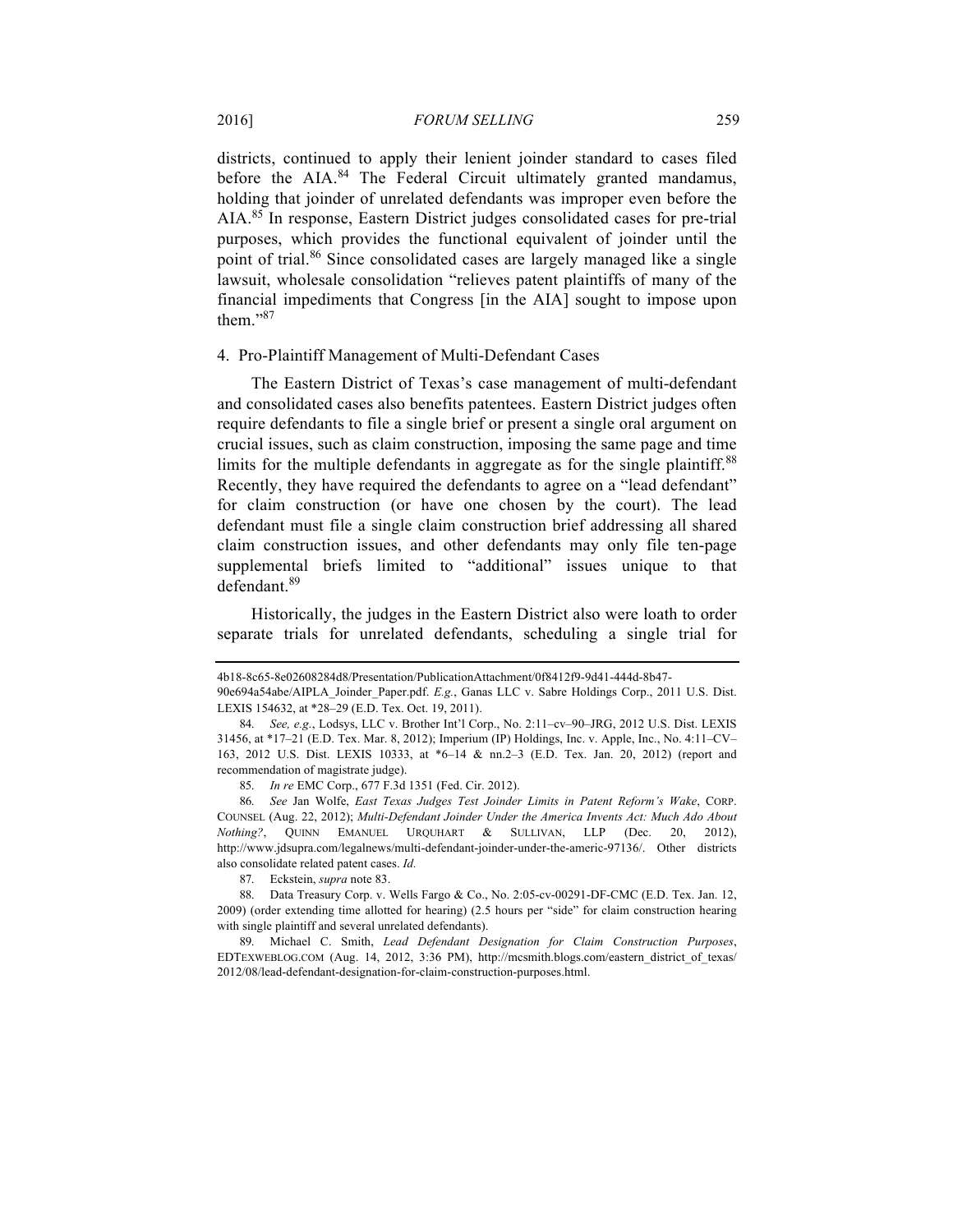districts, continued to apply their lenient joinder standard to cases filed before the AIA.[84] The Federal Circuit ultimately granted mandamus, holding that joinder of unrelated defendants was improper even before the AIA.[85] In response, Eastern District judges consolidated cases for pre-trial purposes, which provides the functional equivalent of joinder until the point of trial.[86] Since consolidated cases are largely managed like a single lawsuit, wholesale consolidation "relieves patent plaintiffs of many of the financial impediments that Congress [in the AIA] sought to impose upon them."[87]

#### 4. Pro-Plaintiff Management of Multi-Defendant Cases

The Eastern District of Texas's case management of multi-defendant and consolidated cases also benefits patentees. Eastern District judges often require defendants to file a single brief or present a single oral argument on crucial issues, such as claim construction, imposing the same page and time limits for the multiple defendants in aggregate as for the single plaintiff.[88] Recently, they have required the defendants to agree on a "lead defendant" for claim construction (or have one chosen by the court). The lead defendant must file a single claim construction brief addressing all shared claim construction issues, and other defendants may only file ten-page supplemental briefs limited to "additional" issues unique to that defendant.[89]

Historically, the judges in the Eastern District also were loath to order separate trials for unrelated defendants, scheduling a single trial for

---

4b18-8c65-8e02608284d8/Presentation/PublicationAttachment/0f8412f9-9d41-444d-8b47-90e694a54abe/AIPLA_Joinder_Paper.pdf. *E.g.*, Ganas LLC v. Sabre Holdings Corp., 2011 U.S. Dist. LEXIS 154632, at *28–29 (E.D. Tex. Oct. 19, 2011).

84. *See, e.g.*, Lodsys, LLC v. Brother Int'l Corp., No. 2:11–cv–90–JRG, 2012 U.S. Dist. LEXIS 31456, at *17–21 (E.D. Tex. Mar. 8, 2012); Imperium (IP) Holdings, Inc. v. Apple, Inc., No. 4:11–CV–163, 2012 U.S. Dist. LEXIS 10333, at *6–14 & nn.2–3 (E.D. Tex. Jan. 20, 2012) (report and recommendation of magistrate judge).

85. *In re* EMC Corp., 677 F.3d 1351 (Fed. Cir. 2012).

86. *See* Jan Wolfe, *East Texas Judges Test Joinder Limits in Patent Reform's Wake*, CORP. COUNSEL (Aug. 22, 2012); *Multi-Defendant Joinder Under the America Invents Act: Much Ado About Nothing?*, QUINN EMANUEL URQUHART & SULLIVAN, LLP (Dec. 20, 2012), http://www.jdsupra.com/legalnews/multi-defendant-joinder-under-the-americ-97136/. Other districts also consolidate related patent cases. *Id.*

87. Eckstein, *supra* note 83.

88. Data Treasury Corp. v. Wells Fargo & Co., No. 2:05-cv-00291-DF-CMC (E.D. Tex. Jan. 12, 2009) (order extending time allotted for hearing) (2.5 hours per "side" for claim construction hearing with single plaintiff and several unrelated defendants).

89. Michael C. Smith, *Lead Defendant Designation for Claim Construction Purposes*, EDTEXWEBLOG.COM (Aug. 14, 2012, 3:36 PM), http://mcsmith.blogs.com/eastern_district_of_texas/2012/08/lead-defendant-designation-for-claim-construction-purposes.html.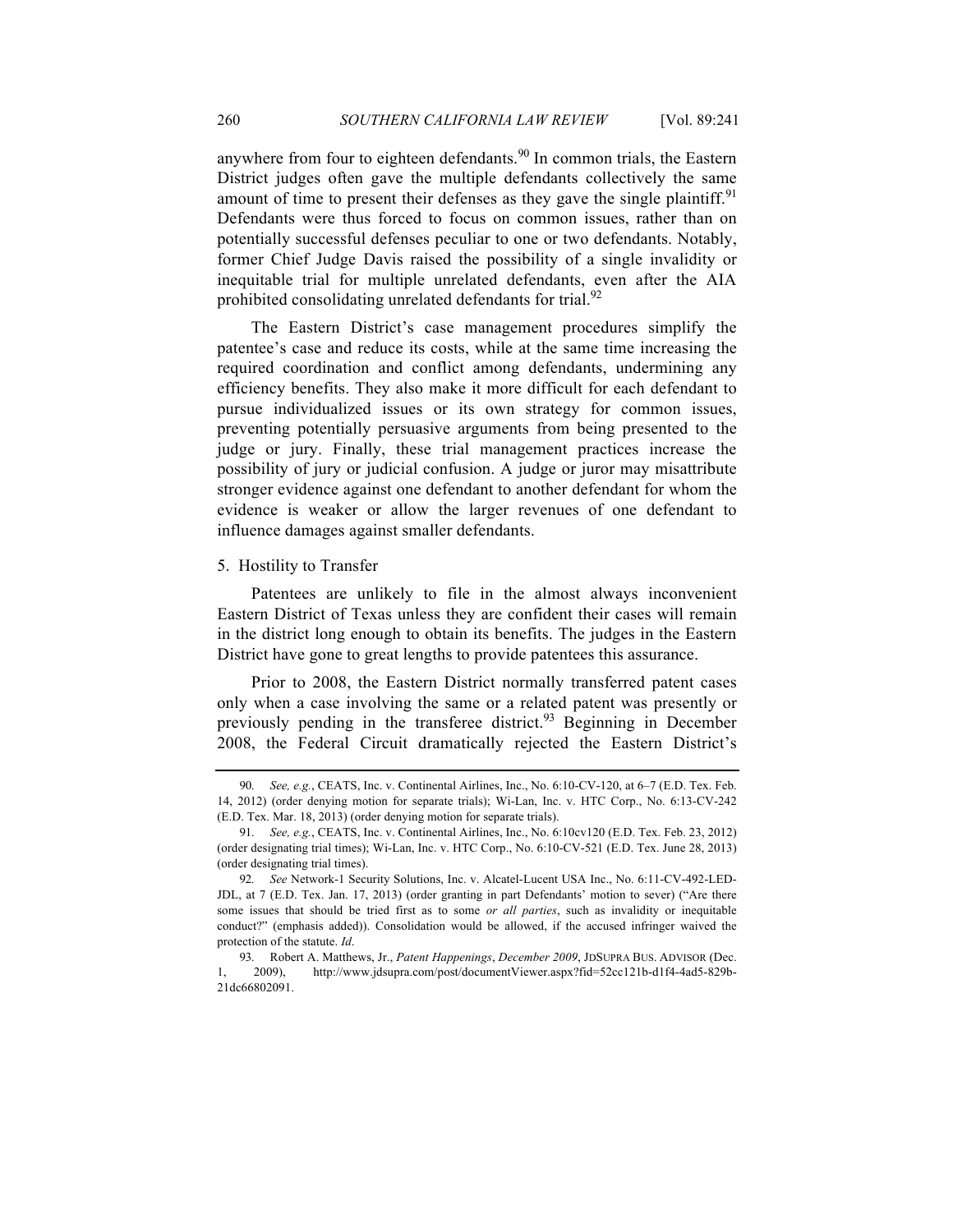anywhere from four to eighteen defendants.[90] In common trials, the Eastern District judges often gave the multiple defendants collectively the same amount of time to present their defenses as they gave the single plaintiff.[91] Defendants were thus forced to focus on common issues, rather than on potentially successful defenses peculiar to one or two defendants. Notably, former Chief Judge Davis raised the possibility of a single invalidity or inequitable trial for multiple unrelated defendants, even after the AIA prohibited consolidating unrelated defendants for trial.[92]

The Eastern District's case management procedures simplify the patentee's case and reduce its costs, while at the same time increasing the required coordination and conflict among defendants, undermining any efficiency benefits. They also make it more difficult for each defendant to pursue individualized issues or its own strategy for common issues, preventing potentially persuasive arguments from being presented to the judge or jury. Finally, these trial management practices increase the possibility of jury or judicial confusion. A judge or juror may misattribute stronger evidence against one defendant to another defendant for whom the evidence is weaker or allow the larger revenues of one defendant to influence damages against smaller defendants.

5. Hostility to Transfer

Patentees are unlikely to file in the almost always inconvenient Eastern District of Texas unless they are confident their cases will remain in the district long enough to obtain its benefits. The judges in the Eastern District have gone to great lengths to provide patentees this assurance.

Prior to 2008, the Eastern District normally transferred patent cases only when a case involving the same or a related patent was presently or previously pending in the transferee district.[93] Beginning in December 2008, the Federal Circuit dramatically rejected the Eastern District's

---

90. *See, e.g.*, CEATS, Inc. v. Continental Airlines, Inc., No. 6:10-CV-120, at 6–7 (E.D. Tex. Feb. 14, 2012) (order denying motion for separate trials); Wi-Lan, Inc. v. HTC Corp., No. 6:13-CV-242 (E.D. Tex. Mar. 18, 2013) (order denying motion for separate trials).

91. *See, e.g.*, CEATS, Inc. v. Continental Airlines, Inc., No. 6:10cv120 (E.D. Tex. Feb. 23, 2012) (order designating trial times); Wi-Lan, Inc. v. HTC Corp., No. 6:10-CV-521 (E.D. Tex. June 28, 2013) (order designating trial times).

92. *See* Network-1 Security Solutions, Inc. v. Alcatel-Lucent USA Inc., No. 6:11-CV-492-LED-JDL, at 7 (E.D. Tex. Jan. 17, 2013) (order granting in part Defendants' motion to sever) ("Are there some issues that should be tried first as to some *or all parties*, such as invalidity or inequitable conduct?" (emphasis added)). Consolidation would be allowed, if the accused infringer waived the protection of the statute. *Id*.

93. Robert A. Matthews, Jr., *Patent Happenings*, *December 2009*, JDSUPRA BUS. ADVISOR (Dec. 1, 2009), http://www.jdsupra.com/post/documentViewer.aspx?fid=52cc121b-d1f4-4ad5-829b-21dc66802091.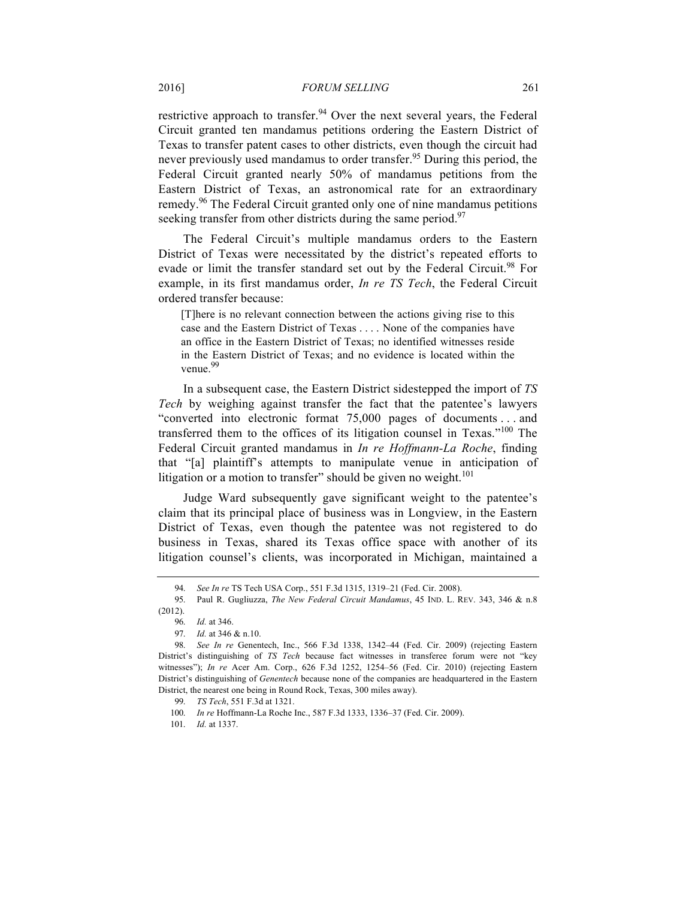restrictive approach to transfer.[94] Over the next several years, the Federal Circuit granted ten mandamus petitions ordering the Eastern District of Texas to transfer patent cases to other districts, even though the circuit had never previously used mandamus to order transfer.[95] During this period, the Federal Circuit granted nearly 50% of mandamus petitions from the Eastern District of Texas, an astronomical rate for an extraordinary remedy.[96] The Federal Circuit granted only one of nine mandamus petitions seeking transfer from other districts during the same period.[97]

The Federal Circuit's multiple mandamus orders to the Eastern District of Texas were necessitated by the district's repeated efforts to evade or limit the transfer standard set out by the Federal Circuit.[98] For example, in its first mandamus order, *In re TS Tech*, the Federal Circuit ordered transfer because:

> [T]here is no relevant connection between the actions giving rise to this case and the Eastern District of Texas . . . . None of the companies have an office in the Eastern District of Texas; no identified witnesses reside in the Eastern District of Texas; and no evidence is located within the venue.[99]

In a subsequent case, the Eastern District sidestepped the import of *TS Tech* by weighing against transfer the fact that the patentee's lawyers "converted into electronic format 75,000 pages of documents . . . and transferred them to the offices of its litigation counsel in Texas."[100] The Federal Circuit granted mandamus in *In re Hoffmann-La Roche*, finding that "[a] plaintiff's attempts to manipulate venue in anticipation of litigation or a motion to transfer" should be given no weight.[101]

Judge Ward subsequently gave significant weight to the patentee's claim that its principal place of business was in Longview, in the Eastern District of Texas, even though the patentee was not registered to do business in Texas, shared its Texas office space with another of its litigation counsel's clients, was incorporated in Michigan, maintained a

---

94. *See In re* TS Tech USA Corp., 551 F.3d 1315, 1319–21 (Fed. Cir. 2008).

95. Paul R. Gugliuzza, *The New Federal Circuit Mandamus*, 45 IND. L. REV. 343, 346 & n.8 (2012).

96. *Id.* at 346.

97. *Id.* at 346 & n.10.

98. *See In re* Genentech, Inc., 566 F.3d 1338, 1342–44 (Fed. Cir. 2009) (rejecting Eastern District's distinguishing of *TS Tech* because fact witnesses in transferee forum were not "key witnesses"); *In re* Acer Am. Corp., 626 F.3d 1252, 1254–56 (Fed. Cir. 2010) (rejecting Eastern District's distinguishing of *Genentech* because none of the companies are headquartered in the Eastern District, the nearest one being in Round Rock, Texas, 300 miles away).

99. *TS Tech*, 551 F.3d at 1321.

100. *In re* Hoffmann-La Roche Inc., 587 F.3d 1333, 1336–37 (Fed. Cir. 2009).

101. *Id.* at 1337.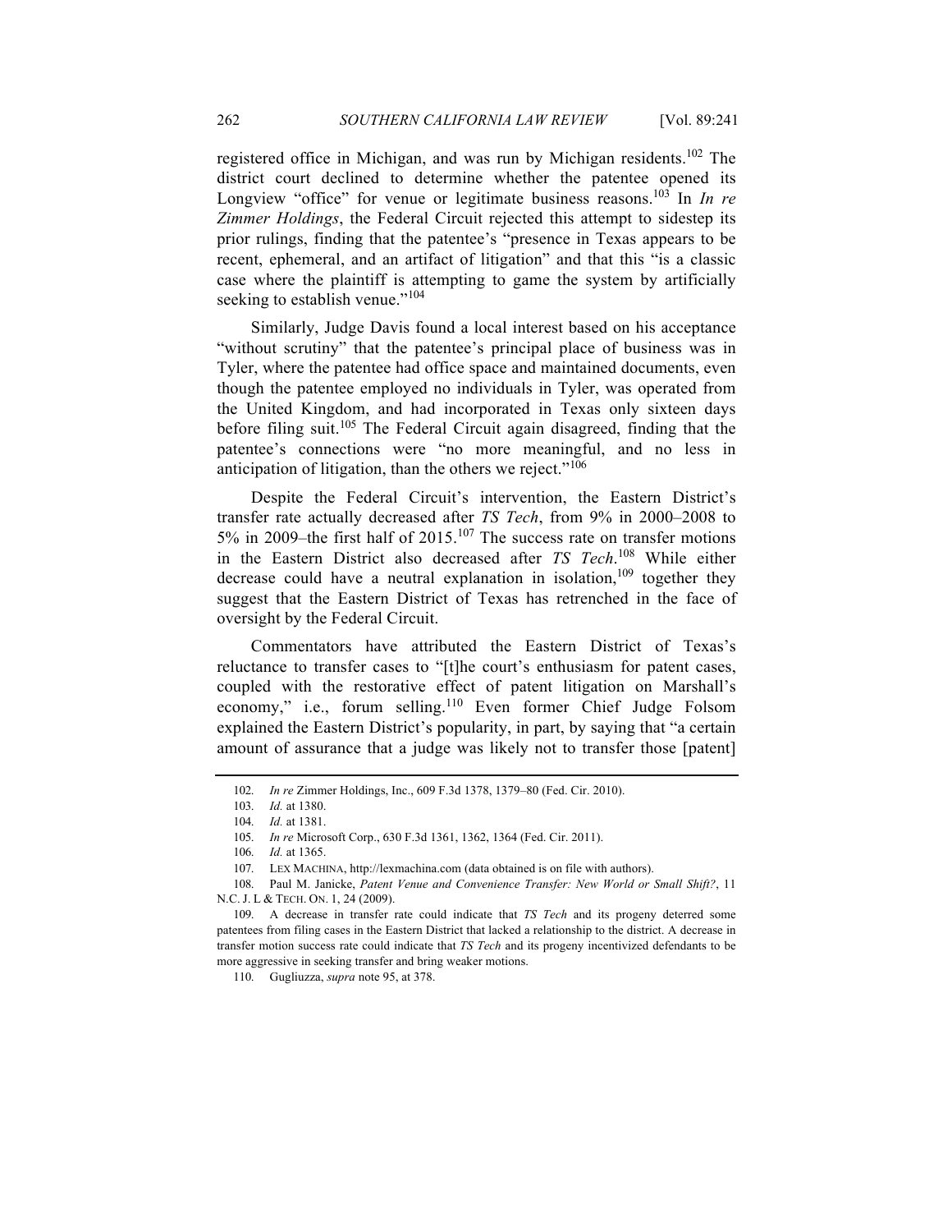registered office in Michigan, and was run by Michigan residents.[102] The district court declined to determine whether the patentee opened its Longview "office" for venue or legitimate business reasons.[103] In *In re Zimmer Holdings*, the Federal Circuit rejected this attempt to sidestep its prior rulings, finding that the patentee's "presence in Texas appears to be recent, ephemeral, and an artifact of litigation" and that this "is a classic case where the plaintiff is attempting to game the system by artificially seeking to establish venue."[104]

Similarly, Judge Davis found a local interest based on his acceptance "without scrutiny" that the patentee's principal place of business was in Tyler, where the patentee had office space and maintained documents, even though the patentee employed no individuals in Tyler, was operated from the United Kingdom, and had incorporated in Texas only sixteen days before filing suit.[105] The Federal Circuit again disagreed, finding that the patentee's connections were "no more meaningful, and no less in anticipation of litigation, than the others we reject."[106]

Despite the Federal Circuit's intervention, the Eastern District's transfer rate actually decreased after *TS Tech*, from 9% in 2000–2008 to 5% in 2009–the first half of 2015.[107] The success rate on transfer motions in the Eastern District also decreased after *TS Tech*.[108] While either decrease could have a neutral explanation in isolation,[109] together they suggest that the Eastern District of Texas has retrenched in the face of oversight by the Federal Circuit.

Commentators have attributed the Eastern District of Texas's reluctance to transfer cases to "[t]he court's enthusiasm for patent cases, coupled with the restorative effect of patent litigation on Marshall's economy," i.e., forum selling.[110] Even former Chief Judge Folsom explained the Eastern District's popularity, in part, by saying that "a certain amount of assurance that a judge was likely not to transfer those [patent]

---

102. *In re* Zimmer Holdings, Inc., 609 F.3d 1378, 1379–80 (Fed. Cir. 2010).

103. *Id.* at 1380.

104. *Id.* at 1381.

105. *In re* Microsoft Corp., 630 F.3d 1361, 1362, 1364 (Fed. Cir. 2011).

106. *Id.* at 1365.

107. LEX MACHINA, http://lexmachina.com (data obtained is on file with authors).

108. Paul M. Janicke, *Patent Venue and Convenience Transfer: New World or Small Shift?*, 11 N.C. J. L & TECH. ON. 1, 24 (2009).

109. A decrease in transfer rate could indicate that *TS Tech* and its progeny deterred some patentees from filing cases in the Eastern District that lacked a relationship to the district. A decrease in transfer motion success rate could indicate that *TS Tech* and its progeny incentivized defendants to be more aggressive in seeking transfer and bring weaker motions.

110. Gugliuzza, *supra* note 95, at 378.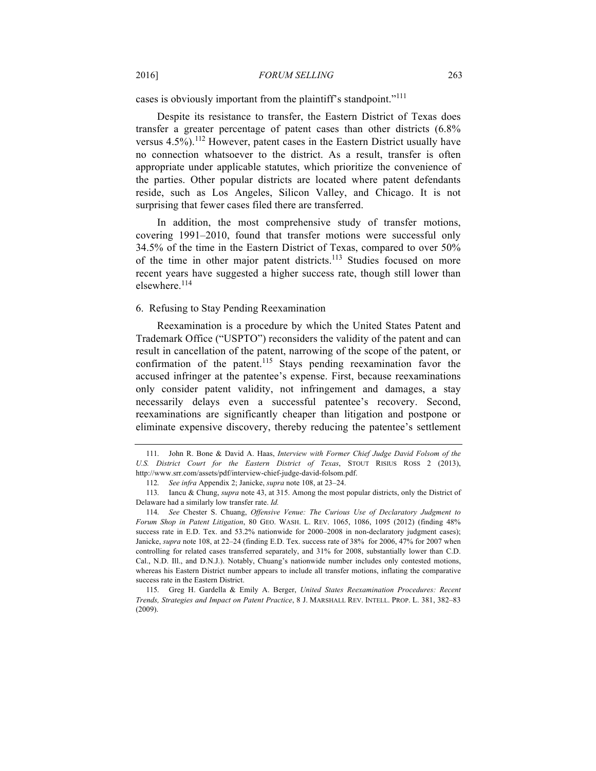cases is obviously important from the plaintiff's standpoint."[111]

Despite its resistance to transfer, the Eastern District of Texas does transfer a greater percentage of patent cases than other districts (6.8% versus 4.5%).[112] However, patent cases in the Eastern District usually have no connection whatsoever to the district. As a result, transfer is often appropriate under applicable statutes, which prioritize the convenience of the parties. Other popular districts are located where patent defendants reside, such as Los Angeles, Silicon Valley, and Chicago. It is not surprising that fewer cases filed there are transferred.

In addition, the most comprehensive study of transfer motions, covering 1991–2010, found that transfer motions were successful only 34.5% of the time in the Eastern District of Texas, compared to over 50% of the time in other major patent districts.[113] Studies focused on more recent years have suggested a higher success rate, though still lower than elsewhere.[114]

### 6. Refusing to Stay Pending Reexamination

Reexamination is a procedure by which the United States Patent and Trademark Office ("USPTO") reconsiders the validity of the patent and can result in cancellation of the patent, narrowing of the scope of the patent, or confirmation of the patent.[115] Stays pending reexamination favor the accused infringer at the patentee's expense. First, because reexaminations only consider patent validity, not infringement and damages, a stay necessarily delays even a successful patentee's recovery. Second, reexaminations are significantly cheaper than litigation and postpone or eliminate expensive discovery, thereby reducing the patentee's settlement

---

111. John R. Bone & David A. Haas, *Interview with Former Chief Judge David Folsom of the U.S. District Court for the Eastern District of Texas*, STOUT RISIUS ROSS 2 (2013), http://www.srr.com/assets/pdf/interview-chief-judge-david-folsom.pdf.

112. *See infra* Appendix 2; Janicke, *supra* note 108, at 23–24.

113. Iancu & Chung, *supra* note 43, at 315. Among the most popular districts, only the District of Delaware had a similarly low transfer rate. *Id.*

114. *See* Chester S. Chuang, *Offensive Venue: The Curious Use of Declaratory Judgment to Forum Shop in Patent Litigation*, 80 GEO. WASH. L. REV. 1065, 1086, 1095 (2012) (finding 48% success rate in E.D. Tex. and 53.2% nationwide for 2000–2008 in non-declaratory judgment cases); Janicke, *supra* note 108, at 22–24 (finding E.D. Tex. success rate of 38% for 2006, 47% for 2007 when controlling for related cases transferred separately, and 31% for 2008, substantially lower than C.D. Cal., N.D. Ill., and D.N.J.). Notably, Chuang's nationwide number includes only contested motions, whereas his Eastern District number appears to include all transfer motions, inflating the comparative success rate in the Eastern District.

115. Greg H. Gardella & Emily A. Berger, *United States Reexamination Procedures: Recent Trends, Strategies and Impact on Patent Practice*, 8 J. MARSHALL REV. INTELL. PROP. L. 381, 382–83 (2009).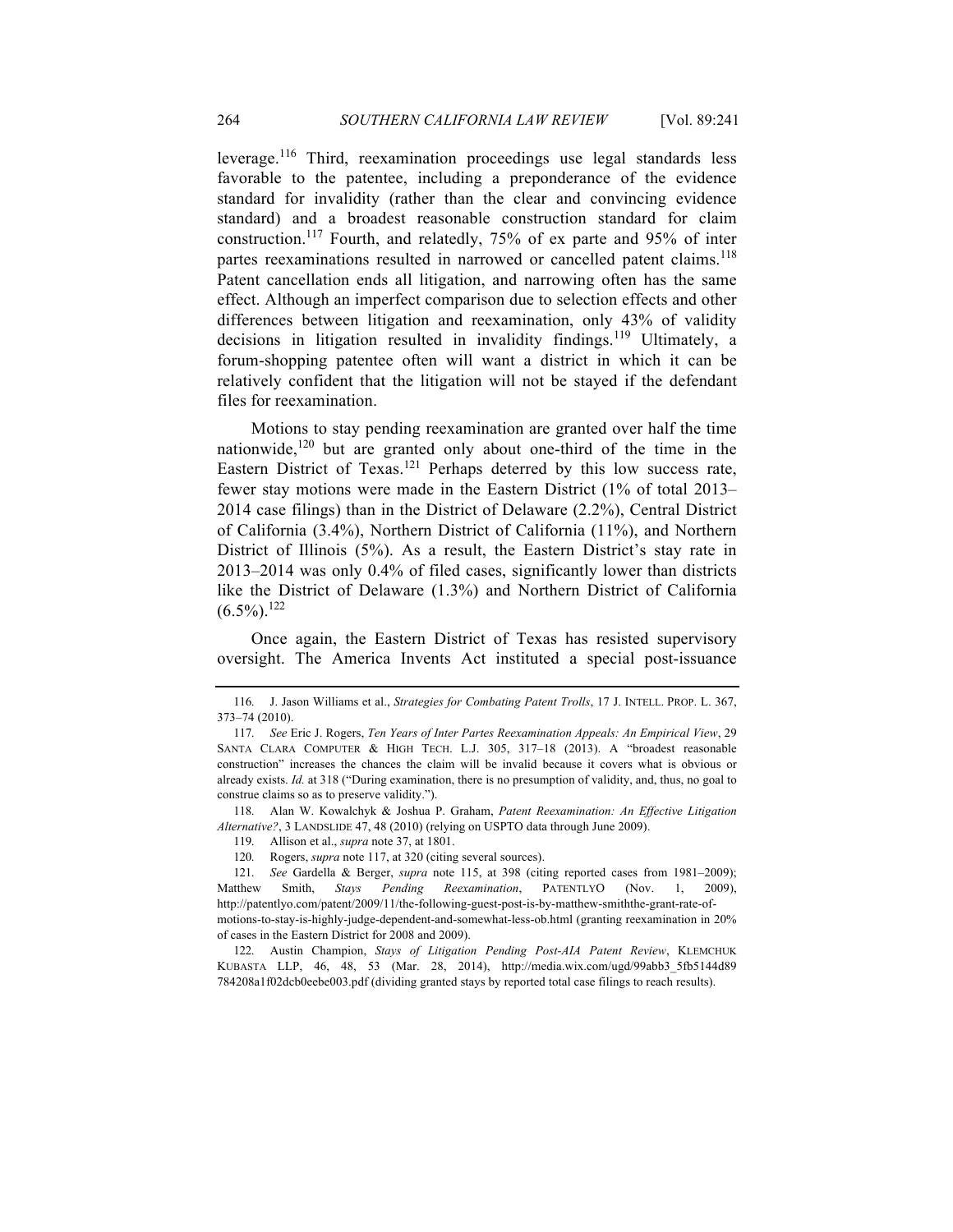leverage.[116] Third, reexamination proceedings use legal standards less favorable to the patentee, including a preponderance of the evidence standard for invalidity (rather than the clear and convincing evidence standard) and a broadest reasonable construction standard for claim construction.[117] Fourth, and relatedly, 75% of ex parte and 95% of inter partes reexaminations resulted in narrowed or cancelled patent claims.[118] Patent cancellation ends all litigation, and narrowing often has the same effect. Although an imperfect comparison due to selection effects and other differences between litigation and reexamination, only 43% of validity decisions in litigation resulted in invalidity findings.[119] Ultimately, a forum-shopping patentee often will want a district in which it can be relatively confident that the litigation will not be stayed if the defendant files for reexamination.

Motions to stay pending reexamination are granted over half the time nationwide,[120] but are granted only about one-third of the time in the Eastern District of Texas.[121] Perhaps deterred by this low success rate, fewer stay motions were made in the Eastern District (1% of total 2013–2014 case filings) than in the District of Delaware (2.2%), Central District of California (3.4%), Northern District of California (11%), and Northern District of Illinois (5%). As a result, the Eastern District's stay rate in 2013–2014 was only 0.4% of filed cases, significantly lower than districts like the District of Delaware (1.3%) and Northern District of California (6.5%).[122]

Once again, the Eastern District of Texas has resisted supervisory oversight. The America Invents Act instituted a special post-issuance

---

116. J. Jason Williams et al., *Strategies for Combating Patent Trolls*, 17 J. INTELL. PROP. L. 367, 373–74 (2010).

117. *See* Eric J. Rogers, *Ten Years of Inter Partes Reexamination Appeals: An Empirical View*, 29 SANTA CLARA COMPUTER & HIGH TECH. L.J. 305, 317–18 (2013). A "broadest reasonable construction" increases the chances the claim will be invalid because it covers what is obvious or already exists. *Id.* at 318 ("During examination, there is no presumption of validity, and, thus, no goal to construe claims so as to preserve validity.").

118. Alan W. Kowalchyk & Joshua P. Graham, *Patent Reexamination: An Effective Litigation Alternative?*, 3 LANDSLIDE 47, 48 (2010) (relying on USPTO data through June 2009).

119. Allison et al., *supra* note 37, at 1801.

120. Rogers, *supra* note 117, at 320 (citing several sources).

121. *See* Gardella & Berger, *supra* note 115, at 398 (citing reported cases from 1981–2009); Matthew Smith, *Stays Pending Reexamination*, PATENTLYO (Nov. 1, 2009), http://patentlyo.com/patent/2009/11/the-following-guest-post-is-by-matthew-smiththe-grant-rate-of-motions-to-stay-is-highly-judge-dependent-and-somewhat-less-ob.html (granting reexamination in 20% of cases in the Eastern District for 2008 and 2009).

122. Austin Champion, *Stays of Litigation Pending Post-AIA Patent Review*, KLEMCHUK KUBASTA LLP, 46, 48, 53 (Mar. 28, 2014), http://media.wix.com/ugd/99abb3_5fb5144d89784208a1f02dcb0eebe003.pdf (dividing granted stays by reported total case filings to reach results).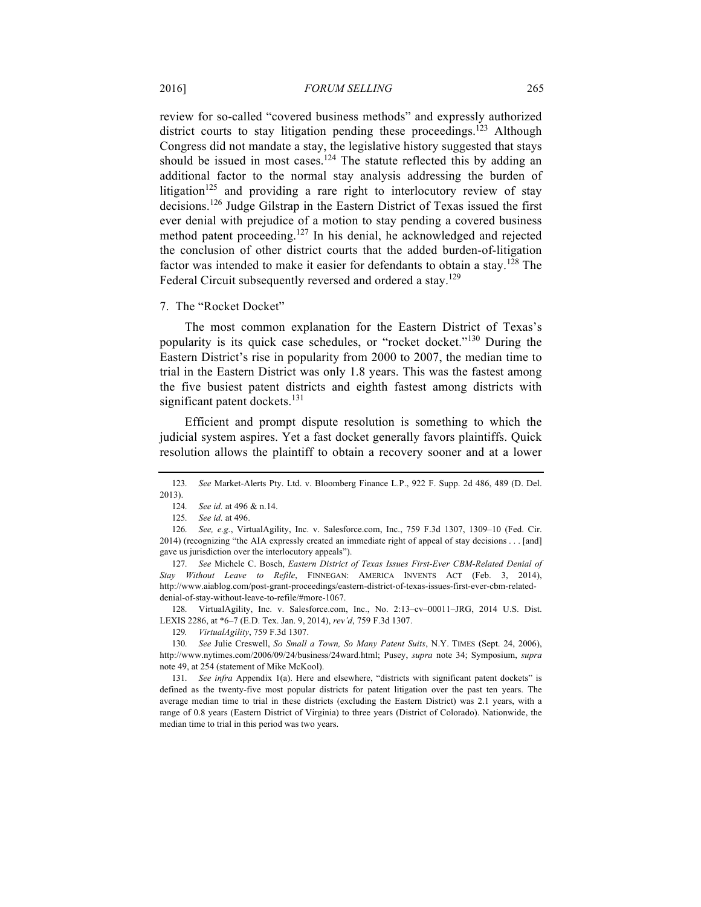review for so-called "covered business methods" and expressly authorized district courts to stay litigation pending these proceedings.[123] Although Congress did not mandate a stay, the legislative history suggested that stays should be issued in most cases.[124] The statute reflected this by adding an additional factor to the normal stay analysis addressing the burden of litigation[125] and providing a rare right to interlocutory review of stay decisions.[126] Judge Gilstrap in the Eastern District of Texas issued the first ever denial with prejudice of a motion to stay pending a covered business method patent proceeding.[127] In his denial, he acknowledged and rejected the conclusion of other district courts that the added burden-of-litigation factor was intended to make it easier for defendants to obtain a stay.[128] The Federal Circuit subsequently reversed and ordered a stay.[129]

### 7. The "Rocket Docket"

The most common explanation for the Eastern District of Texas's popularity is its quick case schedules, or "rocket docket."[130] During the Eastern District's rise in popularity from 2000 to 2007, the median time to trial in the Eastern District was only 1.8 years. This was the fastest among the five busiest patent districts and eighth fastest among districts with significant patent dockets.[131]

Efficient and prompt dispute resolution is something to which the judicial system aspires. Yet a fast docket generally favors plaintiffs. Quick resolution allows the plaintiff to obtain a recovery sooner and at a lower

---

123. *See* Market-Alerts Pty. Ltd. v. Bloomberg Finance L.P., 922 F. Supp. 2d 486, 489 (D. Del. 2013).

124. *See id.* at 496 & n.14.

125. *See id.* at 496.

126. *See, e.g.*, VirtualAgility, Inc. v. Salesforce.com, Inc., 759 F.3d 1307, 1309–10 (Fed. Cir. 2014) (recognizing "the AIA expressly created an immediate right of appeal of stay decisions . . . [and] gave us jurisdiction over the interlocutory appeals").

127. *See* Michele C. Bosch, *Eastern District of Texas Issues First-Ever CBM-Related Denial of Stay Without Leave to Refile*, FINNEGAN: AMERICA INVENTS ACT (Feb. 3, 2014), http://www.aiablog.com/post-grant-proceedings/eastern-district-of-texas-issues-first-ever-cbm-related-denial-of-stay-without-leave-to-refile/#more-1067.

128. VirtualAgility, Inc. v. Salesforce.com, Inc., No. 2:13–cv–00011–JRG, 2014 U.S. Dist. LEXIS 2286, at *6–7 (E.D. Tex. Jan. 9, 2014), *rev'd*, 759 F.3d 1307.

129. *VirtualAgility*, 759 F.3d 1307.

130. *See* Julie Creswell, *So Small a Town, So Many Patent Suits*, N.Y. TIMES (Sept. 24, 2006), http://www.nytimes.com/2006/09/24/business/24ward.html; Pusey, *supra* note 34; Symposium, *supra* note 49, at 254 (statement of Mike McKool).

131. *See infra* Appendix 1(a). Here and elsewhere, "districts with significant patent dockets" is defined as the twenty-five most popular districts for patent litigation over the past ten years. The average median time to trial in these districts (excluding the Eastern District) was 2.1 years, with a range of 0.8 years (Eastern District of Virginia) to three years (District of Colorado). Nationwide, the median time to trial in this period was two years.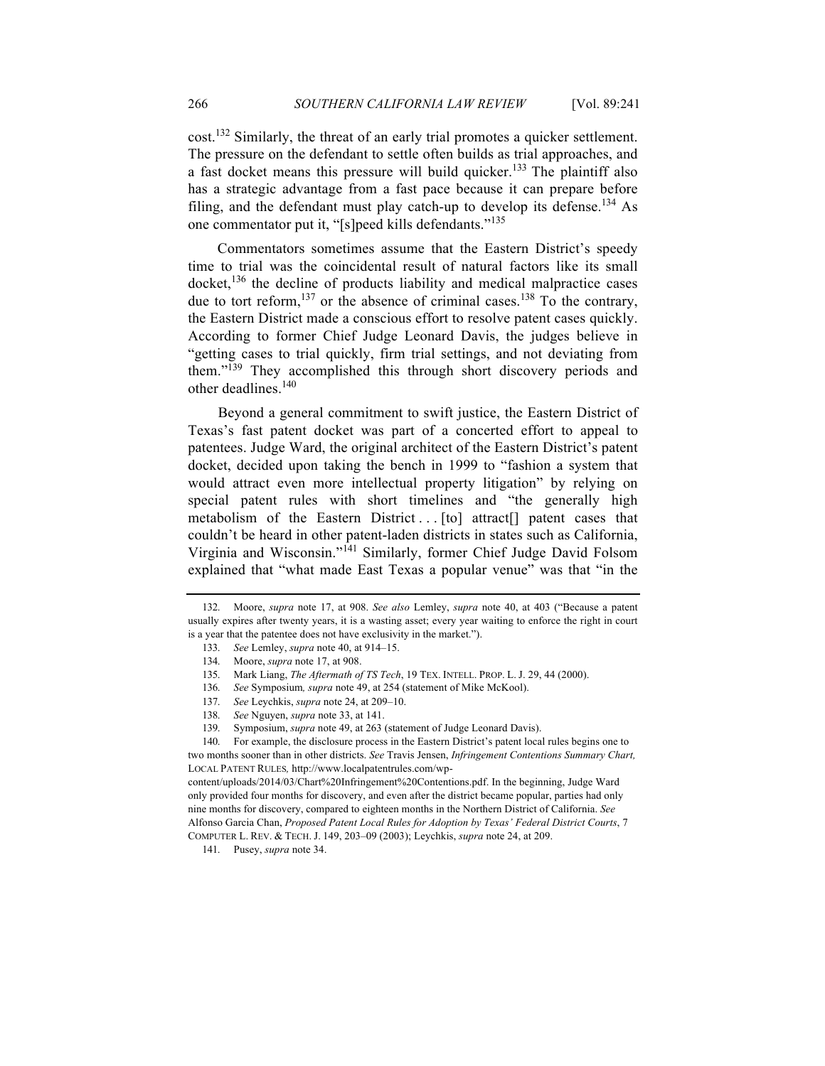cost.[132] Similarly, the threat of an early trial promotes a quicker settlement. The pressure on the defendant to settle often builds as trial approaches, and a fast docket means this pressure will build quicker.[133] The plaintiff also has a strategic advantage from a fast pace because it can prepare before filing, and the defendant must play catch-up to develop its defense.[134] As one commentator put it, "[s]peed kills defendants."[135]

Commentators sometimes assume that the Eastern District's speedy time to trial was the coincidental result of natural factors like its small docket,[136] the decline of products liability and medical malpractice cases due to tort reform,[137] or the absence of criminal cases.[138] To the contrary, the Eastern District made a conscious effort to resolve patent cases quickly. According to former Chief Judge Leonard Davis, the judges believe in "getting cases to trial quickly, firm trial settings, and not deviating from them."[139] They accomplished this through short discovery periods and other deadlines.[140]

Beyond a general commitment to swift justice, the Eastern District of Texas's fast patent docket was part of a concerted effort to appeal to patentees. Judge Ward, the original architect of the Eastern District's patent docket, decided upon taking the bench in 1999 to "fashion a system that would attract even more intellectual property litigation" by relying on special patent rules with short timelines and "the generally high metabolism of the Eastern District . . . [to] attract[] patent cases that couldn't be heard in other patent-laden districts in states such as California, Virginia and Wisconsin."[141] Similarly, former Chief Judge David Folsom explained that "what made East Texas a popular venue" was that "in the

---

132. Moore, *supra* note 17, at 908. *See also* Lemley, *supra* note 40, at 403 ("Because a patent usually expires after twenty years, it is a wasting asset; every year waiting to enforce the right in court is a year that the patentee does not have exclusivity in the market.").

133. *See* Lemley, *supra* note 40, at 914–15.

134. Moore, *supra* note 17, at 908.

135. Mark Liang, *The Aftermath of TS Tech*, 19 TEX. INTELL. PROP. L. J. 29, 44 (2000).

136. *See* Symposium*, supra* note 49, at 254 (statement of Mike McKool).

137. *See* Leychkis, *supra* note 24, at 209–10.

138. *See* Nguyen, *supra* note 33, at 141.

139. Symposium, *supra* note 49, at 263 (statement of Judge Leonard Davis).

140. For example, the disclosure process in the Eastern District's patent local rules begins one to two months sooner than in other districts. *See* Travis Jensen, *Infringement Contentions Summary Chart,* LOCAL PATENT RULES*,* http://www.localpatentrules.com/wp-content/uploads/2014/03/Chart%20Infringement%20Contentions.pdf. In the beginning, Judge Ward only provided four months for discovery, and even after the district became popular, parties had only nine months for discovery, compared to eighteen months in the Northern District of California. *See* Alfonso Garcia Chan, *Proposed Patent Local Rules for Adoption by Texas' Federal District Courts*, 7 COMPUTER L. REV. & TECH. J. 149, 203–09 (2003); Leychkis, *supra* note 24, at 209.

141. Pusey, *supra* note 34.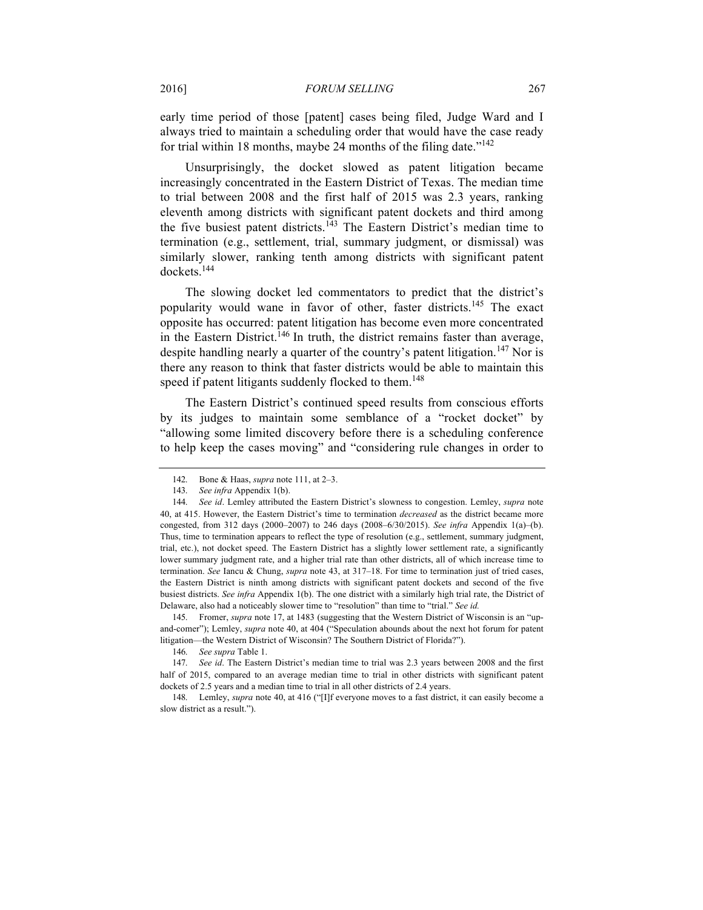early time period of those [patent] cases being filed, Judge Ward and I always tried to maintain a scheduling order that would have the case ready for trial within 18 months, maybe 24 months of the filing date."[142]

Unsurprisingly, the docket slowed as patent litigation became increasingly concentrated in the Eastern District of Texas. The median time to trial between 2008 and the first half of 2015 was 2.3 years, ranking eleventh among districts with significant patent dockets and third among the five busiest patent districts.[143] The Eastern District's median time to termination (e.g., settlement, trial, summary judgment, or dismissal) was similarly slower, ranking tenth among districts with significant patent dockets.[144]

The slowing docket led commentators to predict that the district's popularity would wane in favor of other, faster districts.[145] The exact opposite has occurred: patent litigation has become even more concentrated in the Eastern District.[146] In truth, the district remains faster than average, despite handling nearly a quarter of the country's patent litigation.[147] Nor is there any reason to think that faster districts would be able to maintain this speed if patent litigants suddenly flocked to them.[148]

The Eastern District's continued speed results from conscious efforts by its judges to maintain some semblance of a "rocket docket" by "allowing some limited discovery before there is a scheduling conference to help keep the cases moving" and "considering rule changes in order to

---

142. Bone & Haas, *supra* note 111, at 2–3.

143. *See infra* Appendix 1(b).

144. *See id*. Lemley attributed the Eastern District's slowness to congestion. Lemley, *supra* note 40, at 415. However, the Eastern District's time to termination *decreased* as the district became more congested, from 312 days (2000–2007) to 246 days (2008–6/30/2015). *See infra* Appendix 1(a)–(b). Thus, time to termination appears to reflect the type of resolution (e.g., settlement, summary judgment, trial, etc.), not docket speed. The Eastern District has a slightly lower settlement rate, a significantly lower summary judgment rate, and a higher trial rate than other districts, all of which increase time to termination. *See* Iancu & Chung, *supra* note 43, at 317–18. For time to termination just of tried cases, the Eastern District is ninth among districts with significant patent dockets and second of the five busiest districts. *See infra* Appendix 1(b). The one district with a similarly high trial rate, the District of Delaware, also had a noticeably slower time to "resolution" than time to "trial." *See id.*

145. Fromer, *supra* note 17, at 1483 (suggesting that the Western District of Wisconsin is an "up-and-comer"); Lemley, *supra* note 40, at 404 ("Speculation abounds about the next hot forum for patent litigation—the Western District of Wisconsin? The Southern District of Florida?").

146. *See supra* Table 1.

147. *See id*. The Eastern District's median time to trial was 2.3 years between 2008 and the first half of 2015, compared to an average median time to trial in other districts with significant patent dockets of 2.5 years and a median time to trial in all other districts of 2.4 years.

148. Lemley, *supra* note 40, at 416 ("[I]f everyone moves to a fast district, it can easily become a slow district as a result.").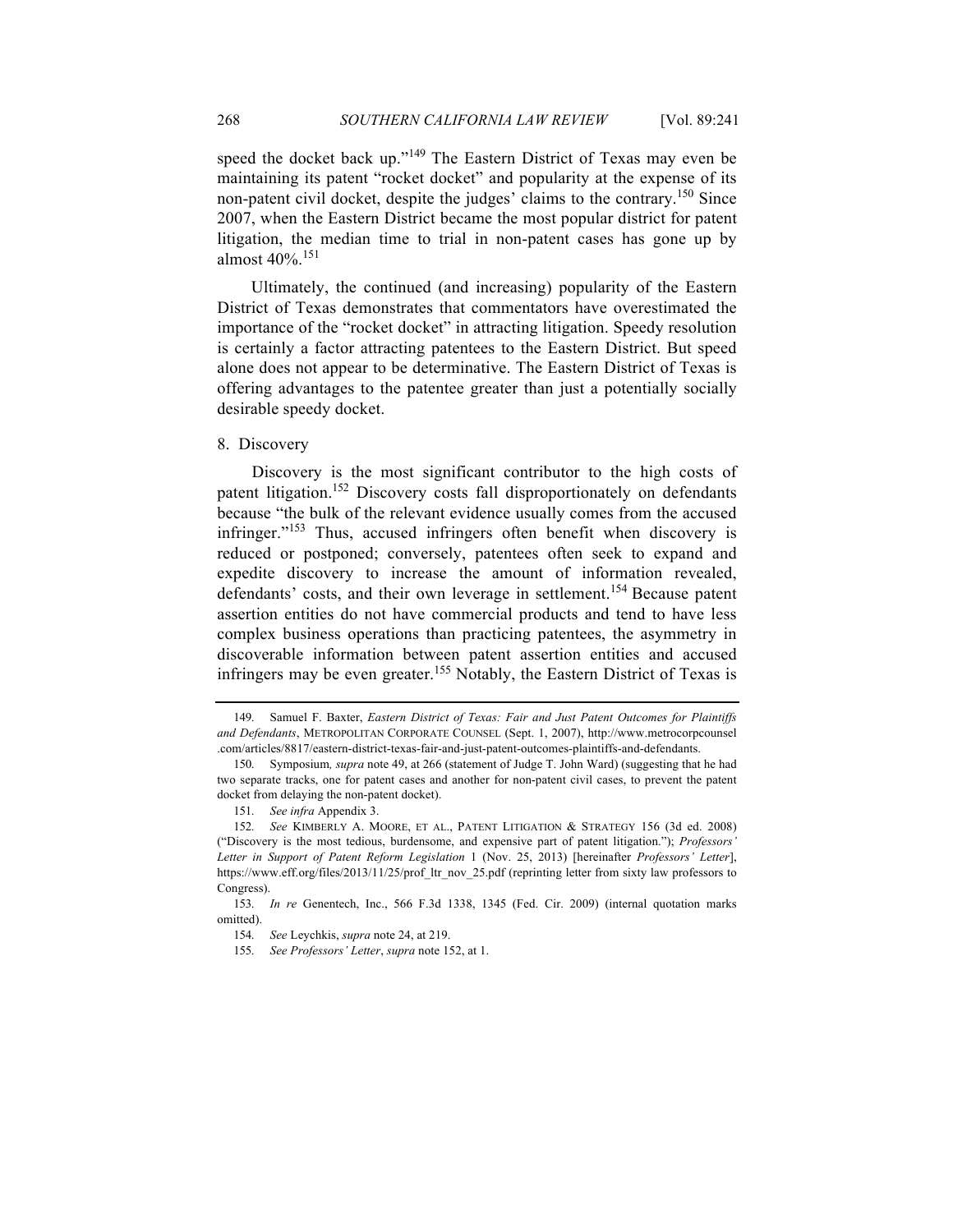speed the docket back up."[149] The Eastern District of Texas may even be maintaining its patent "rocket docket" and popularity at the expense of its non-patent civil docket, despite the judges' claims to the contrary.[150] Since 2007, when the Eastern District became the most popular district for patent litigation, the median time to trial in non-patent cases has gone up by almost 40%.[151]

Ultimately, the continued (and increasing) popularity of the Eastern District of Texas demonstrates that commentators have overestimated the importance of the "rocket docket" in attracting litigation. Speedy resolution is certainly a factor attracting patentees to the Eastern District. But speed alone does not appear to be determinative. The Eastern District of Texas is offering advantages to the patentee greater than just a potentially socially desirable speedy docket.

8. Discovery

Discovery is the most significant contributor to the high costs of patent litigation.[152] Discovery costs fall disproportionately on defendants because "the bulk of the relevant evidence usually comes from the accused infringer."[153] Thus, accused infringers often benefit when discovery is reduced or postponed; conversely, patentees often seek to expand and expedite discovery to increase the amount of information revealed, defendants' costs, and their own leverage in settlement.[154] Because patent assertion entities do not have commercial products and tend to have less complex business operations than practicing patentees, the asymmetry in discoverable information between patent assertion entities and accused infringers may be even greater.[155] Notably, the Eastern District of Texas is

---

149. Samuel F. Baxter, *Eastern District of Texas: Fair and Just Patent Outcomes for Plaintiffs and Defendants*, METROPOLITAN CORPORATE COUNSEL (Sept. 1, 2007), http://www.metrocorpcounsel.com/articles/8817/eastern-district-texas-fair-and-just-patent-outcomes-plaintiffs-and-defendants.

150. Symposium*, supra* note 49, at 266 (statement of Judge T. John Ward) (suggesting that he had two separate tracks, one for patent cases and another for non-patent civil cases, to prevent the patent docket from delaying the non-patent docket).

151. *See infra* Appendix 3.

152. *See* KIMBERLY A. MOORE, ET AL., PATENT LITIGATION & STRATEGY 156 (3d ed. 2008) ("Discovery is the most tedious, burdensome, and expensive part of patent litigation."); *Professors' Letter in Support of Patent Reform Legislation* 1 (Nov. 25, 2013) [hereinafter *Professors' Letter*], https://www.eff.org/files/2013/11/25/prof_ltr_nov_25.pdf (reprinting letter from sixty law professors to Congress).

153. *In re* Genentech, Inc., 566 F.3d 1338, 1345 (Fed. Cir. 2009) (internal quotation marks omitted).

154. *See* Leychkis, *supra* note 24, at 219.

155. *See Professors' Letter*, *supra* note 152, at 1.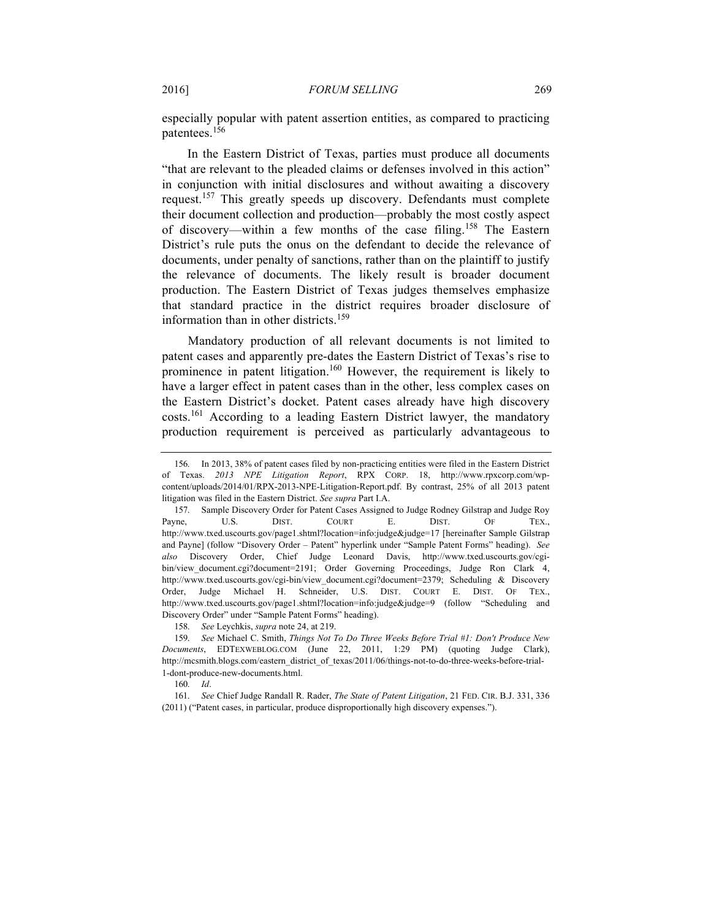especially popular with patent assertion entities, as compared to practicing patentees.[156]

In the Eastern District of Texas, parties must produce all documents "that are relevant to the pleaded claims or defenses involved in this action" in conjunction with initial disclosures and without awaiting a discovery request.[157] This greatly speeds up discovery. Defendants must complete their document collection and production—probably the most costly aspect of discovery—within a few months of the case filing.[158] The Eastern District's rule puts the onus on the defendant to decide the relevance of documents, under penalty of sanctions, rather than on the plaintiff to justify the relevance of documents. The likely result is broader document production. The Eastern District of Texas judges themselves emphasize that standard practice in the district requires broader disclosure of information than in other districts.[159]

Mandatory production of all relevant documents is not limited to patent cases and apparently pre-dates the Eastern District of Texas's rise to prominence in patent litigation.[160] However, the requirement is likely to have a larger effect in patent cases than in the other, less complex cases on the Eastern District's docket. Patent cases already have high discovery costs.[161] According to a leading Eastern District lawyer, the mandatory production requirement is perceived as particularly advantageous to

---

156. In 2013, 38% of patent cases filed by non-practicing entities were filed in the Eastern District of Texas. *2013 NPE Litigation Report*, RPX CORP. 18, http://www.rpxcorp.com/wp-content/uploads/2014/01/RPX-2013-NPE-Litigation-Report.pdf. By contrast, 25% of all 2013 patent litigation was filed in the Eastern District. *See supra* Part I.A.

157. Sample Discovery Order for Patent Cases Assigned to Judge Rodney Gilstrap and Judge Roy Payne, U.S. DIST. COURT E. DIST. OF TEX., http://www.txed.uscourts.gov/page1.shtml?location=info:judge&judge=17 [hereinafter Sample Gilstrap and Payne] (follow "Disovery Order – Patent" hyperlink under "Sample Patent Forms" heading). *See also* Discovery Order, Chief Judge Leonard Davis, http://www.txed.uscourts.gov/cgi-bin/view_document.cgi?document=2191; Order Governing Proceedings, Judge Ron Clark 4, http://www.txed.uscourts.gov/cgi-bin/view_document.cgi?document=2379; Scheduling & Discovery Order, Judge Michael H. Schneider, U.S. DIST. COURT E. DIST. OF TEX., http://www.txed.uscourts.gov/page1.shtml?location=info:judge&judge=9 (follow "Scheduling and Discovery Order" under "Sample Patent Forms" heading).

158. *See* Leychkis, *supra* note 24, at 219.

159. *See* Michael C. Smith, *Things Not To Do Three Weeks Before Trial #1: Don't Produce New Documents*, EDTEXWEBLOG.COM (June 22, 2011, 1:29 PM) (quoting Judge Clark), http://mcsmith.blogs.com/eastern_district_of_texas/2011/06/things-not-to-do-three-weeks-before-trial-1-dont-produce-new-documents.html.

160. *Id*.

161. *See* Chief Judge Randall R. Rader, *The State of Patent Litigation*, 21 FED. CIR. B.J. 331, 336 (2011) ("Patent cases, in particular, produce disproportionally high discovery expenses.").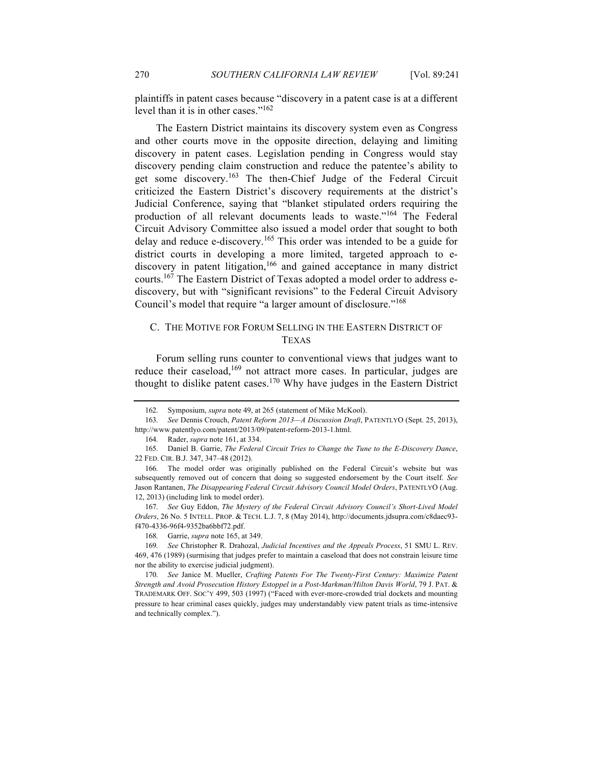plaintiffs in patent cases because "discovery in a patent case is at a different level than it is in other cases."[162]

The Eastern District maintains its discovery system even as Congress and other courts move in the opposite direction, delaying and limiting discovery in patent cases. Legislation pending in Congress would stay discovery pending claim construction and reduce the patentee's ability to get some discovery.[163] The then-Chief Judge of the Federal Circuit criticized the Eastern District's discovery requirements at the district's Judicial Conference, saying that "blanket stipulated orders requiring the production of all relevant documents leads to waste."[164] The Federal Circuit Advisory Committee also issued a model order that sought to both delay and reduce e-discovery.[165] This order was intended to be a guide for district courts in developing a more limited, targeted approach to e-discovery in patent litigation,[166] and gained acceptance in many district courts.[167] The Eastern District of Texas adopted a model order to address e-discovery, but with "significant revisions" to the Federal Circuit Advisory Council's model that require "a larger amount of disclosure."[168]

### C. THE MOTIVE FOR FORUM SELLING IN THE EASTERN DISTRICT OF TEXAS

Forum selling runs counter to conventional views that judges want to reduce their caseload,[169] not attract more cases. In particular, judges are thought to dislike patent cases.[170] Why have judges in the Eastern District

---

162. Symposium, *supra* note 49, at 265 (statement of Mike McKool).

163. *See* Dennis Crouch, *Patent Reform 2013—A Discussion Draft*, PATENTLYO (Sept. 25, 2013), http://www.patentlyo.com/patent/2013/09/patent-reform-2013-1.html.

164. Rader, *supra* note 161, at 334.

165. Daniel B. Garrie, *The Federal Circuit Tries to Change the Tune to the E-Discovery Dance*, 22 FED. CIR. B.J. 347, 347–48 (2012).

166. The model order was originally published on the Federal Circuit's website but was subsequently removed out of concern that doing so suggested endorsement by the Court itself. *See* Jason Rantanen, *The Disappearing Federal Circuit Advisory Council Model Orders*, PATENTLYO (Aug. 12, 2013) (including link to model order).

167. *See* Guy Eddon, *The Mystery of the Federal Circuit Advisory Council's Short-Lived Model Orders*, 26 No. 5 INTELL. PROP. & TECH. L.J. 7, 8 (May 2014), http://documents.jdsupra.com/c8daec93-f470-4336-96f4-9352ba6bbf72.pdf.

168. Garrie, *supra* note 165, at 349.

169. *See* Christopher R. Drahozal, *Judicial Incentives and the Appeals Process*, 51 SMU L. REV. 469, 476 (1989) (surmising that judges prefer to maintain a caseload that does not constrain leisure time nor the ability to exercise judicial judgment).

170. *See* Janice M. Mueller, *Crafting Patents For The Twenty-First Century: Maximize Patent Strength and Avoid Prosecution History Estoppel in a Post-Markman/Hilton Davis World*, 79 J. PAT. & TRADEMARK OFF. SOC'Y 499, 503 (1997) ("Faced with ever-more-crowded trial dockets and mounting pressure to hear criminal cases quickly, judges may understandably view patent trials as time-intensive and technically complex.").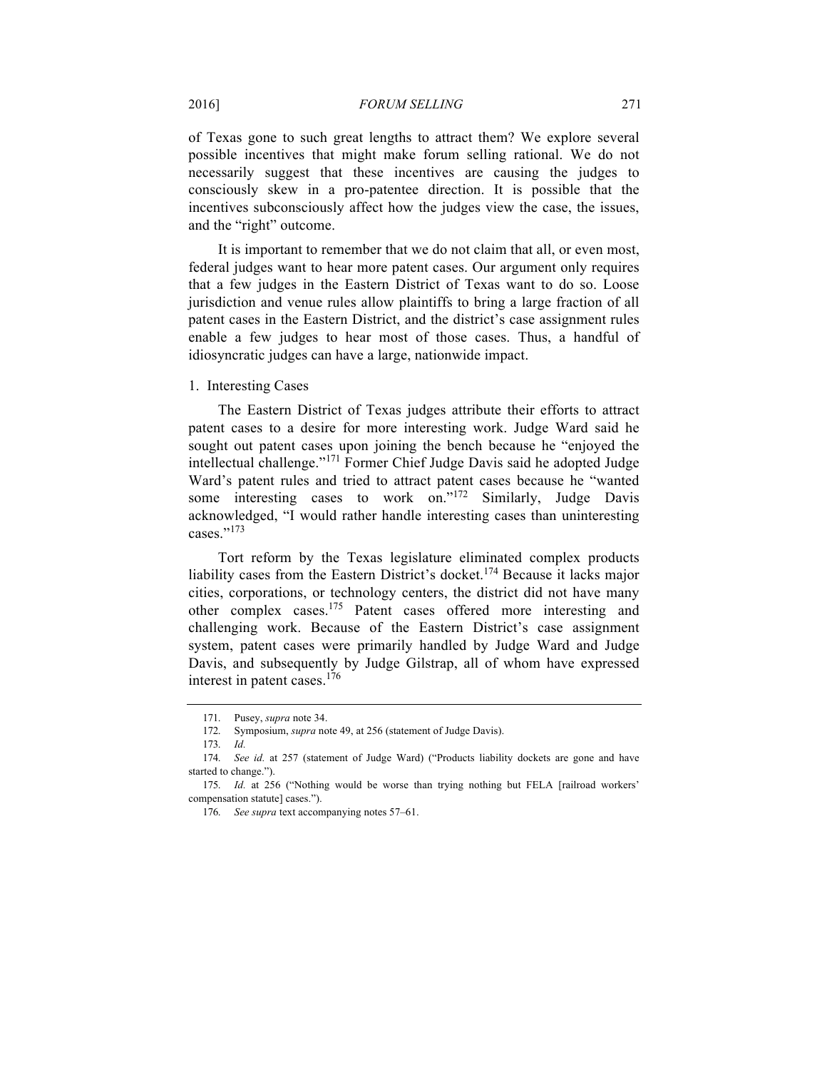of Texas gone to such great lengths to attract them? We explore several possible incentives that might make forum selling rational. We do not necessarily suggest that these incentives are causing the judges to consciously skew in a pro-patentee direction. It is possible that the incentives subconsciously affect how the judges view the case, the issues, and the "right" outcome.

It is important to remember that we do not claim that all, or even most, federal judges want to hear more patent cases. Our argument only requires that a few judges in the Eastern District of Texas want to do so. Loose jurisdiction and venue rules allow plaintiffs to bring a large fraction of all patent cases in the Eastern District, and the district's case assignment rules enable a few judges to hear most of those cases. Thus, a handful of idiosyncratic judges can have a large, nationwide impact.

### 1. Interesting Cases

The Eastern District of Texas judges attribute their efforts to attract patent cases to a desire for more interesting work. Judge Ward said he sought out patent cases upon joining the bench because he "enjoyed the intellectual challenge."[171] Former Chief Judge Davis said he adopted Judge Ward's patent rules and tried to attract patent cases because he "wanted some interesting cases to work on."[172] Similarly, Judge Davis acknowledged, "I would rather handle interesting cases than uninteresting cases."[173]

Tort reform by the Texas legislature eliminated complex products liability cases from the Eastern District's docket.[174] Because it lacks major cities, corporations, or technology centers, the district did not have many other complex cases.[175] Patent cases offered more interesting and challenging work. Because of the Eastern District's case assignment system, patent cases were primarily handled by Judge Ward and Judge Davis, and subsequently by Judge Gilstrap, all of whom have expressed interest in patent cases.[176]

---

171. Pusey, *supra* note 34.

172. Symposium, *supra* note 49, at 256 (statement of Judge Davis).

173. *Id.*

174. *See id.* at 257 (statement of Judge Ward) ("Products liability dockets are gone and have started to change.").

175. *Id.* at 256 ("Nothing would be worse than trying nothing but FELA [railroad workers' compensation statute] cases.").

176. *See supra* text accompanying notes 57–61.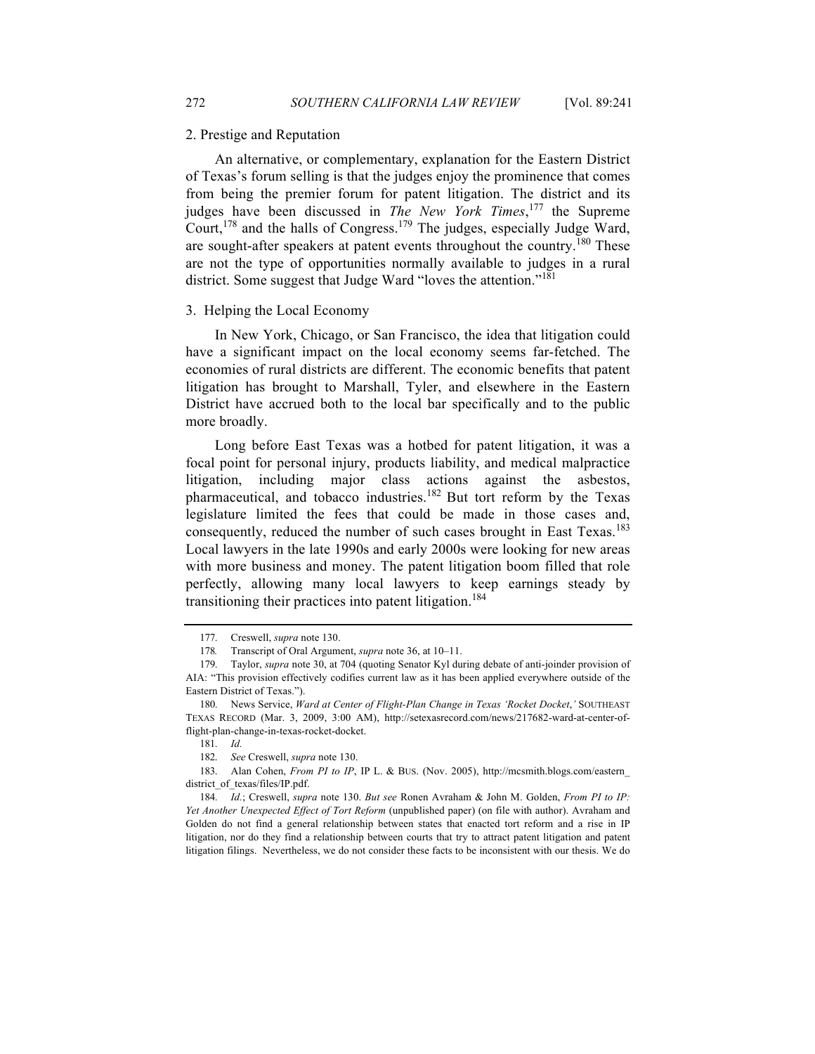### 2. Prestige and Reputation

An alternative, or complementary, explanation for the Eastern District of Texas's forum selling is that the judges enjoy the prominence that comes from being the premier forum for patent litigation. The district and its judges have been discussed in *The New York Times*,[177] the Supreme Court,[178] and the halls of Congress.[179] The judges, especially Judge Ward, are sought-after speakers at patent events throughout the country.[180] These are not the type of opportunities normally available to judges in a rural district. Some suggest that Judge Ward "loves the attention."[181]

### 3. Helping the Local Economy

In New York, Chicago, or San Francisco, the idea that litigation could have a significant impact on the local economy seems far-fetched. The economies of rural districts are different. The economic benefits that patent litigation has brought to Marshall, Tyler, and elsewhere in the Eastern District have accrued both to the local bar specifically and to the public more broadly.

Long before East Texas was a hotbed for patent litigation, it was a focal point for personal injury, products liability, and medical malpractice litigation, including major class actions against the asbestos, pharmaceutical, and tobacco industries.[182] But tort reform by the Texas legislature limited the fees that could be made in those cases and, consequently, reduced the number of such cases brought in East Texas.[183] Local lawyers in the late 1990s and early 2000s were looking for new areas with more business and money. The patent litigation boom filled that role perfectly, allowing many local lawyers to keep earnings steady by transitioning their practices into patent litigation.[184]

---

177. Creswell, *supra* note 130.

178. Transcript of Oral Argument, *supra* note 36, at 10–11.

179. Taylor, *supra* note 30, at 704 (quoting Senator Kyl during debate of anti-joinder provision of AIA: "This provision effectively codifies current law as it has been applied everywhere outside of the Eastern District of Texas.").

180. News Service, *Ward at Center of Flight-Plan Change in Texas 'Rocket Docket*,*'* SOUTHEAST TEXAS RECORD (Mar. 3, 2009, 3:00 AM), http://setexasrecord.com/news/217682-ward-at-center-of-flight-plan-change-in-texas-rocket-docket.

181. *Id.*

182. *See* Creswell, *supra* note 130.

183. Alan Cohen, *From PI to IP*, IP L. & BUS. (Nov. 2005), http://mcsmith.blogs.com/eastern_district_of_texas/files/IP.pdf.

184. *Id.*; Creswell, *supra* note 130. *But see* Ronen Avraham & John M. Golden, *From PI to IP: Yet Another Unexpected Effect of Tort Reform* (unpublished paper) (on file with author). Avraham and Golden do not find a general relationship between states that enacted tort reform and a rise in IP litigation, nor do they find a relationship between courts that try to attract patent litigation and patent litigation filings. Nevertheless, we do not consider these facts to be inconsistent with our thesis. We do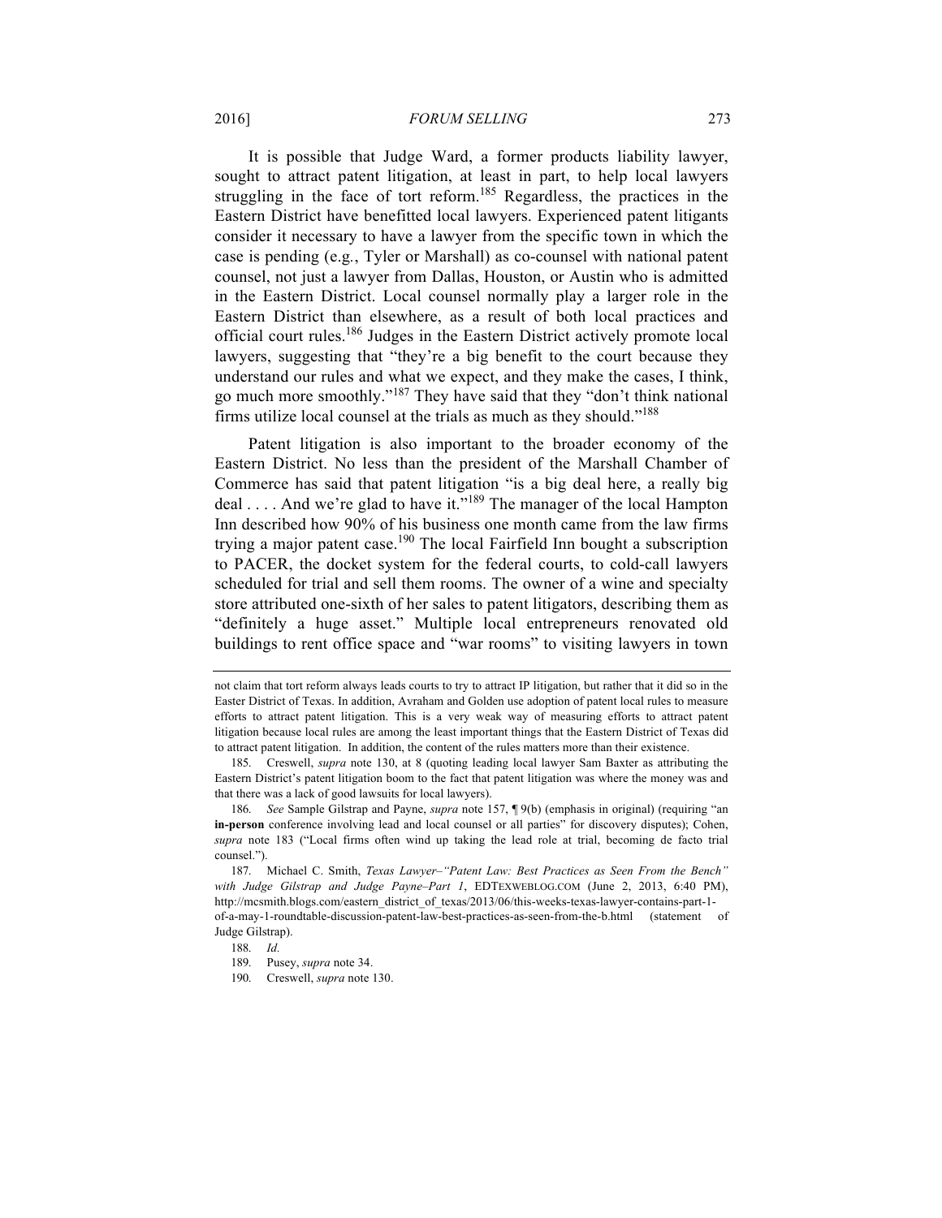It is possible that Judge Ward, a former products liability lawyer, sought to attract patent litigation, at least in part, to help local lawyers struggling in the face of tort reform.[185] Regardless, the practices in the Eastern District have benefitted local lawyers. Experienced patent litigants consider it necessary to have a lawyer from the specific town in which the case is pending (e.g., Tyler or Marshall) as co-counsel with national patent counsel, not just a lawyer from Dallas, Houston, or Austin who is admitted in the Eastern District. Local counsel normally play a larger role in the Eastern District than elsewhere, as a result of both local practices and official court rules.[186] Judges in the Eastern District actively promote local lawyers, suggesting that "they're a big benefit to the court because they understand our rules and what we expect, and they make the cases, I think, go much more smoothly."[187] They have said that they "don't think national firms utilize local counsel at the trials as much as they should."[188]

Patent litigation is also important to the broader economy of the Eastern District. No less than the president of the Marshall Chamber of Commerce has said that patent litigation "is a big deal here, a really big deal . . . . And we're glad to have it."[189] The manager of the local Hampton Inn described how 90% of his business one month came from the law firms trying a major patent case.[190] The local Fairfield Inn bought a subscription to PACER, the docket system for the federal courts, to cold-call lawyers scheduled for trial and sell them rooms. The owner of a wine and specialty store attributed one-sixth of her sales to patent litigators, describing them as "definitely a huge asset." Multiple local entrepreneurs renovated old buildings to rent office space and "war rooms" to visiting lawyers in town

---

not claim that tort reform always leads courts to try to attract IP litigation, but rather that it did so in the Easter District of Texas. In addition, Avraham and Golden use adoption of patent local rules to measure efforts to attract patent litigation. This is a very weak way of measuring efforts to attract patent litigation because local rules are among the least important things that the Eastern District of Texas did to attract patent litigation. In addition, the content of the rules matters more than their existence.

185. Creswell, *supra* note 130, at 8 (quoting leading local lawyer Sam Baxter as attributing the Eastern District's patent litigation boom to the fact that patent litigation was where the money was and that there was a lack of good lawsuits for local lawyers).

186. *See* Sample Gilstrap and Payne, *supra* note 157, ¶ 9(b) (emphasis in original) (requiring "an **in-person** conference involving lead and local counsel or all parties" for discovery disputes); Cohen, *supra* note 183 ("Local firms often wind up taking the lead role at trial, becoming de facto trial counsel.").

187. Michael C. Smith, *Texas Lawyer–"Patent Law: Best Practices as Seen From the Bench" with Judge Gilstrap and Judge Payne–Part 1*, EDTEXWEBLOG.COM (June 2, 2013, 6:40 PM), http://mcsmith.blogs.com/eastern_district_of_texas/2013/06/this-weeks-texas-lawyer-contains-part-1-of-a-may-1-roundtable-discussion-patent-law-best-practices-as-seen-from-the-b.html (statement of Judge Gilstrap).

188. *Id.*

189. Pusey, *supra* note 34.

190. Creswell, *supra* note 130.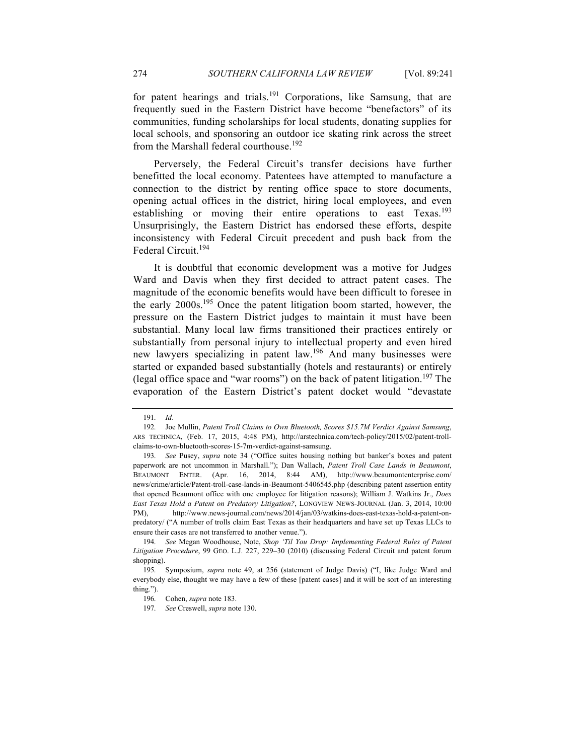for patent hearings and trials.[191] Corporations, like Samsung, that are frequently sued in the Eastern District have become "benefactors" of its communities, funding scholarships for local students, donating supplies for local schools, and sponsoring an outdoor ice skating rink across the street from the Marshall federal courthouse.[192]

Perversely, the Federal Circuit's transfer decisions have further benefitted the local economy. Patentees have attempted to manufacture a connection to the district by renting office space to store documents, opening actual offices in the district, hiring local employees, and even establishing or moving their entire operations to east Texas.[193] Unsurprisingly, the Eastern District has endorsed these efforts, despite inconsistency with Federal Circuit precedent and push back from the Federal Circuit.[194]

It is doubtful that economic development was a motive for Judges Ward and Davis when they first decided to attract patent cases. The magnitude of the economic benefits would have been difficult to foresee in the early 2000s.[195] Once the patent litigation boom started, however, the pressure on the Eastern District judges to maintain it must have been substantial. Many local law firms transitioned their practices entirely or substantially from personal injury to intellectual property and even hired new lawyers specializing in patent law.[196] And many businesses were started or expanded based substantially (hotels and restaurants) or entirely (legal office space and "war rooms") on the back of patent litigation.[197] The evaporation of the Eastern District's patent docket would "devastate

---

191. *Id*.

192. Joe Mullin, *Patent Troll Claims to Own Bluetooth, Scores $15.7M Verdict Against Samsung*, ARS TECHNICA, (Feb. 17, 2015, 4:48 PM), http://arstechnica.com/tech-policy/2015/02/patent-troll-claims-to-own-bluetooth-scores-15-7m-verdict-against-samsung.

193. *See* Pusey, *supra* note 34 ("Office suites housing nothing but banker's boxes and patent paperwork are not uncommon in Marshall."); Dan Wallach, *Patent Troll Case Lands in Beaumont*, BEAUMONT ENTER. (Apr. 16, 2014, 8:44 AM), http://www.beaumontenterprise.com/news/crime/article/Patent-troll-case-lands-in-Beaumont-5406545.php (describing patent assertion entity that opened Beaumont office with one employee for litigation reasons); William J. Watkins Jr., *Does East Texas Hold a Patent on Predatory Litigation?*, LONGVIEW NEWS-JOURNAL (Jan. 3, 2014, 10:00 PM), http://www.news-journal.com/news/2014/jan/03/watkins-does-east-texas-hold-a-patent-on-predatory/ ("A number of trolls claim East Texas as their headquarters and have set up Texas LLCs to ensure their cases are not transferred to another venue.").

194. *See* Megan Woodhouse, Note, *Shop 'Til You Drop: Implementing Federal Rules of Patent Litigation Procedure*, 99 GEO. L.J. 227, 229–30 (2010) (discussing Federal Circuit and patent forum shopping).

195. Symposium, *supra* note 49, at 256 (statement of Judge Davis) ("I, like Judge Ward and everybody else, thought we may have a few of these [patent cases] and it will be sort of an interesting thing.").

196. Cohen, *supra* note 183.

197. *See* Creswell, *supra* note 130.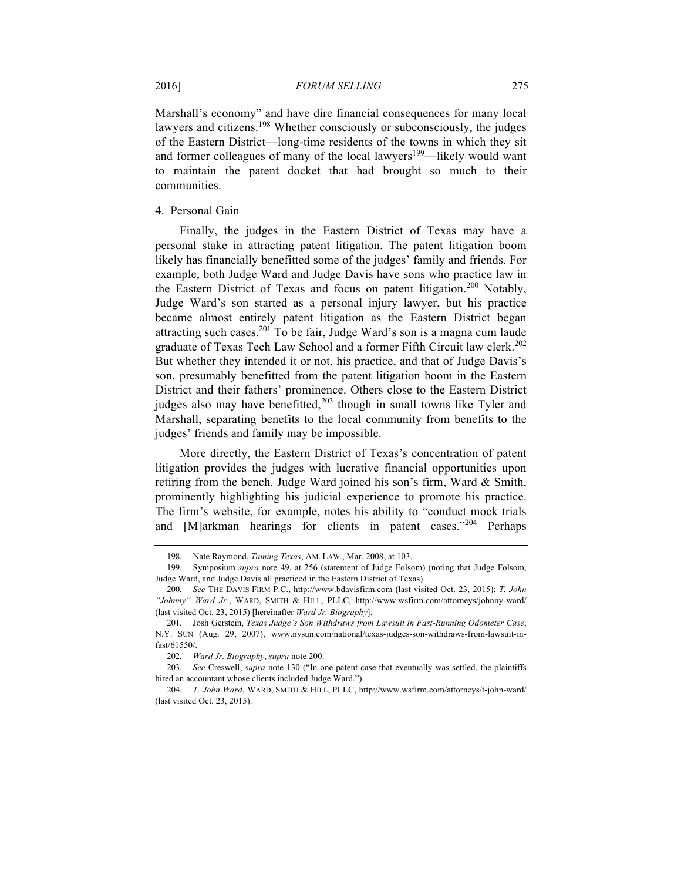Marshall's economy" and have dire financial consequences for many local lawyers and citizens.[198] Whether consciously or subconsciously, the judges of the Eastern District—long-time residents of the towns in which they sit and former colleagues of many of the local lawyers[199]—likely would want to maintain the patent docket that had brought so much to their communities.

4. Personal Gain

Finally, the judges in the Eastern District of Texas may have a personal stake in attracting patent litigation. The patent litigation boom likely has financially benefitted some of the judges' family and friends. For example, both Judge Ward and Judge Davis have sons who practice law in the Eastern District of Texas and focus on patent litigation.[200] Notably, Judge Ward's son started as a personal injury lawyer, but his practice became almost entirely patent litigation as the Eastern District began attracting such cases.[201] To be fair, Judge Ward's son is a magna cum laude graduate of Texas Tech Law School and a former Fifth Circuit law clerk.[202] But whether they intended it or not, his practice, and that of Judge Davis's son, presumably benefitted from the patent litigation boom in the Eastern District and their fathers' prominence. Others close to the Eastern District judges also may have benefitted,[203] though in small towns like Tyler and Marshall, separating benefits to the local community from benefits to the judges' friends and family may be impossible.

More directly, the Eastern District of Texas's concentration of patent litigation provides the judges with lucrative financial opportunities upon retiring from the bench. Judge Ward joined his son's firm, Ward & Smith, prominently highlighting his judicial experience to promote his practice. The firm's website, for example, notes his ability to "conduct mock trials and [M]arkman hearings for clients in patent cases."[204] Perhaps

---

198. Nate Raymond, *Taming Texas*, AM. LAW., Mar. 2008, at 103.

199. Symposium *supra* note 49, at 256 (statement of Judge Folsom) (noting that Judge Folsom, Judge Ward, and Judge Davis all practiced in the Eastern District of Texas).

200. *See* THE DAVIS FIRM P.C., http://www.bdavisfirm.com (last visited Oct. 23, 2015); *T. John "Johnny" Ward Jr.*, WARD, SMITH & HILL, PLLC, http://www.wsfirm.com/attorneys/johnny-ward/ (last visited Oct. 23, 2015) [hereinafter *Ward Jr. Biography*].

201. Josh Gerstein, *Texas Judge's Son Withdraws from Lawsuit in Fast-Running Odometer Case*, N.Y. SUN (Aug. 29, 2007), www.nysun.com/national/texas-judges-son-withdraws-from-lawsuit-in-fast/61550/.

202. *Ward Jr. Biography*, *supra* note 200.

203. *See* Creswell, *supra* note 130 ("In one patent case that eventually was settled, the plaintiffs hired an accountant whose clients included Judge Ward.").

204. *T. John Ward*, WARD, SMITH & HILL, PLLC, http://www.wsfirm.com/attorneys/t-john-ward/ (last visited Oct. 23, 2015).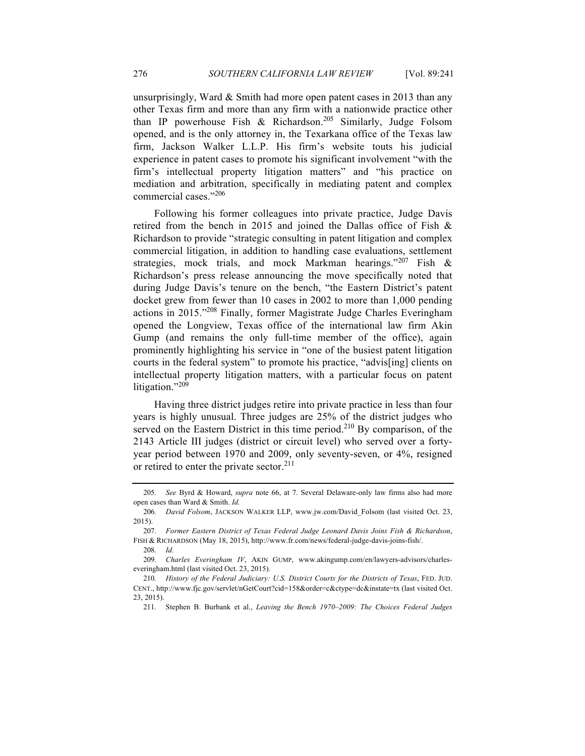unsurprisingly, Ward & Smith had more open patent cases in 2013 than any other Texas firm and more than any firm with a nationwide practice other than IP powerhouse Fish & Richardson.[205] Similarly, Judge Folsom opened, and is the only attorney in, the Texarkana office of the Texas law firm, Jackson Walker L.L.P. His firm's website touts his judicial experience in patent cases to promote his significant involvement "with the firm's intellectual property litigation matters" and "his practice on mediation and arbitration, specifically in mediating patent and complex commercial cases."[206]

Following his former colleagues into private practice, Judge Davis retired from the bench in 2015 and joined the Dallas office of Fish & Richardson to provide "strategic consulting in patent litigation and complex commercial litigation, in addition to handling case evaluations, settlement strategies, mock trials, and mock Markman hearings."[207] Fish & Richardson's press release announcing the move specifically noted that during Judge Davis's tenure on the bench, "the Eastern District's patent docket grew from fewer than 10 cases in 2002 to more than 1,000 pending actions in 2015."[208] Finally, former Magistrate Judge Charles Everingham opened the Longview, Texas office of the international law firm Akin Gump (and remains the only full-time member of the office), again prominently highlighting his service in "one of the busiest patent litigation courts in the federal system" to promote his practice, "advis[ing] clients on intellectual property litigation matters, with a particular focus on patent litigation."[209]

Having three district judges retire into private practice in less than four years is highly unusual. Three judges are 25% of the district judges who served on the Eastern District in this time period.[210] By comparison, of the 2143 Article III judges (district or circuit level) who served over a forty-year period between 1970 and 2009, only seventy-seven, or 4%, resigned or retired to enter the private sector.[211]

---

205. *See* Byrd & Howard, *supra* note 66, at 7. Several Delaware-only law firms also had more open cases than Ward & Smith. *Id.*

206. *David Folsom*, JACKSON WALKER LLP, www.jw.com/David_Folsom (last visited Oct. 23, 2015).

207. *Former Eastern District of Texas Federal Judge Leonard Davis Joins Fish & Richardson*, FISH & RICHARDSON (May 18, 2015), http://www.fr.com/news/federal-judge-davis-joins-fish/.

208. *Id.*

209. *Charles Everingham IV*, AKIN GUMP, www.akingump.com/en/lawyers-advisors/charles-everingham.html (last visited Oct. 23, 2015).

210. *History of the Federal Judiciary: U.S. District Courts for the Districts of Texas*, FED. JUD. CENT., http://www.fjc.gov/servlet/nGetCourt?cid=158&order=c&ctype=dc&instate=tx (last visited Oct. 23, 2015).

211. Stephen B. Burbank et al., *Leaving the Bench 1970–2009: The Choices Federal Judges*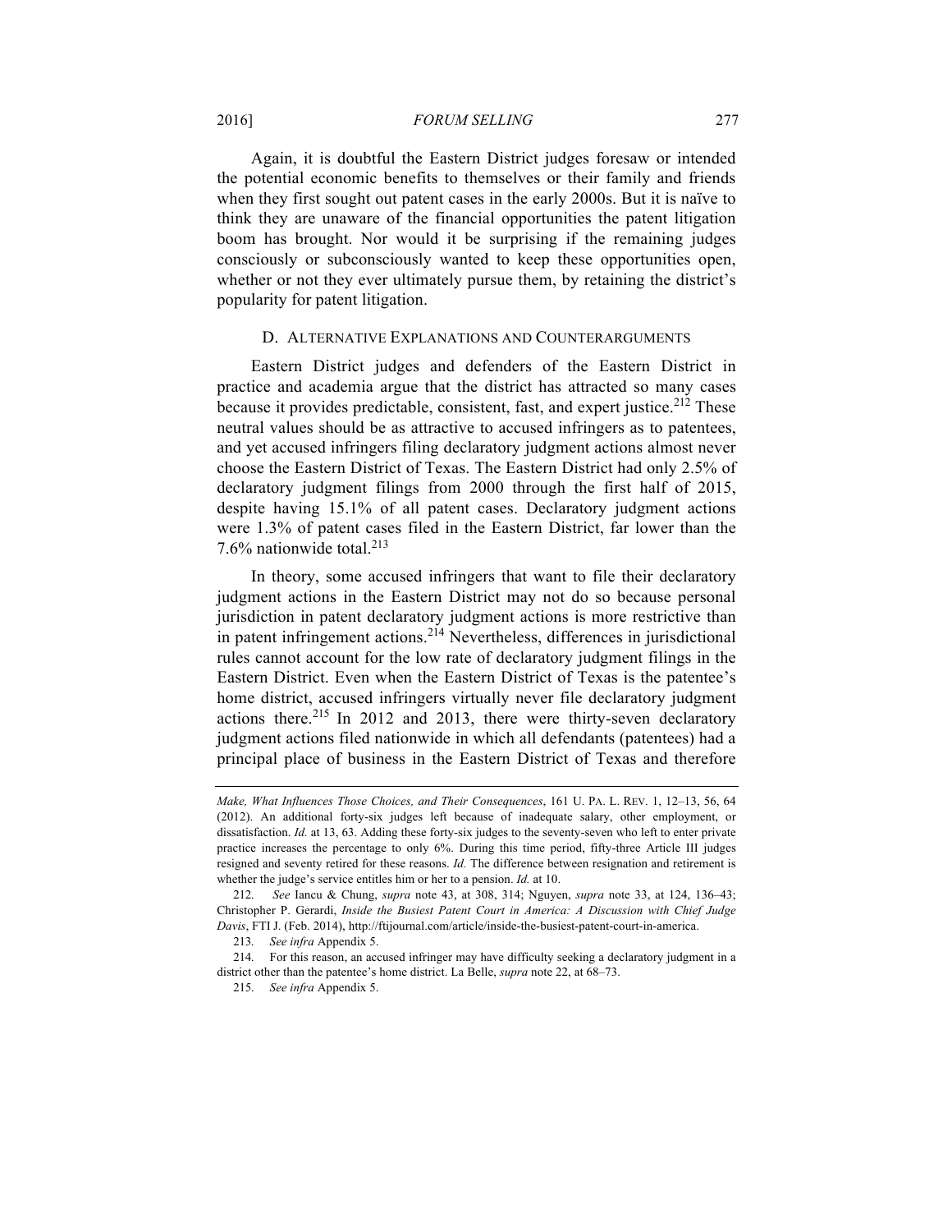Again, it is doubtful the Eastern District judges foresaw or intended the potential economic benefits to themselves or their family and friends when they first sought out patent cases in the early 2000s. But it is naïve to think they are unaware of the financial opportunities the patent litigation boom has brought. Nor would it be surprising if the remaining judges consciously or subconsciously wanted to keep these opportunities open, whether or not they ever ultimately pursue them, by retaining the district's popularity for patent litigation.

### D. Alternative Explanations and Counterarguments

Eastern District judges and defenders of the Eastern District in practice and academia argue that the district has attracted so many cases because it provides predictable, consistent, fast, and expert justice.[212] These neutral values should be as attractive to accused infringers as to patentees, and yet accused infringers filing declaratory judgment actions almost never choose the Eastern District of Texas. The Eastern District had only 2.5% of declaratory judgment filings from 2000 through the first half of 2015, despite having 15.1% of all patent cases. Declaratory judgment actions were 1.3% of patent cases filed in the Eastern District, far lower than the 7.6% nationwide total.[213]

In theory, some accused infringers that want to file their declaratory judgment actions in the Eastern District may not do so because personal jurisdiction in patent declaratory judgment actions is more restrictive than in patent infringement actions.[214] Nevertheless, differences in jurisdictional rules cannot account for the low rate of declaratory judgment filings in the Eastern District. Even when the Eastern District of Texas is the patentee's home district, accused infringers virtually never file declaratory judgment actions there.[215] In 2012 and 2013, there were thirty-seven declaratory judgment actions filed nationwide in which all defendants (patentees) had a principal place of business in the Eastern District of Texas and therefore

---

*Make, What Influences Those Choices, and Their Consequences*, 161 U. PA. L. REV. 1, 12–13, 56, 64 (2012). An additional forty-six judges left because of inadequate salary, other employment, or dissatisfaction. *Id.* at 13, 63. Adding these forty-six judges to the seventy-seven who left to enter private practice increases the percentage to only 6%. During this time period, fifty-three Article III judges resigned and seventy retired for these reasons. *Id.* The difference between resignation and retirement is whether the judge's service entitles him or her to a pension. *Id.* at 10.

212. *See* Iancu & Chung, *supra* note 43, at 308, 314; Nguyen, *supra* note 33, at 124, 136–43; Christopher P. Gerardi, *Inside the Busiest Patent Court in America: A Discussion with Chief Judge Davis*, FTI J. (Feb. 2014), http://ftijournal.com/article/inside-the-busiest-patent-court-in-america.

213. *See infra* Appendix 5.

214. For this reason, an accused infringer may have difficulty seeking a declaratory judgment in a district other than the patentee's home district. La Belle, *supra* note 22, at 68–73.

215. *See infra* Appendix 5.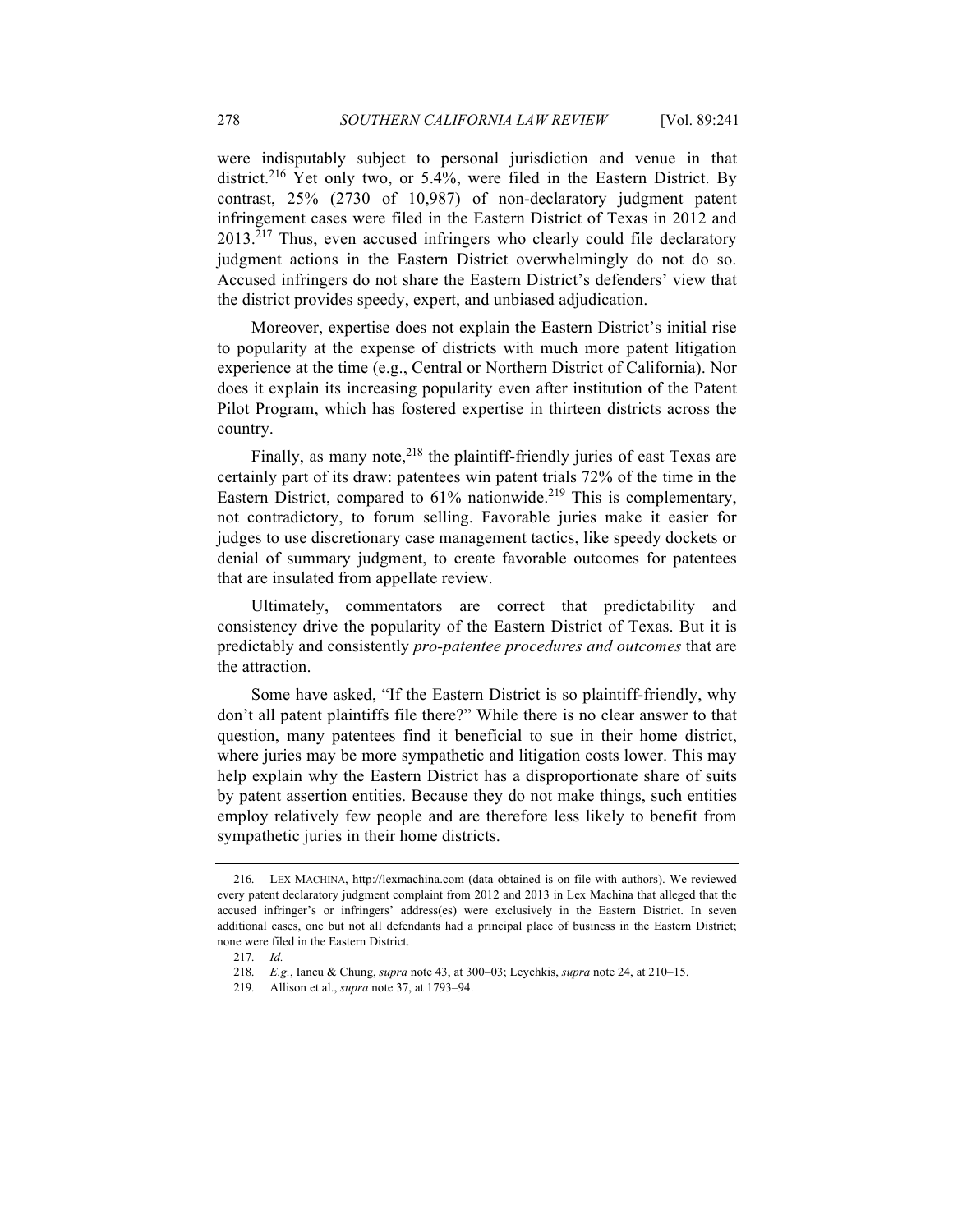were indisputably subject to personal jurisdiction and venue in that district.[216] Yet only two, or 5.4%, were filed in the Eastern District. By contrast, 25% (2730 of 10,987) of non-declaratory judgment patent infringement cases were filed in the Eastern District of Texas in 2012 and 2013.[217] Thus, even accused infringers who clearly could file declaratory judgment actions in the Eastern District overwhelmingly do not do so. Accused infringers do not share the Eastern District's defenders' view that the district provides speedy, expert, and unbiased adjudication.

Moreover, expertise does not explain the Eastern District's initial rise to popularity at the expense of districts with much more patent litigation experience at the time (e.g., Central or Northern District of California). Nor does it explain its increasing popularity even after institution of the Patent Pilot Program, which has fostered expertise in thirteen districts across the country.

Finally, as many note,[218] the plaintiff-friendly juries of east Texas are certainly part of its draw: patentees win patent trials 72% of the time in the Eastern District, compared to 61% nationwide.[219] This is complementary, not contradictory, to forum selling. Favorable juries make it easier for judges to use discretionary case management tactics, like speedy dockets or denial of summary judgment, to create favorable outcomes for patentees that are insulated from appellate review.

Ultimately, commentators are correct that predictability and consistency drive the popularity of the Eastern District of Texas. But it is predictably and consistently *pro-patentee procedures and outcomes* that are the attraction.

Some have asked, "If the Eastern District is so plaintiff-friendly, why don't all patent plaintiffs file there?" While there is no clear answer to that question, many patentees find it beneficial to sue in their home district, where juries may be more sympathetic and litigation costs lower. This may help explain why the Eastern District has a disproportionate share of suits by patent assertion entities. Because they do not make things, such entities employ relatively few people and are therefore less likely to benefit from sympathetic juries in their home districts.

---

216. LEX MACHINA, http://lexmachina.com (data obtained is on file with authors). We reviewed every patent declaratory judgment complaint from 2012 and 2013 in Lex Machina that alleged that the accused infringer's or infringers' address(es) were exclusively in the Eastern District. In seven additional cases, one but not all defendants had a principal place of business in the Eastern District; none were filed in the Eastern District.

217. *Id.*

218. *E.g.*, Iancu & Chung, *supra* note 43, at 300–03; Leychkis, *supra* note 24, at 210–15.

219. Allison et al., *supra* note 37, at 1793–94.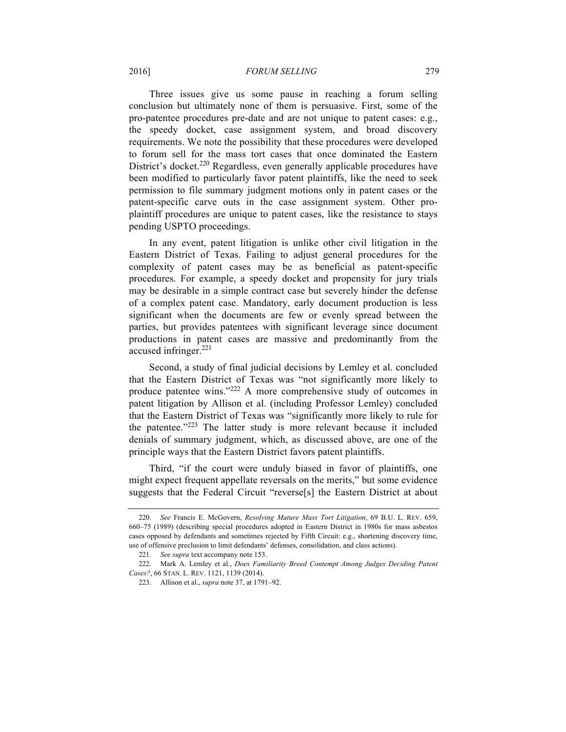Three issues give us some pause in reaching a forum selling conclusion but ultimately none of them is persuasive. First, some of the pro-patentee procedures pre-date and are not unique to patent cases: e.g., the speedy docket, case assignment system, and broad discovery requirements. We note the possibility that these procedures were developed to forum sell for the mass tort cases that once dominated the Eastern District's docket.[220] Regardless, even generally applicable procedures have been modified to particularly favor patent plaintiffs, like the need to seek permission to file summary judgment motions only in patent cases or the patent-specific carve outs in the case assignment system. Other pro-plaintiff procedures are unique to patent cases, like the resistance to stays pending USPTO proceedings.

In any event, patent litigation is unlike other civil litigation in the Eastern District of Texas. Failing to adjust general procedures for the complexity of patent cases may be as beneficial as patent-specific procedures. For example, a speedy docket and propensity for jury trials may be desirable in a simple contract case but severely hinder the defense of a complex patent case. Mandatory, early document production is less significant when the documents are few or evenly spread between the parties, but provides patentees with significant leverage since document productions in patent cases are massive and predominantly from the accused infringer.[221]

Second, a study of final judicial decisions by Lemley et al. concluded that the Eastern District of Texas was "not significantly more likely to produce patentee wins."[222] A more comprehensive study of outcomes in patent litigation by Allison et al. (including Professor Lemley) concluded that the Eastern District of Texas was "significantly more likely to rule for the patentee."[223] The latter study is more relevant because it included denials of summary judgment, which, as discussed above, are one of the principle ways that the Eastern District favors patent plaintiffs.

Third, "if the court were unduly biased in favor of plaintiffs, one might expect frequent appellate reversals on the merits," but some evidence suggests that the Federal Circuit "reverse[s] the Eastern District at about

---

220. *See* Francis E. McGovern, *Resolving Mature Mass Tort Litigation*, 69 B.U. L. REV. 659, 660–75 (1989) (describing special procedures adopted in Eastern District in 1980s for mass asbestos cases opposed by defendants and sometimes rejected by Fifth Circuit: e.g., shortening discovery time, use of offensive preclusion to limit defendants' defenses, consolidation, and class actions).

221. *See supra* text accompany note 153.

222. Mark A. Lemley et al., *Does Familiarity Breed Contempt Among Judges Deciding Patent Cases?*, 66 STAN. L. REV. 1121, 1139 (2014).

223. Allison et al., *supra* note 37, at 1791–92.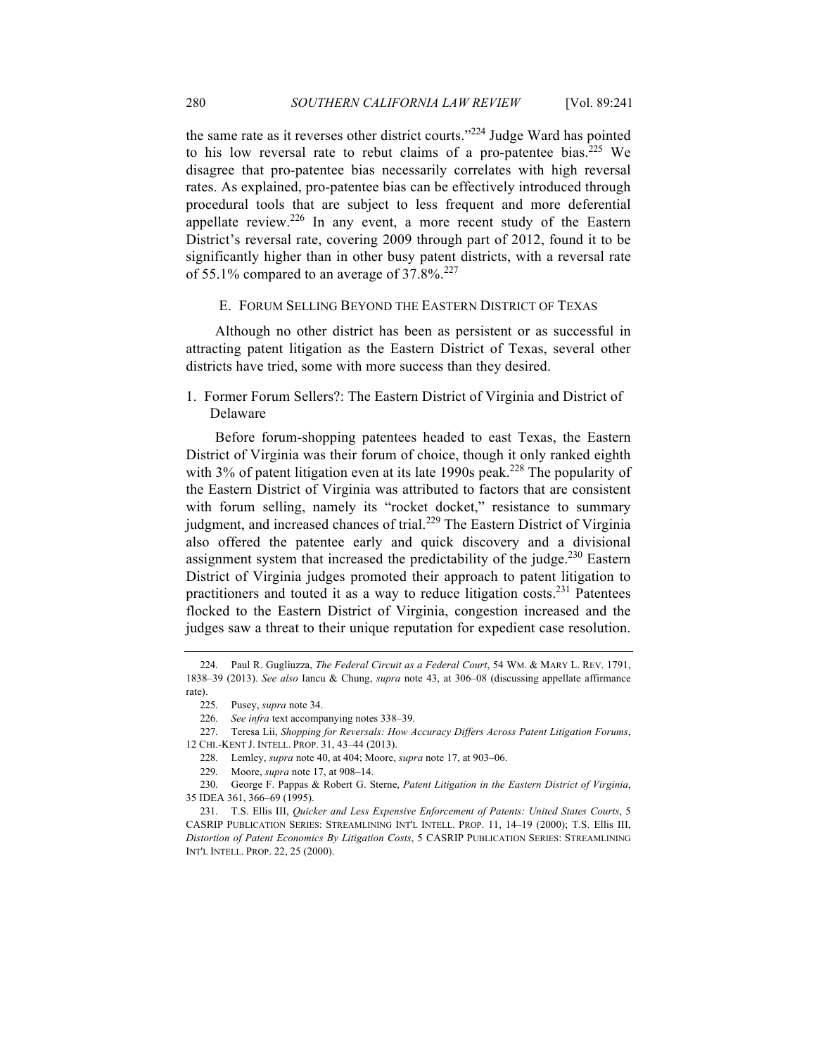the same rate as it reverses other district courts."[224] Judge Ward has pointed to his low reversal rate to rebut claims of a pro-patentee bias.[225] We disagree that pro-patentee bias necessarily correlates with high reversal rates. As explained, pro-patentee bias can be effectively introduced through procedural tools that are subject to less frequent and more deferential appellate review.[226] In any event, a more recent study of the Eastern District's reversal rate, covering 2009 through part of 2012, found it to be significantly higher than in other busy patent districts, with a reversal rate of 55.1% compared to an average of 37.8%.[227]

### E. FORUM SELLING BEYOND THE EASTERN DISTRICT OF TEXAS

Although no other district has been as persistent or as successful in attracting patent litigation as the Eastern District of Texas, several other districts have tried, some with more success than they desired.

#### 1. Former Forum Sellers?: The Eastern District of Virginia and District of Delaware

Before forum-shopping patentees headed to east Texas, the Eastern District of Virginia was their forum of choice, though it only ranked eighth with 3% of patent litigation even at its late 1990s peak.[228] The popularity of the Eastern District of Virginia was attributed to factors that are consistent with forum selling, namely its "rocket docket," resistance to summary judgment, and increased chances of trial.[229] The Eastern District of Virginia also offered the patentee early and quick discovery and a divisional assignment system that increased the predictability of the judge.[230] Eastern District of Virginia judges promoted their approach to patent litigation to practitioners and touted it as a way to reduce litigation costs.[231] Patentees flocked to the Eastern District of Virginia, congestion increased and the judges saw a threat to their unique reputation for expedient case resolution.

---

224. Paul R. Gugliuzza, *The Federal Circuit as a Federal Court*, 54 WM. & MARY L. REV. 1791, 1838–39 (2013). *See also* Iancu & Chung, *supra* note 43, at 306–08 (discussing appellate affirmance rate).

225. Pusey, *supra* note 34.

226. *See infra* text accompanying notes 338–39.

227. Teresa Lii, *Shopping for Reversals: How Accuracy Differs Across Patent Litigation Forums*, 12 CHI.-KENT J. INTELL. PROP. 31, 43–44 (2013).

228. Lemley, *supra* note 40, at 404; Moore, *supra* note 17, at 903–06.

229. Moore, *supra* note 17, at 908–14.

230. George F. Pappas & Robert G. Sterne, *Patent Litigation in the Eastern District of Virginia*, 35 IDEA 361, 366–69 (1995).

231. T.S. Ellis III, *Quicker and Less Expensive Enforcement of Patents: United States Courts*, 5 CASRIP PUBLICATION SERIES: STREAMLINING INT'L INTELL. PROP. 11, 14–19 (2000); T.S. Ellis III, *Distortion of Patent Economics By Litigation Costs*, 5 CASRIP PUBLICATION SERIES: STREAMLINING INT'L INTELL. PROP. 22, 25 (2000).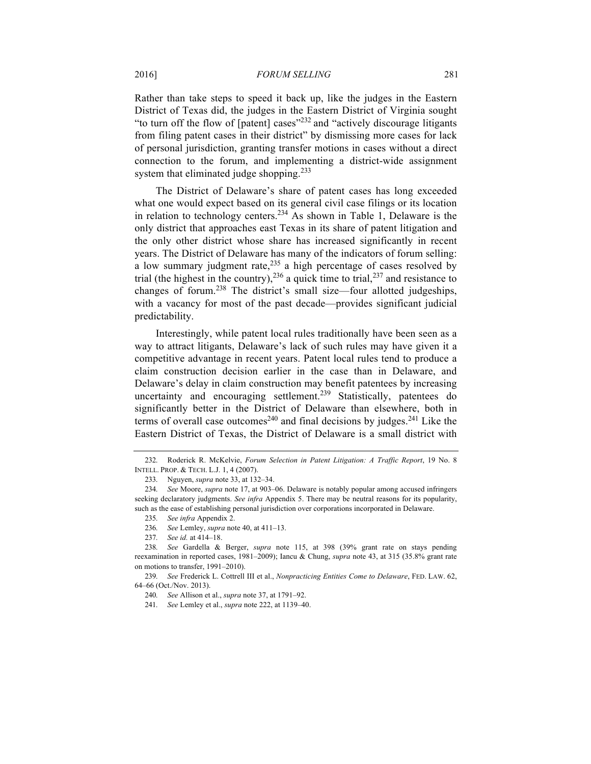Rather than take steps to speed it back up, like the judges in the Eastern District of Texas did, the judges in the Eastern District of Virginia sought "to turn off the flow of [patent] cases"[232] and "actively discourage litigants from filing patent cases in their district" by dismissing more cases for lack of personal jurisdiction, granting transfer motions in cases without a direct connection to the forum, and implementing a district-wide assignment system that eliminated judge shopping.[233]

The District of Delaware's share of patent cases has long exceeded what one would expect based on its general civil case filings or its location in relation to technology centers.[234] As shown in Table 1, Delaware is the only district that approaches east Texas in its share of patent litigation and the only other district whose share has increased significantly in recent years. The District of Delaware has many of the indicators of forum selling: a low summary judgment rate,[235] a high percentage of cases resolved by trial (the highest in the country),[236] a quick time to trial,[237] and resistance to changes of forum.[238] The district's small size—four allotted judgeships, with a vacancy for most of the past decade—provides significant judicial predictability.

Interestingly, while patent local rules traditionally have been seen as a way to attract litigants, Delaware's lack of such rules may have given it a competitive advantage in recent years. Patent local rules tend to produce a claim construction decision earlier in the case than in Delaware, and Delaware's delay in claim construction may benefit patentees by increasing uncertainty and encouraging settlement.[239] Statistically, patentees do significantly better in the District of Delaware than elsewhere, both in terms of overall case outcomes[240] and final decisions by judges.[241] Like the Eastern District of Texas, the District of Delaware is a small district with

---

232. Roderick R. McKelvie, *Forum Selection in Patent Litigation: A Traffic Report*, 19 No. 8 INTELL. PROP. & TECH. L.J. 1, 4 (2007).

233. Nguyen, *supra* note 33, at 132–34.

234. *See* Moore, *supra* note 17, at 903–06. Delaware is notably popular among accused infringers seeking declaratory judgments. *See infra* Appendix 5. There may be neutral reasons for its popularity, such as the ease of establishing personal jurisdiction over corporations incorporated in Delaware.

235. *See infra* Appendix 2.

236. *See* Lemley, *supra* note 40, at 411–13.

237. *See id.* at 414–18.

238. *See* Gardella & Berger, *supra* note 115, at 398 (39% grant rate on stays pending reexamination in reported cases, 1981–2009); Iancu & Chung, *supra* note 43, at 315 (35.8% grant rate on motions to transfer, 1991–2010).

239. *See* Frederick L. Cottrell III et al., *Nonpracticing Entities Come to Delaware*, FED. LAW. 62, 64–66 (Oct./Nov. 2013).

240. *See* Allison et al., *supra* note 37, at 1791–92.

241. *See* Lemley et al., *supra* note 222, at 1139–40.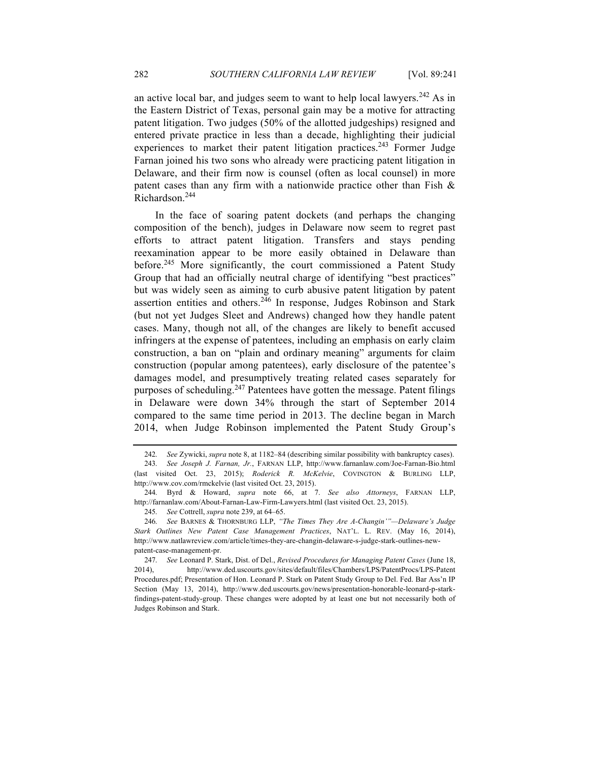an active local bar, and judges seem to want to help local lawyers.[242] As in the Eastern District of Texas, personal gain may be a motive for attracting patent litigation. Two judges (50% of the allotted judgeships) resigned and entered private practice in less than a decade, highlighting their judicial experiences to market their patent litigation practices.[243] Former Judge Farnan joined his two sons who already were practicing patent litigation in Delaware, and their firm now is counsel (often as local counsel) in more patent cases than any firm with a nationwide practice other than Fish & Richardson.[244]

In the face of soaring patent dockets (and perhaps the changing composition of the bench), judges in Delaware now seem to regret past efforts to attract patent litigation. Transfers and stays pending reexamination appear to be more easily obtained in Delaware than before.[245] More significantly, the court commissioned a Patent Study Group that had an officially neutral charge of identifying "best practices" but was widely seen as aiming to curb abusive patent litigation by patent assertion entities and others.[246] In response, Judges Robinson and Stark (but not yet Judges Sleet and Andrews) changed how they handle patent cases. Many, though not all, of the changes are likely to benefit accused infringers at the expense of patentees, including an emphasis on early claim construction, a ban on "plain and ordinary meaning" arguments for claim construction (popular among patentees), early disclosure of the patentee's damages model, and presumptively treating related cases separately for purposes of scheduling.[247] Patentees have gotten the message. Patent filings in Delaware were down 34% through the start of September 2014 compared to the same time period in 2013. The decline began in March 2014, when Judge Robinson implemented the Patent Study Group's

---

242. *See* Zywicki, *supra* note 8, at 1182–84 (describing similar possibility with bankruptcy cases).

243. *See Joseph J. Farnan, Jr.*, FARNAN LLP, http://www.farnanlaw.com/Joe-Farnan-Bio.html (last visited Oct. 23, 2015); *Roderick R. McKelvie*, COVINGTON & BURLING LLP, http://www.cov.com/rmckelvie (last visited Oct. 23, 2015).

244. Byrd & Howard, *supra* note 66, at 7. *See also Attorneys*, FARNAN LLP, http://farnanlaw.com/About-Farnan-Law-Firm-Lawyers.html (last visited Oct. 23, 2015).

245. *See* Cottrell, *supra* note 239, at 64–65.

246. *See* BARNES & THORNBURG LLP, *"The Times They Are A-Changin'"—Delaware's Judge Stark Outlines New Patent Case Management Practices*, NAT'L. L. REV. (May 16, 2014), http://www.natlawreview.com/article/times-they-are-changin-delaware-s-judge-stark-outlines-new-patent-case-management-pr.

247. *See* Leonard P. Stark, Dist. of Del., *Revised Procedures for Managing Patent Cases* (June 18, 2014), http://www.ded.uscourts.gov/sites/default/files/Chambers/LPS/PatentProcs/LPS-Patent Procedures.pdf; Presentation of Hon. Leonard P. Stark on Patent Study Group to Del. Fed. Bar Ass'n IP Section (May 13, 2014), http://www.ded.uscourts.gov/news/presentation-honorable-leonard-p-stark-findings-patent-study-group. These changes were adopted by at least one but not necessarily both of Judges Robinson and Stark.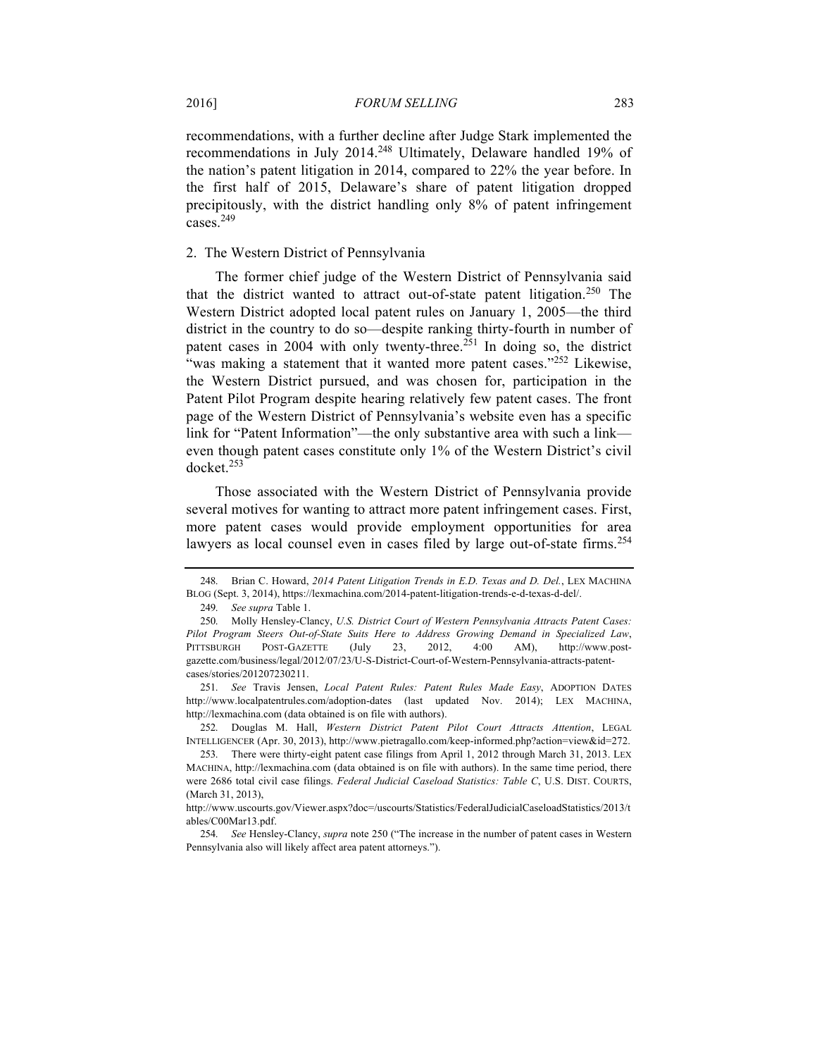recommendations, with a further decline after Judge Stark implemented the recommendations in July 2014.[248] Ultimately, Delaware handled 19% of the nation's patent litigation in 2014, compared to 22% the year before. In the first half of 2015, Delaware's share of patent litigation dropped precipitously, with the district handling only 8% of patent infringement cases.[249]

### 2. The Western District of Pennsylvania

The former chief judge of the Western District of Pennsylvania said that the district wanted to attract out-of-state patent litigation.[250] The Western District adopted local patent rules on January 1, 2005—the third district in the country to do so—despite ranking thirty-fourth in number of patent cases in 2004 with only twenty-three.[251] In doing so, the district "was making a statement that it wanted more patent cases."[252] Likewise, the Western District pursued, and was chosen for, participation in the Patent Pilot Program despite hearing relatively few patent cases. The front page of the Western District of Pennsylvania's website even has a specific link for "Patent Information"—the only substantive area with such a link—even though patent cases constitute only 1% of the Western District's civil docket.[253]

Those associated with the Western District of Pennsylvania provide several motives for wanting to attract more patent infringement cases. First, more patent cases would provide employment opportunities for area lawyers as local counsel even in cases filed by large out-of-state firms.[254]

---

248. Brian C. Howard, *2014 Patent Litigation Trends in E.D. Texas and D. Del.*, LEX MACHINA BLOG (Sept. 3, 2014), https://lexmachina.com/2014-patent-litigation-trends-e-d-texas-d-del/.

249. *See supra* Table 1.

250. Molly Hensley-Clancy, *U.S. District Court of Western Pennsylvania Attracts Patent Cases: Pilot Program Steers Out-of-State Suits Here to Address Growing Demand in Specialized Law*, PITTSBURGH POST-GAZETTE (July 23, 2012, 4:00 AM), http://www.post-gazette.com/business/legal/2012/07/23/U-S-District-Court-of-Western-Pennsylvania-attracts-patent-cases/stories/201207230211.

251. *See* Travis Jensen, *Local Patent Rules: Patent Rules Made Easy*, ADOPTION DATES http://www.localpatentrules.com/adoption-dates (last updated Nov. 2014); LEX MACHINA, http://lexmachina.com (data obtained is on file with authors).

252. Douglas M. Hall, *Western District Patent Pilot Court Attracts Attention*, LEGAL INTELLIGENCER (Apr. 30, 2013), http://www.pietragallo.com/keep-informed.php?action=view&id=272.

253. There were thirty-eight patent case filings from April 1, 2012 through March 31, 2013. LEX MACHINA, http://lexmachina.com (data obtained is on file with authors). In the same time period, there were 2686 total civil case filings. *Federal Judicial Caseload Statistics: Table C*, U.S. DIST. COURTS, (March 31, 2013), http://www.uscourts.gov/Viewer.aspx?doc=/uscourts/Statistics/FederalJudicialCaseloadStatistics/2013/tables/C00Mar13.pdf.

254. *See* Hensley-Clancy, *supra* note 250 ("The increase in the number of patent cases in Western Pennsylvania also will likely affect area patent attorneys.").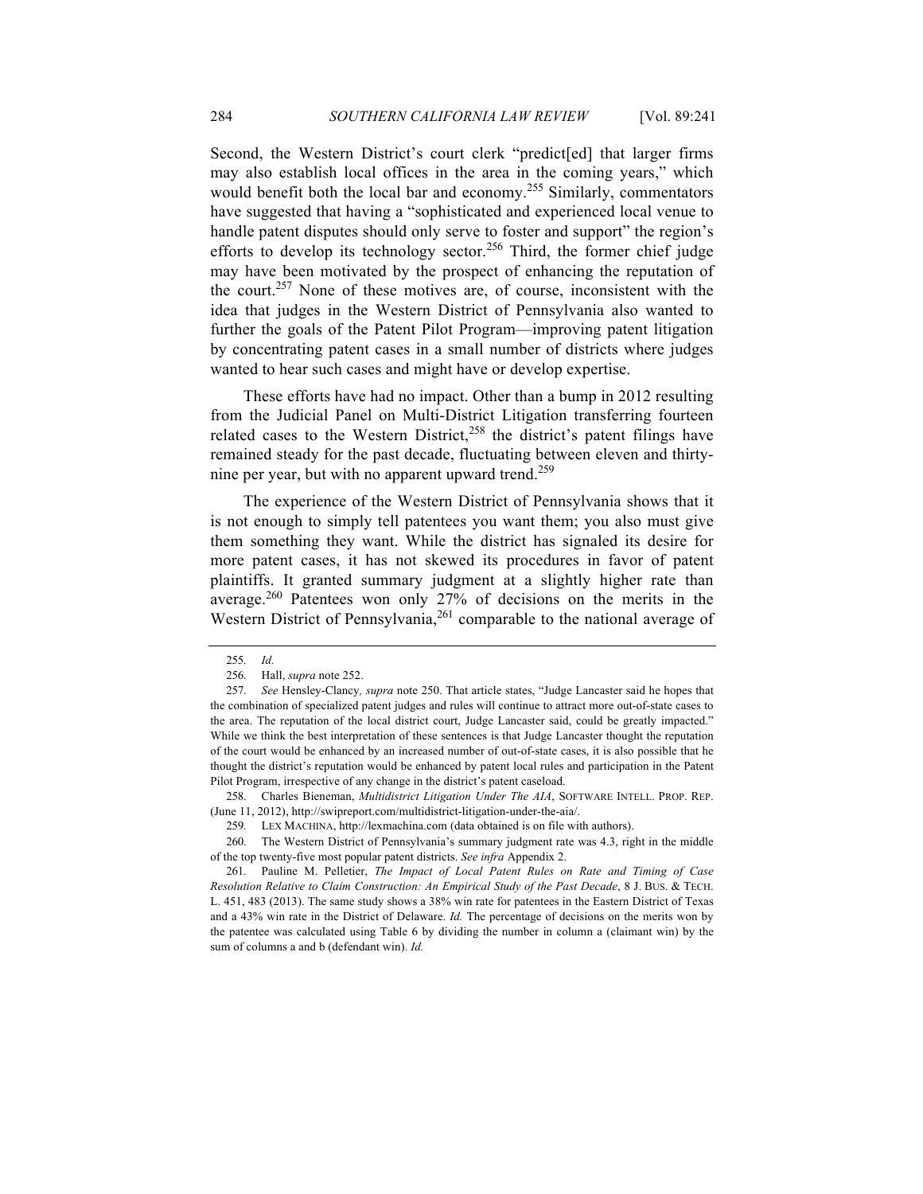Second, the Western District's court clerk "predict[ed] that larger firms may also establish local offices in the area in the coming years," which would benefit both the local bar and economy.[255] Similarly, commentators have suggested that having a "sophisticated and experienced local venue to handle patent disputes should only serve to foster and support" the region's efforts to develop its technology sector.[256] Third, the former chief judge may have been motivated by the prospect of enhancing the reputation of the court.[257] None of these motives are, of course, inconsistent with the idea that judges in the Western District of Pennsylvania also wanted to further the goals of the Patent Pilot Program—improving patent litigation by concentrating patent cases in a small number of districts where judges wanted to hear such cases and might have or develop expertise.

These efforts have had no impact. Other than a bump in 2012 resulting from the Judicial Panel on Multi-District Litigation transferring fourteen related cases to the Western District,[258] the district's patent filings have remained steady for the past decade, fluctuating between eleven and thirty-nine per year, but with no apparent upward trend.[259]

The experience of the Western District of Pennsylvania shows that it is not enough to simply tell patentees you want them; you also must give them something they want. While the district has signaled its desire for more patent cases, it has not skewed its procedures in favor of patent plaintiffs. It granted summary judgment at a slightly higher rate than average.[260] Patentees won only 27% of decisions on the merits in the Western District of Pennsylvania,[261] comparable to the national average of

---

255. *Id.*

256. Hall, *supra* note 252.

257. *See* Hensley-Clancy*, supra* note 250. That article states, "Judge Lancaster said he hopes that the combination of specialized patent judges and rules will continue to attract more out-of-state cases to the area. The reputation of the local district court, Judge Lancaster said, could be greatly impacted." While we think the best interpretation of these sentences is that Judge Lancaster thought the reputation of the court would be enhanced by an increased number of out-of-state cases, it is also possible that he thought the district's reputation would be enhanced by patent local rules and participation in the Patent Pilot Program, irrespective of any change in the district's patent caseload.

258. Charles Bieneman, *Multidistrict Litigation Under The AIA*, SOFTWARE INTELL. PROP. REP. (June 11, 2012), http://swipreport.com/multidistrict-litigation-under-the-aia/.

259. LEX MACHINA, http://lexmachina.com (data obtained is on file with authors).

260. The Western District of Pennsylvania's summary judgment rate was 4.3, right in the middle of the top twenty-five most popular patent districts. *See infra* Appendix 2.

261. Pauline M. Pelletier, *The Impact of Local Patent Rules on Rate and Timing of Case Resolution Relative to Claim Construction: An Empirical Study of the Past Decade*, 8 J. BUS. & TECH. L. 451, 483 (2013). The same study shows a 38% win rate for patentees in the Eastern District of Texas and a 43% win rate in the District of Delaware. *Id.* The percentage of decisions on the merits won by the patentee was calculated using Table 6 by dividing the number in column a (claimant win) by the sum of columns a and b (defendant win). *Id.*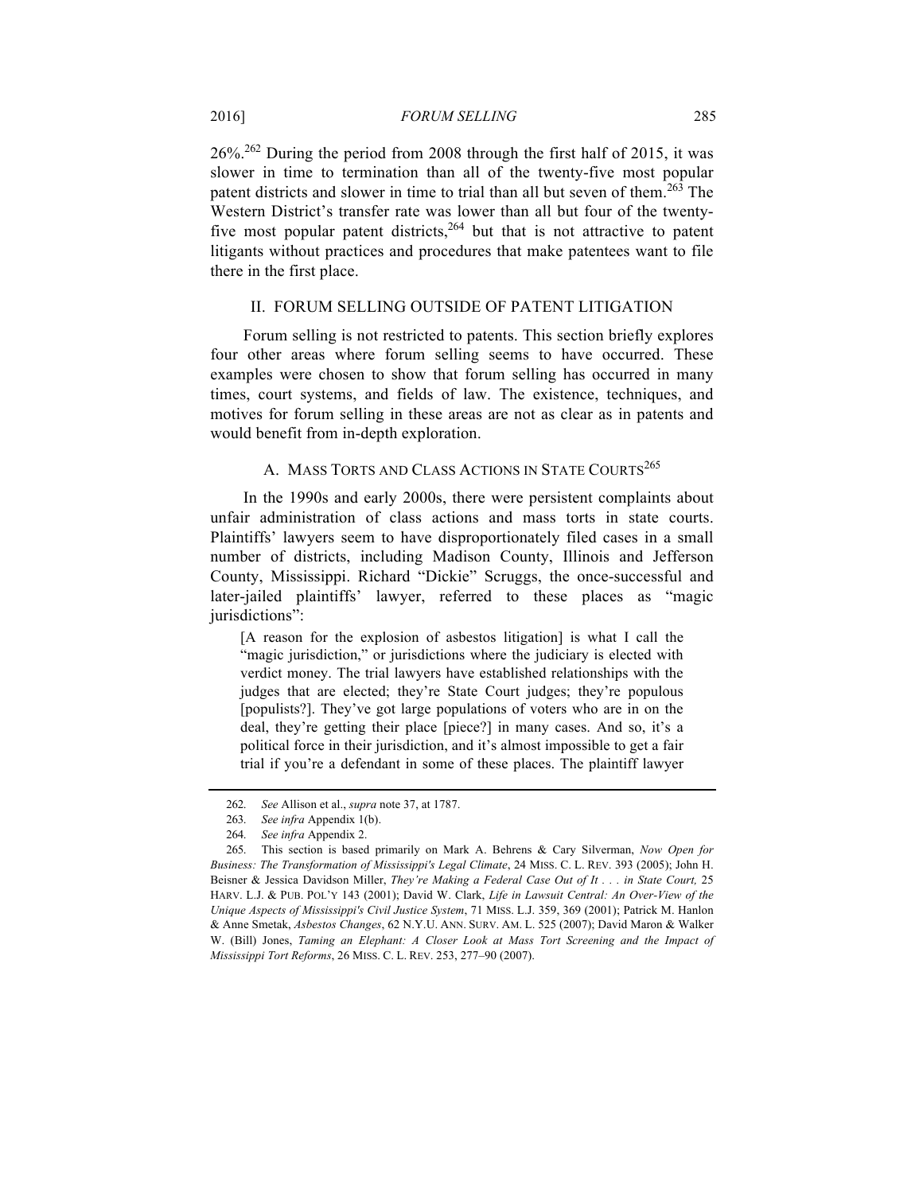26%.[262] During the period from 2008 through the first half of 2015, it was slower in time to termination than all of the twenty-five most popular patent districts and slower in time to trial than all but seven of them.[263] The Western District's transfer rate was lower than all but four of the twenty-five most popular patent districts,[264] but that is not attractive to patent litigants without practices and procedures that make patentees want to file there in the first place.

## II. FORUM SELLING OUTSIDE OF PATENT LITIGATION

Forum selling is not restricted to patents. This section briefly explores four other areas where forum selling seems to have occurred. These examples were chosen to show that forum selling has occurred in many times, court systems, and fields of law. The existence, techniques, and motives for forum selling in these areas are not as clear as in patents and would benefit from in-depth exploration.

### A. MASS TORTS AND CLASS ACTIONS IN STATE COURTS[265]

In the 1990s and early 2000s, there were persistent complaints about unfair administration of class actions and mass torts in state courts. Plaintiffs' lawyers seem to have disproportionately filed cases in a small number of districts, including Madison County, Illinois and Jefferson County, Mississippi. Richard "Dickie" Scruggs, the once-successful and later-jailed plaintiffs' lawyer, referred to these places as "magic jurisdictions":

> [A reason for the explosion of asbestos litigation] is what I call the "magic jurisdiction," or jurisdictions where the judiciary is elected with verdict money. The trial lawyers have established relationships with the judges that are elected; they're State Court judges; they're populous [populists?]. They've got large populations of voters who are in on the deal, they're getting their place [piece?] in many cases. And so, it's a political force in their jurisdiction, and it's almost impossible to get a fair trial if you're a defendant in some of these places. The plaintiff lawyer

---

262. *See* Allison et al., *supra* note 37, at 1787.

263. *See infra* Appendix 1(b).

264. *See infra* Appendix 2.

265. This section is based primarily on Mark A. Behrens & Cary Silverman, *Now Open for Business: The Transformation of Mississippi's Legal Climate*, 24 MISS. C. L. REV. 393 (2005); John H. Beisner & Jessica Davidson Miller, *They're Making a Federal Case Out of It . . . in State Court,* 25 HARV. L.J. & PUB. POL'Y 143 (2001); David W. Clark, *Life in Lawsuit Central: An Over-View of the Unique Aspects of Mississippi's Civil Justice System*, 71 MISS. L.J. 359, 369 (2001); Patrick M. Hanlon & Anne Smetak, *Asbestos Changes*, 62 N.Y.U. ANN. SURV. AM. L. 525 (2007); David Maron & Walker W. (Bill) Jones, *Taming an Elephant: A Closer Look at Mass Tort Screening and the Impact of Mississippi Tort Reforms*, 26 MISS. C. L. REV. 253, 277–90 (2007).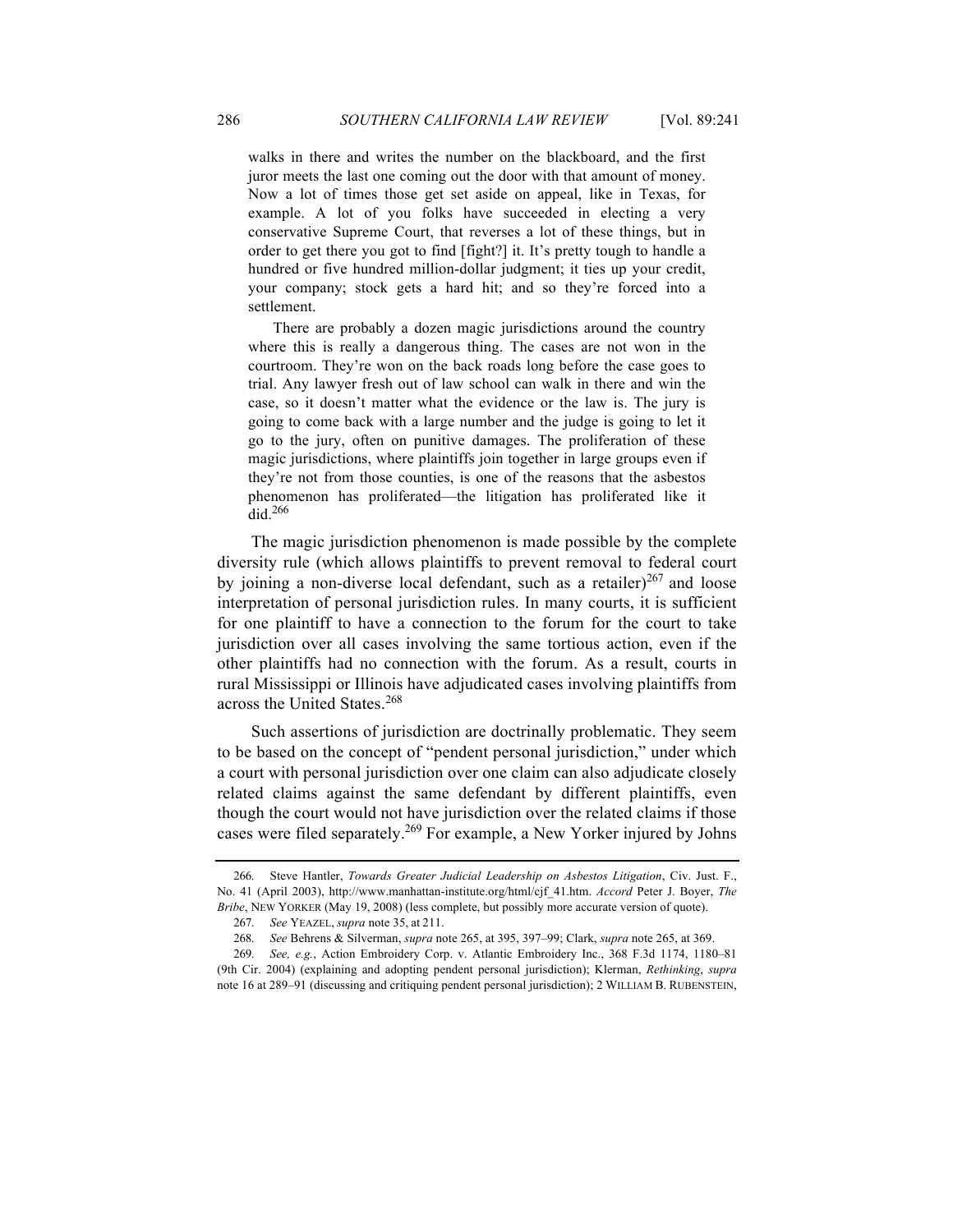walks in there and writes the number on the blackboard, and the first juror meets the last one coming out the door with that amount of money. Now a lot of times those get set aside on appeal, like in Texas, for example. A lot of you folks have succeeded in electing a very conservative Supreme Court, that reverses a lot of these things, but in order to get there you got to find [fight?] it. It's pretty tough to handle a hundred or five hundred million-dollar judgment; it ties up your credit, your company; stock gets a hard hit; and so they're forced into a settlement.

> There are probably a dozen magic jurisdictions around the country where this is really a dangerous thing. The cases are not won in the courtroom. They're won on the back roads long before the case goes to trial. Any lawyer fresh out of law school can walk in there and win the case, so it doesn't matter what the evidence or the law is. The jury is going to come back with a large number and the judge is going to let it go to the jury, often on punitive damages. The proliferation of these magic jurisdictions, where plaintiffs join together in large groups even if they're not from those counties, is one of the reasons that the asbestos phenomenon has proliferated—the litigation has proliferated like it did.[266]

The magic jurisdiction phenomenon is made possible by the complete diversity rule (which allows plaintiffs to prevent removal to federal court by joining a non-diverse local defendant, such as a retailer)[267] and loose interpretation of personal jurisdiction rules. In many courts, it is sufficient for one plaintiff to have a connection to the forum for the court to take jurisdiction over all cases involving the same tortious action, even if the other plaintiffs had no connection with the forum. As a result, courts in rural Mississippi or Illinois have adjudicated cases involving plaintiffs from across the United States.[268]

Such assertions of jurisdiction are doctrinally problematic. They seem to be based on the concept of "pendent personal jurisdiction," under which a court with personal jurisdiction over one claim can also adjudicate closely related claims against the same defendant by different plaintiffs, even though the court would not have jurisdiction over the related claims if those cases were filed separately.[269] For example, a New Yorker injured by Johns

---

266. Steve Hantler, *Towards Greater Judicial Leadership on Asbestos Litigation*, Civ. Just. F., No. 41 (April 2003), http://www.manhattan-institute.org/html/cjf_41.htm. *Accord* Peter J. Boyer, *The Bribe*, NEW YORKER (May 19, 2008) (less complete, but possibly more accurate version of quote).

267. *See* YEAZEL, *supra* note 35, at 211.

268. *See* Behrens & Silverman, *supra* note 265, at 395, 397–99; Clark, *supra* note 265, at 369.

269. *See, e.g.*, Action Embroidery Corp. v. Atlantic Embroidery Inc., 368 F.3d 1174, 1180–81 (9th Cir. 2004) (explaining and adopting pendent personal jurisdiction); Klerman, *Rethinking*, *supra* note 16 at 289–91 (discussing and critiquing pendent personal jurisdiction); 2 WILLIAM B. RUBENSTEIN,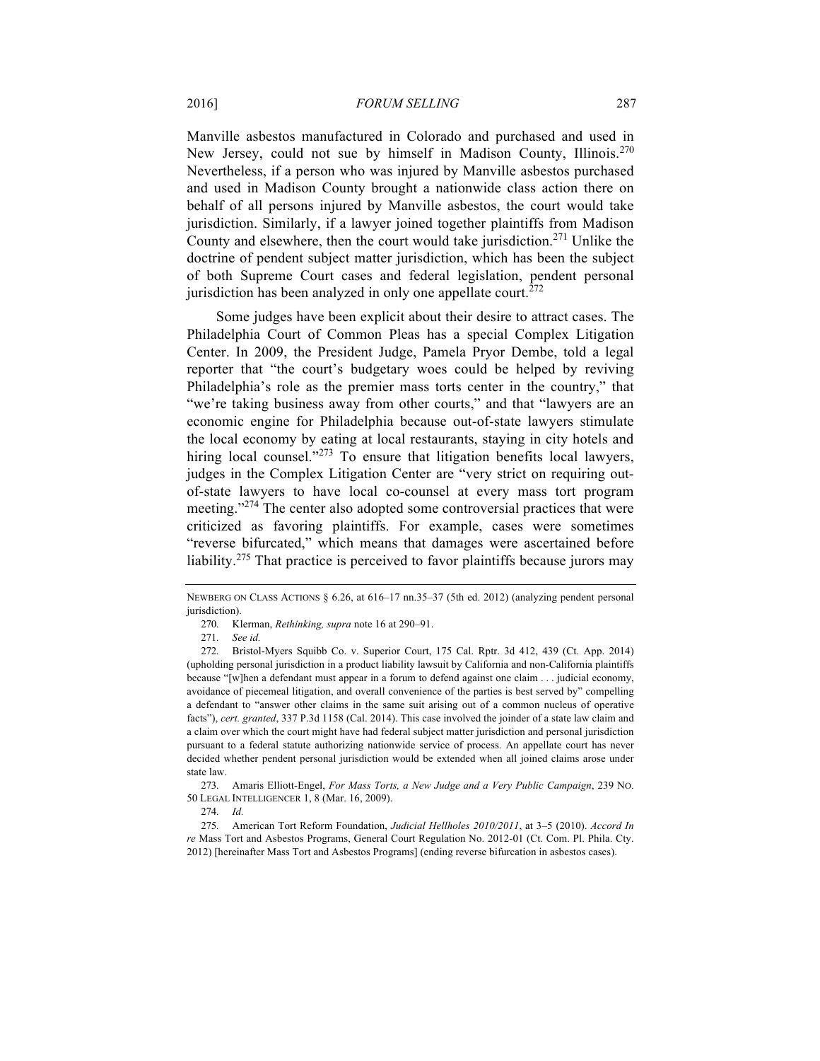Manville asbestos manufactured in Colorado and purchased and used in New Jersey, could not sue by himself in Madison County, Illinois.[270] Nevertheless, if a person who was injured by Manville asbestos purchased and used in Madison County brought a nationwide class action there on behalf of all persons injured by Manville asbestos, the court would take jurisdiction. Similarly, if a lawyer joined together plaintiffs from Madison County and elsewhere, then the court would take jurisdiction.[271] Unlike the doctrine of pendent subject matter jurisdiction, which has been the subject of both Supreme Court cases and federal legislation, pendent personal jurisdiction has been analyzed in only one appellate court.[272]

Some judges have been explicit about their desire to attract cases. The Philadelphia Court of Common Pleas has a special Complex Litigation Center. In 2009, the President Judge, Pamela Pryor Dembe, told a legal reporter that "the court's budgetary woes could be helped by reviving Philadelphia's role as the premier mass torts center in the country," that "we're taking business away from other courts," and that "lawyers are an economic engine for Philadelphia because out-of-state lawyers stimulate the local economy by eating at local restaurants, staying in city hotels and hiring local counsel."[273] To ensure that litigation benefits local lawyers, judges in the Complex Litigation Center are "very strict on requiring out-of-state lawyers to have local co-counsel at every mass tort program meeting."[274] The center also adopted some controversial practices that were criticized as favoring plaintiffs. For example, cases were sometimes "reverse bifurcated," which means that damages were ascertained before liability.[275] That practice is perceived to favor plaintiffs because jurors may

---

NEWBERG ON CLASS ACTIONS § 6.26, at 616–17 nn.35–37 (5th ed. 2012) (analyzing pendent personal jurisdiction).

270. Klerman, *Rethinking*, *supra* note 16 at 290–91.

271. *See id.*

272. Bristol-Myers Squibb Co. v. Superior Court, 175 Cal. Rptr. 3d 412, 439 (Ct. App. 2014) (upholding personal jurisdiction in a product liability lawsuit by California and non-California plaintiffs because "[w]hen a defendant must appear in a forum to defend against one claim . . . judicial economy, avoidance of piecemeal litigation, and overall convenience of the parties is best served by" compelling a defendant to "answer other claims in the same suit arising out of a common nucleus of operative facts"), *cert. granted*, 337 P.3d 1158 (Cal. 2014). This case involved the joinder of a state law claim and a claim over which the court might have had federal subject matter jurisdiction and personal jurisdiction pursuant to a federal statute authorizing nationwide service of process. An appellate court has never decided whether pendent personal jurisdiction would be extended when all joined claims arose under state law.

273. Amaris Elliott-Engel, *For Mass Torts, a New Judge and a Very Public Campaign*, 239 NO. 50 LEGAL INTELLIGENCER 1, 8 (Mar. 16, 2009).

274. *Id.*

275. American Tort Reform Foundation, *Judicial Hellholes 2010/2011*, at 3–5 (2010). *Accord In re* Mass Tort and Asbestos Programs, General Court Regulation No. 2012-01 (Ct. Com. Pl. Phila. Cty. 2012) [hereinafter Mass Tort and Asbestos Programs] (ending reverse bifurcation in asbestos cases).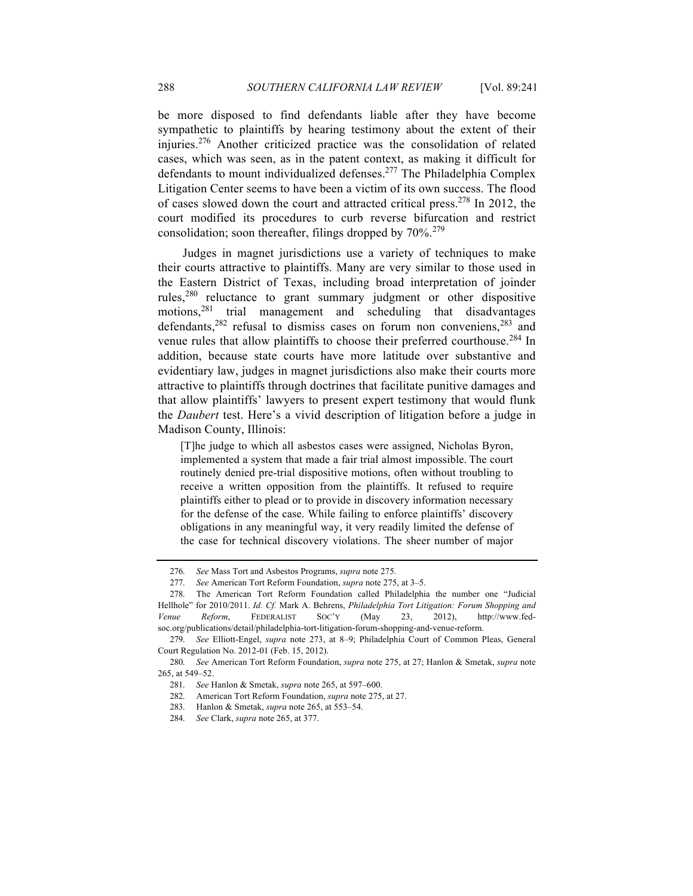be more disposed to find defendants liable after they have become sympathetic to plaintiffs by hearing testimony about the extent of their injuries.[276] Another criticized practice was the consolidation of related cases, which was seen, as in the patent context, as making it difficult for defendants to mount individualized defenses.[277] The Philadelphia Complex Litigation Center seems to have been a victim of its own success. The flood of cases slowed down the court and attracted critical press.[278] In 2012, the court modified its procedures to curb reverse bifurcation and restrict consolidation; soon thereafter, filings dropped by 70%.[279]

Judges in magnet jurisdictions use a variety of techniques to make their courts attractive to plaintiffs. Many are very similar to those used in the Eastern District of Texas, including broad interpretation of joinder rules,[280] reluctance to grant summary judgment or other dispositive motions,[281] trial management and scheduling that disadvantages defendants,[282] refusal to dismiss cases on forum non conveniens,[283] and venue rules that allow plaintiffs to choose their preferred courthouse.[284] In addition, because state courts have more latitude over substantive and evidentiary law, judges in magnet jurisdictions also make their courts more attractive to plaintiffs through doctrines that facilitate punitive damages and that allow plaintiffs' lawyers to present expert testimony that would flunk the *Daubert* test. Here's a vivid description of litigation before a judge in Madison County, Illinois:

> [T]he judge to which all asbestos cases were assigned, Nicholas Byron, implemented a system that made a fair trial almost impossible. The court routinely denied pre-trial dispositive motions, often without troubling to receive a written opposition from the plaintiffs. It refused to require plaintiffs either to plead or to provide in discovery information necessary for the defense of the case. While failing to enforce plaintiffs' discovery obligations in any meaningful way, it very readily limited the defense of the case for technical discovery violations. The sheer number of major

---

276. *See* Mass Tort and Asbestos Programs, *supra* note 275.

277. *See* American Tort Reform Foundation, *supra* note 275, at 3–5.

278. The American Tort Reform Foundation called Philadelphia the number one "Judicial Hellhole" for 2010/2011. *Id. Cf.* Mark A. Behrens, *Philadelphia Tort Litigation: Forum Shopping and Venue Reform*, FEDERALIST SOC'Y (May 23, 2012), http://www.fed-soc.org/publications/detail/philadelphia-tort-litigation-forum-shopping-and-venue-reform.

279. *See* Elliott-Engel, *supra* note 273, at 8–9; Philadelphia Court of Common Pleas, General Court Regulation No. 2012-01 (Feb. 15, 2012).

280. *See* American Tort Reform Foundation, *supra* note 275, at 27; Hanlon & Smetak, *supra* note 265, at 549–52.

281. *See* Hanlon & Smetak, *supra* note 265, at 597–600.

282. American Tort Reform Foundation, *supra* note 275, at 27.

283. Hanlon & Smetak, *supra* note 265, at 553–54.

284. *See* Clark, *supra* note 265, at 377.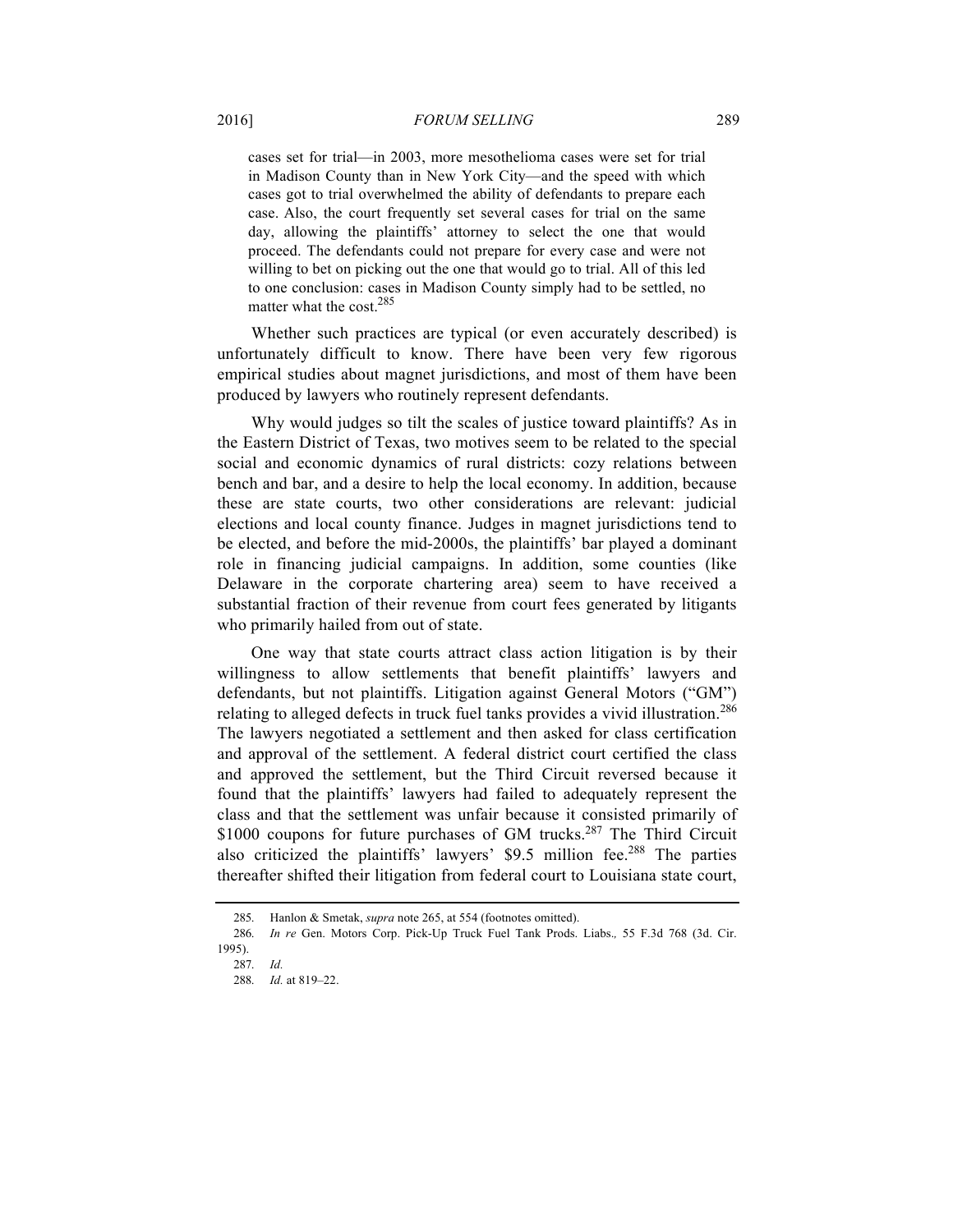> cases set for trial—in 2003, more mesothelioma cases were set for trial in Madison County than in New York City—and the speed with which cases got to trial overwhelmed the ability of defendants to prepare each case. Also, the court frequently set several cases for trial on the same day, allowing the plaintiffs' attorney to select the one that would proceed. The defendants could not prepare for every case and were not willing to bet on picking out the one that would go to trial. All of this led to one conclusion: cases in Madison County simply had to be settled, no matter what the cost.[285]

Whether such practices are typical (or even accurately described) is unfortunately difficult to know. There have been very few rigorous empirical studies about magnet jurisdictions, and most of them have been produced by lawyers who routinely represent defendants.

Why would judges so tilt the scales of justice toward plaintiffs? As in the Eastern District of Texas, two motives seem to be related to the special social and economic dynamics of rural districts: cozy relations between bench and bar, and a desire to help the local economy. In addition, because these are state courts, two other considerations are relevant: judicial elections and local county finance. Judges in magnet jurisdictions tend to be elected, and before the mid-2000s, the plaintiffs' bar played a dominant role in financing judicial campaigns. In addition, some counties (like Delaware in the corporate chartering area) seem to have received a substantial fraction of their revenue from court fees generated by litigants who primarily hailed from out of state.

One way that state courts attract class action litigation is by their willingness to allow settlements that benefit plaintiffs' lawyers and defendants, but not plaintiffs. Litigation against General Motors ("GM") relating to alleged defects in truck fuel tanks provides a vivid illustration.[286] The lawyers negotiated a settlement and then asked for class certification and approval of the settlement. A federal district court certified the class and approved the settlement, but the Third Circuit reversed because it found that the plaintiffs' lawyers had failed to adequately represent the class and that the settlement was unfair because it consisted primarily of $1000 coupons for future purchases of GM trucks.[287] The Third Circuit also criticized the plaintiffs' lawyers' $9.5 million fee.[288] The parties thereafter shifted their litigation from federal court to Louisiana state court,

---

285. Hanlon & Smetak, *supra* note 265, at 554 (footnotes omitted).

286. *In re* Gen. Motors Corp. Pick-Up Truck Fuel Tank Prods. Liabs., 55 F.3d 768 (3d. Cir. 1995).

287. *Id.*

288. *Id.* at 819–22.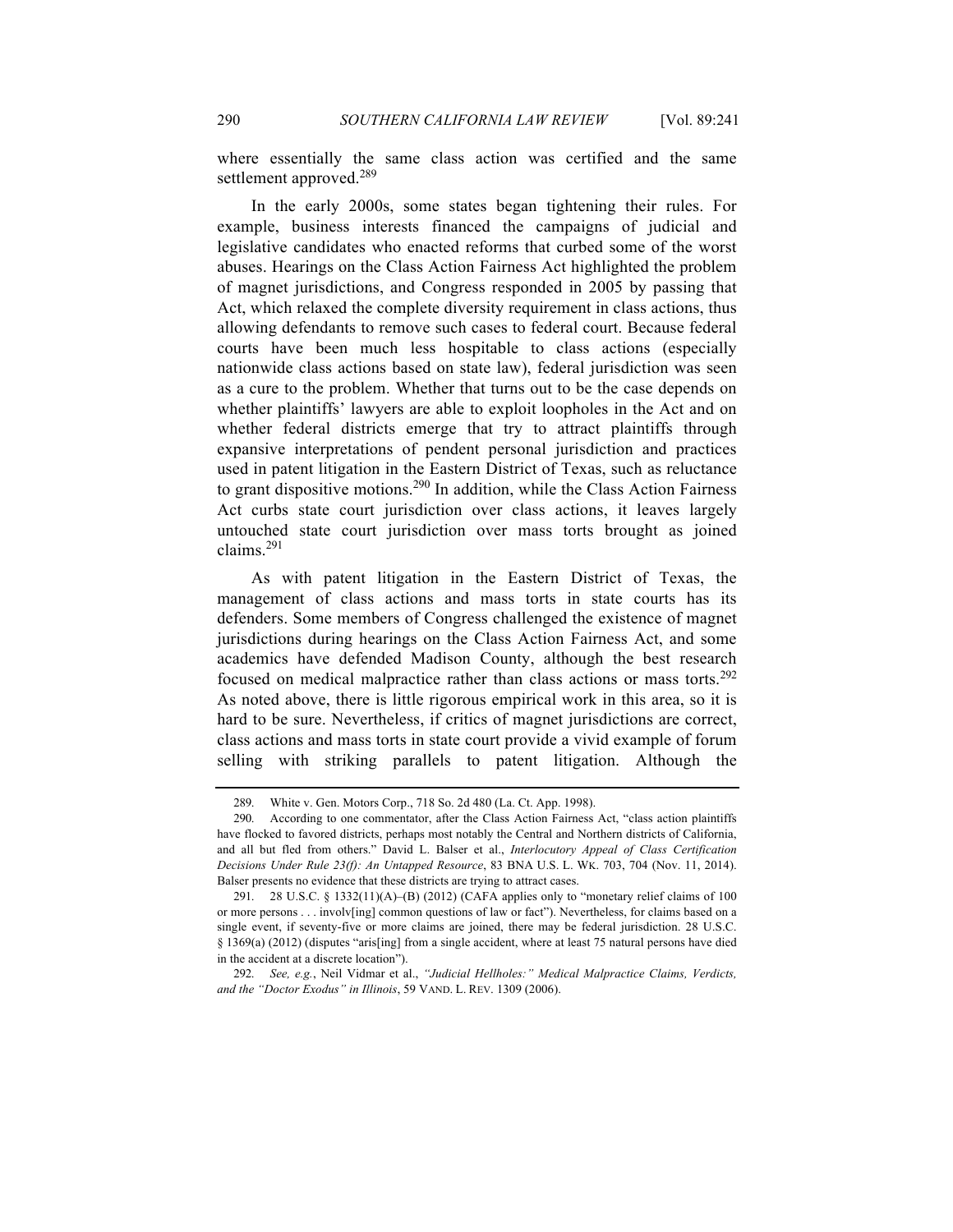where essentially the same class action was certified and the same settlement approved.[289]

In the early 2000s, some states began tightening their rules. For example, business interests financed the campaigns of judicial and legislative candidates who enacted reforms that curbed some of the worst abuses. Hearings on the Class Action Fairness Act highlighted the problem of magnet jurisdictions, and Congress responded in 2005 by passing that Act, which relaxed the complete diversity requirement in class actions, thus allowing defendants to remove such cases to federal court. Because federal courts have been much less hospitable to class actions (especially nationwide class actions based on state law), federal jurisdiction was seen as a cure to the problem. Whether that turns out to be the case depends on whether plaintiffs' lawyers are able to exploit loopholes in the Act and on whether federal districts emerge that try to attract plaintiffs through expansive interpretations of pendent personal jurisdiction and practices used in patent litigation in the Eastern District of Texas, such as reluctance to grant dispositive motions.[290] In addition, while the Class Action Fairness Act curbs state court jurisdiction over class actions, it leaves largely untouched state court jurisdiction over mass torts brought as joined claims.[291]

As with patent litigation in the Eastern District of Texas, the management of class actions and mass torts in state courts has its defenders. Some members of Congress challenged the existence of magnet jurisdictions during hearings on the Class Action Fairness Act, and some academics have defended Madison County, although the best research focused on medical malpractice rather than class actions or mass torts.[292] As noted above, there is little rigorous empirical work in this area, so it is hard to be sure. Nevertheless, if critics of magnet jurisdictions are correct, class actions and mass torts in state court provide a vivid example of forum selling with striking parallels to patent litigation. Although the

---

289. White v. Gen. Motors Corp., 718 So. 2d 480 (La. Ct. App. 1998).

290. According to one commentator, after the Class Action Fairness Act, "class action plaintiffs have flocked to favored districts, perhaps most notably the Central and Northern districts of California, and all but fled from others." David L. Balser et al., *Interlocutory Appeal of Class Certification Decisions Under Rule 23(f): An Untapped Resource*, 83 BNA U.S. L. WK. 703, 704 (Nov. 11, 2014). Balser presents no evidence that these districts are trying to attract cases.

291. 28 U.S.C. § 1332(11)(A)–(B) (2012) (CAFA applies only to "monetary relief claims of 100 or more persons . . . involv[ing] common questions of law or fact"). Nevertheless, for claims based on a single event, if seventy-five or more claims are joined, there may be federal jurisdiction. 28 U.S.C. § 1369(a) (2012) (disputes "aris[ing] from a single accident, where at least 75 natural persons have died in the accident at a discrete location").

292. *See, e.g.*, Neil Vidmar et al., *"Judicial Hellholes:" Medical Malpractice Claims, Verdicts, and the "Doctor Exodus" in Illinois*, 59 VAND. L. REV. 1309 (2006).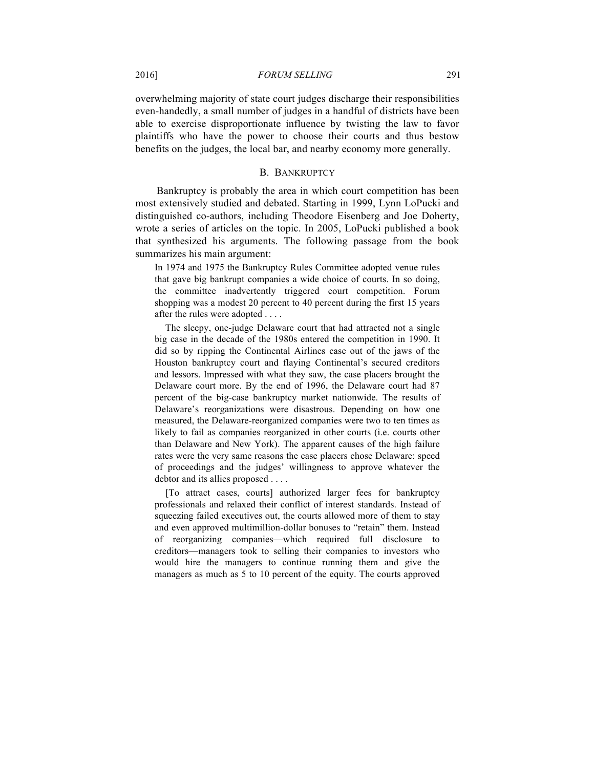overwhelming majority of state court judges discharge their responsibilities even-handedly, a small number of judges in a handful of districts have been able to exercise disproportionate influence by twisting the law to favor plaintiffs who have the power to choose their courts and thus bestow benefits on the judges, the local bar, and nearby economy more generally.

## B. BANKRUPTCY

Bankruptcy is probably the area in which court competition has been most extensively studied and debated. Starting in 1999, Lynn LoPucki and distinguished co-authors, including Theodore Eisenberg and Joe Doherty, wrote a series of articles on the topic. In 2005, LoPucki published a book that synthesized his arguments. The following passage from the book summarizes his main argument:

> In 1974 and 1975 the Bankruptcy Rules Committee adopted venue rules that gave big bankrupt companies a wide choice of courts. In so doing, the committee inadvertently triggered court competition. Forum shopping was a modest 20 percent to 40 percent during the first 15 years after the rules were adopted . . . .
>
> The sleepy, one-judge Delaware court that had attracted not a single big case in the decade of the 1980s entered the competition in 1990. It did so by ripping the Continental Airlines case out of the jaws of the Houston bankruptcy court and flaying Continental's secured creditors and lessors. Impressed with what they saw, the case placers brought the Delaware court more. By the end of 1996, the Delaware court had 87 percent of the big-case bankruptcy market nationwide. The results of Delaware's reorganizations were disastrous. Depending on how one measured, the Delaware-reorganized companies were two to ten times as likely to fail as companies reorganized in other courts (i.e. courts other than Delaware and New York). The apparent causes of the high failure rates were the very same reasons the case placers chose Delaware: speed of proceedings and the judges' willingness to approve whatever the debtor and its allies proposed . . . .
>
> [To attract cases, courts] authorized larger fees for bankruptcy professionals and relaxed their conflict of interest standards. Instead of squeezing failed executives out, the courts allowed more of them to stay and even approved multimillion-dollar bonuses to "retain" them. Instead of reorganizing companies—which required full disclosure to creditors—managers took to selling their companies to investors who would hire the managers to continue running them and give the managers as much as 5 to 10 percent of the equity. The courts approved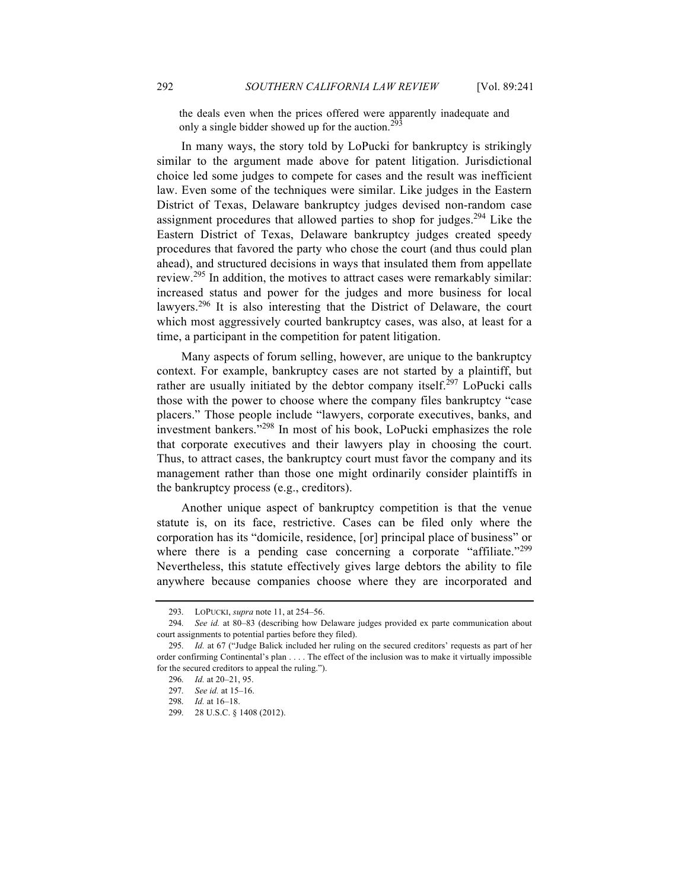the deals even when the prices offered were apparently inadequate and only a single bidder showed up for the auction.[293]

In many ways, the story told by LoPucki for bankruptcy is strikingly similar to the argument made above for patent litigation. Jurisdictional choice led some judges to compete for cases and the result was inefficient law. Even some of the techniques were similar. Like judges in the Eastern District of Texas, Delaware bankruptcy judges devised non-random case assignment procedures that allowed parties to shop for judges.[294] Like the Eastern District of Texas, Delaware bankruptcy judges created speedy procedures that favored the party who chose the court (and thus could plan ahead), and structured decisions in ways that insulated them from appellate review.[295] In addition, the motives to attract cases were remarkably similar: increased status and power for the judges and more business for local lawyers.[296] It is also interesting that the District of Delaware, the court which most aggressively courted bankruptcy cases, was also, at least for a time, a participant in the competition for patent litigation.

Many aspects of forum selling, however, are unique to the bankruptcy context. For example, bankruptcy cases are not started by a plaintiff, but rather are usually initiated by the debtor company itself.[297] LoPucki calls those with the power to choose where the company files bankruptcy "case placers." Those people include "lawyers, corporate executives, banks, and investment bankers."[298] In most of his book, LoPucki emphasizes the role that corporate executives and their lawyers play in choosing the court. Thus, to attract cases, the bankruptcy court must favor the company and its management rather than those one might ordinarily consider plaintiffs in the bankruptcy process (e.g., creditors).

Another unique aspect of bankruptcy competition is that the venue statute is, on its face, restrictive. Cases can be filed only where the corporation has its "domicile, residence, [or] principal place of business" or where there is a pending case concerning a corporate "affiliate."[299] Nevertheless, this statute effectively gives large debtors the ability to file anywhere because companies choose where they are incorporated and

---

293. LOPUCKI, *supra* note 11, at 254–56.

294. *See id.* at 80–83 (describing how Delaware judges provided ex parte communication about court assignments to potential parties before they filed).

295. *Id.* at 67 ("Judge Balick included her ruling on the secured creditors' requests as part of her order confirming Continental's plan . . . . The effect of the inclusion was to make it virtually impossible for the secured creditors to appeal the ruling.").

296. *Id.* at 20–21, 95.

297. *See id.* at 15–16.

298. *Id.* at 16–18.

299. 28 U.S.C. § 1408 (2012).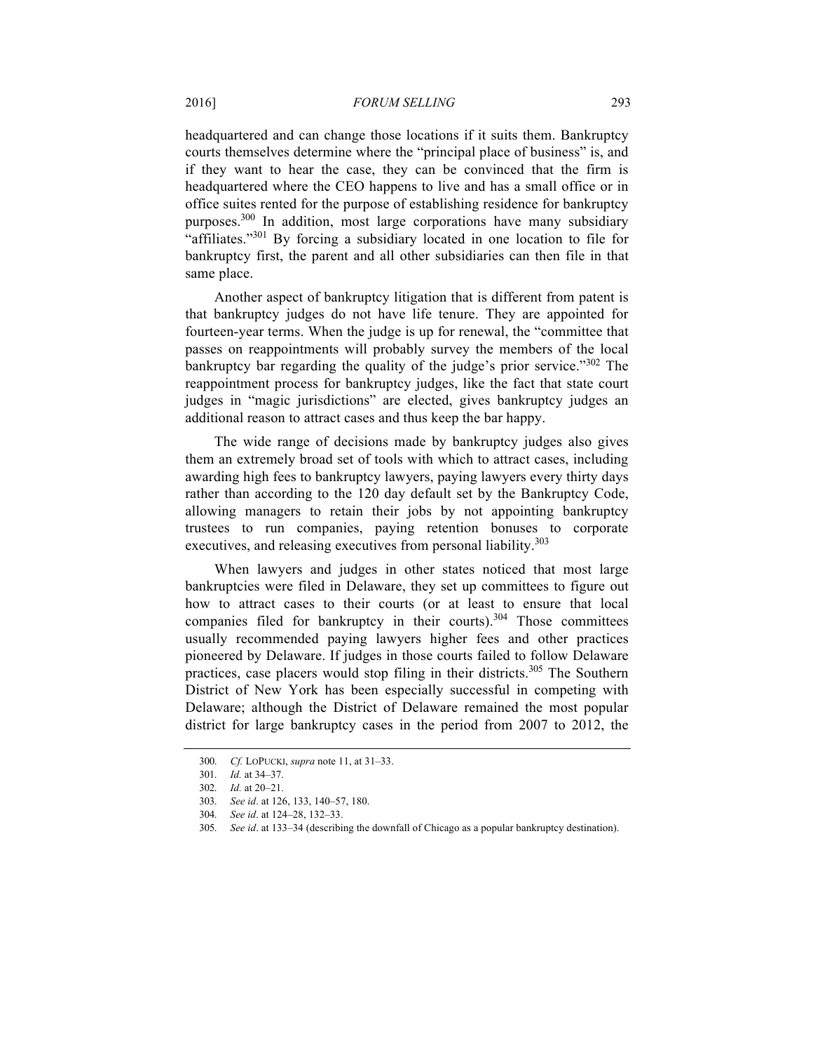headquartered and can change those locations if it suits them. Bankruptcy courts themselves determine where the "principal place of business" is, and if they want to hear the case, they can be convinced that the firm is headquartered where the CEO happens to live and has a small office or in office suites rented for the purpose of establishing residence for bankruptcy purposes.[300] In addition, most large corporations have many subsidiary "affiliates."[301] By forcing a subsidiary located in one location to file for bankruptcy first, the parent and all other subsidiaries can then file in that same place.

Another aspect of bankruptcy litigation that is different from patent is that bankruptcy judges do not have life tenure. They are appointed for fourteen-year terms. When the judge is up for renewal, the "committee that passes on reappointments will probably survey the members of the local bankruptcy bar regarding the quality of the judge's prior service."[302] The reappointment process for bankruptcy judges, like the fact that state court judges in "magic jurisdictions" are elected, gives bankruptcy judges an additional reason to attract cases and thus keep the bar happy.

The wide range of decisions made by bankruptcy judges also gives them an extremely broad set of tools with which to attract cases, including awarding high fees to bankruptcy lawyers, paying lawyers every thirty days rather than according to the 120 day default set by the Bankruptcy Code, allowing managers to retain their jobs by not appointing bankruptcy trustees to run companies, paying retention bonuses to corporate executives, and releasing executives from personal liability.[303]

When lawyers and judges in other states noticed that most large bankruptcies were filed in Delaware, they set up committees to figure out how to attract cases to their courts (or at least to ensure that local companies filed for bankruptcy in their courts).[304] Those committees usually recommended paying lawyers higher fees and other practices pioneered by Delaware. If judges in those courts failed to follow Delaware practices, case placers would stop filing in their districts.[305] The Southern District of New York has been especially successful in competing with Delaware; although the District of Delaware remained the most popular district for large bankruptcy cases in the period from 2007 to 2012, the

300. *Cf.* LOPUCKI, *supra* note 11, at 31–33.

301. *Id.* at 34–37.

302. *Id.* at 20–21.

303. *See id*. at 126, 133, 140–57, 180.

304. *See id*. at 124–28, 132–33.

305. *See id*. at 133–34 (describing the downfall of Chicago as a popular bankruptcy destination).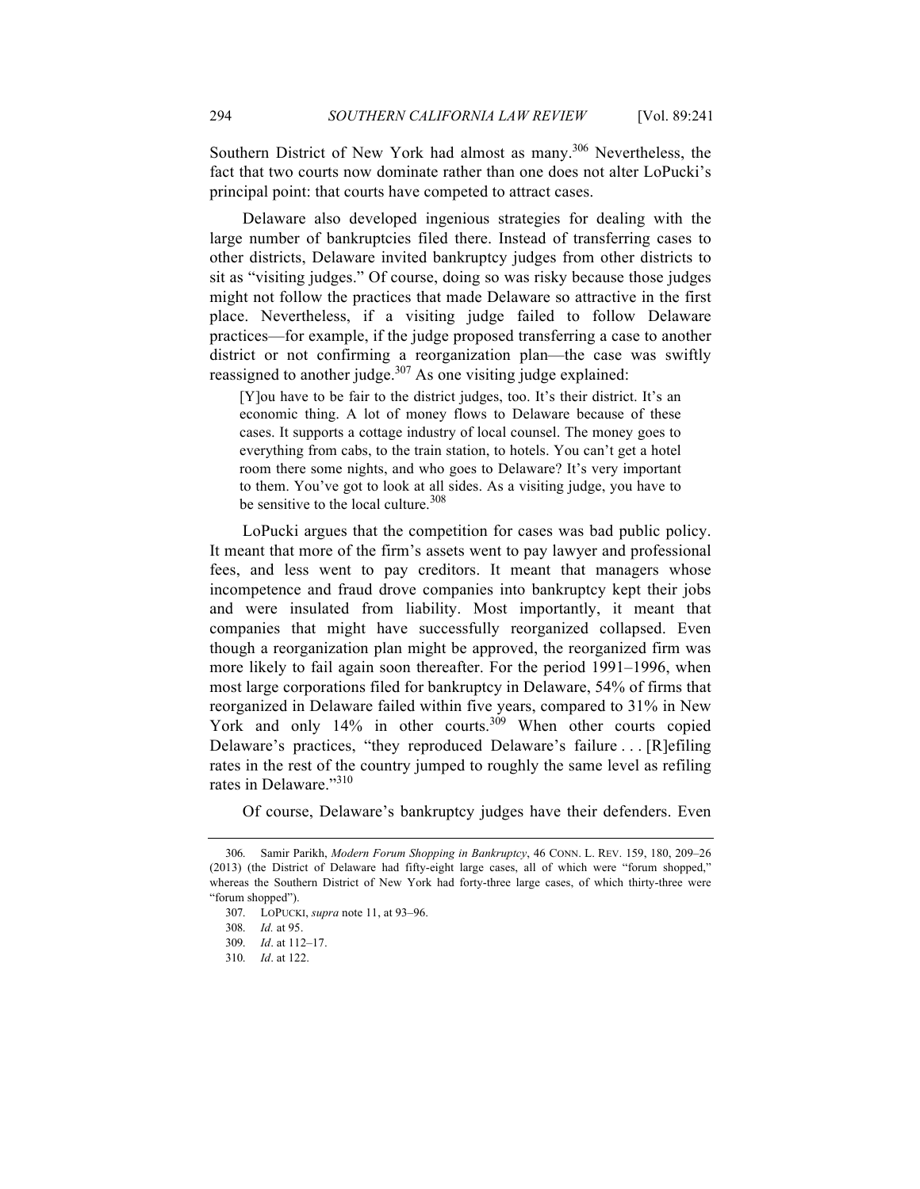Southern District of New York had almost as many.[306] Nevertheless, the fact that two courts now dominate rather than one does not alter LoPucki's principal point: that courts have competed to attract cases.

Delaware also developed ingenious strategies for dealing with the large number of bankruptcies filed there. Instead of transferring cases to other districts, Delaware invited bankruptcy judges from other districts to sit as "visiting judges." Of course, doing so was risky because those judges might not follow the practices that made Delaware so attractive in the first place. Nevertheless, if a visiting judge failed to follow Delaware practices—for example, if the judge proposed transferring a case to another district or not confirming a reorganization plan—the case was swiftly reassigned to another judge.[307] As one visiting judge explained:

> [Y]ou have to be fair to the district judges, too. It's their district. It's an economic thing. A lot of money flows to Delaware because of these cases. It supports a cottage industry of local counsel. The money goes to everything from cabs, to the train station, to hotels. You can't get a hotel room there some nights, and who goes to Delaware? It's very important to them. You've got to look at all sides. As a visiting judge, you have to be sensitive to the local culture.[308]

LoPucki argues that the competition for cases was bad public policy. It meant that more of the firm's assets went to pay lawyer and professional fees, and less went to pay creditors. It meant that managers whose incompetence and fraud drove companies into bankruptcy kept their jobs and were insulated from liability. Most importantly, it meant that companies that might have successfully reorganized collapsed. Even though a reorganization plan might be approved, the reorganized firm was more likely to fail again soon thereafter. For the period 1991–1996, when most large corporations filed for bankruptcy in Delaware, 54% of firms that reorganized in Delaware failed within five years, compared to 31% in New York and only 14% in other courts.[309] When other courts copied Delaware's practices, "they reproduced Delaware's failure . . . [R]efiling rates in the rest of the country jumped to roughly the same level as refiling rates in Delaware."[310]

Of course, Delaware's bankruptcy judges have their defenders. Even

---

306. Samir Parikh, *Modern Forum Shopping in Bankruptcy*, 46 CONN. L. REV. 159, 180, 209–26 (2013) (the District of Delaware had fifty-eight large cases, all of which were "forum shopped," whereas the Southern District of New York had forty-three large cases, of which thirty-three were "forum shopped").

307. LOPUCKI, *supra* note 11, at 93–96.

308. *Id.* at 95.

309. *Id*. at 112–17.

310. *Id*. at 122.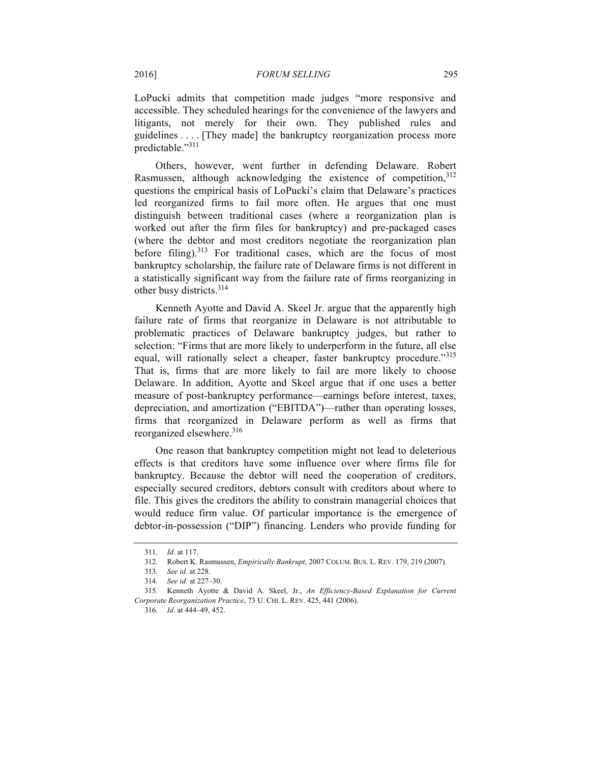LoPucki admits that competition made judges "more responsive and accessible. They scheduled hearings for the convenience of the lawyers and litigants, not merely for their own. They published rules and guidelines . . . . [They made] the bankruptcy reorganization process more predictable."[311]

Others, however, went further in defending Delaware. Robert Rasmussen, although acknowledging the existence of competition,[312] questions the empirical basis of LoPucki's claim that Delaware's practices led reorganized firms to fail more often. He argues that one must distinguish between traditional cases (where a reorganization plan is worked out after the firm files for bankruptcy) and pre-packaged cases (where the debtor and most creditors negotiate the reorganization plan before filing).[313] For traditional cases, which are the focus of most bankruptcy scholarship, the failure rate of Delaware firms is not different in a statistically significant way from the failure rate of firms reorganizing in other busy districts.[314]

Kenneth Ayotte and David A. Skeel Jr. argue that the apparently high failure rate of firms that reorganize in Delaware is not attributable to problematic practices of Delaware bankruptcy judges, but rather to selection: "Firms that are more likely to underperform in the future, all else equal, will rationally select a cheaper, faster bankruptcy procedure."[315] That is, firms that are more likely to fail are more likely to choose Delaware. In addition, Ayotte and Skeel argue that if one uses a better measure of post-bankruptcy performance—earnings before interest, taxes, depreciation, and amortization ("EBITDA")—rather than operating losses, firms that reorganized in Delaware perform as well as firms that reorganized elsewhere.[316]

One reason that bankruptcy competition might not lead to deleterious effects is that creditors have some influence over where firms file for bankruptcy. Because the debtor will need the cooperation of creditors, especially secured creditors, debtors consult with creditors about where to file. This gives the creditors the ability to constrain managerial choices that would reduce firm value. Of particular importance is the emergence of debtor-in-possession ("DIP") financing. Lenders who provide funding for

---

311. *Id*. at 117.

312. Robert K. Rasmussen, *Empirically Bankrupt*, 2007 COLUM. BUS. L. REV. 179, 219 (2007).

313. *See id.* at 228.

314. *See id.* at 227–30.

315. Kenneth Ayotte & David A. Skeel, Jr., *An Efficiency-Based Explanation for Current Corporate Reorganization Practice*, 73 U. CHI. L. REV. 425, 441 (2006).

316. *Id.* at 444–49, 452.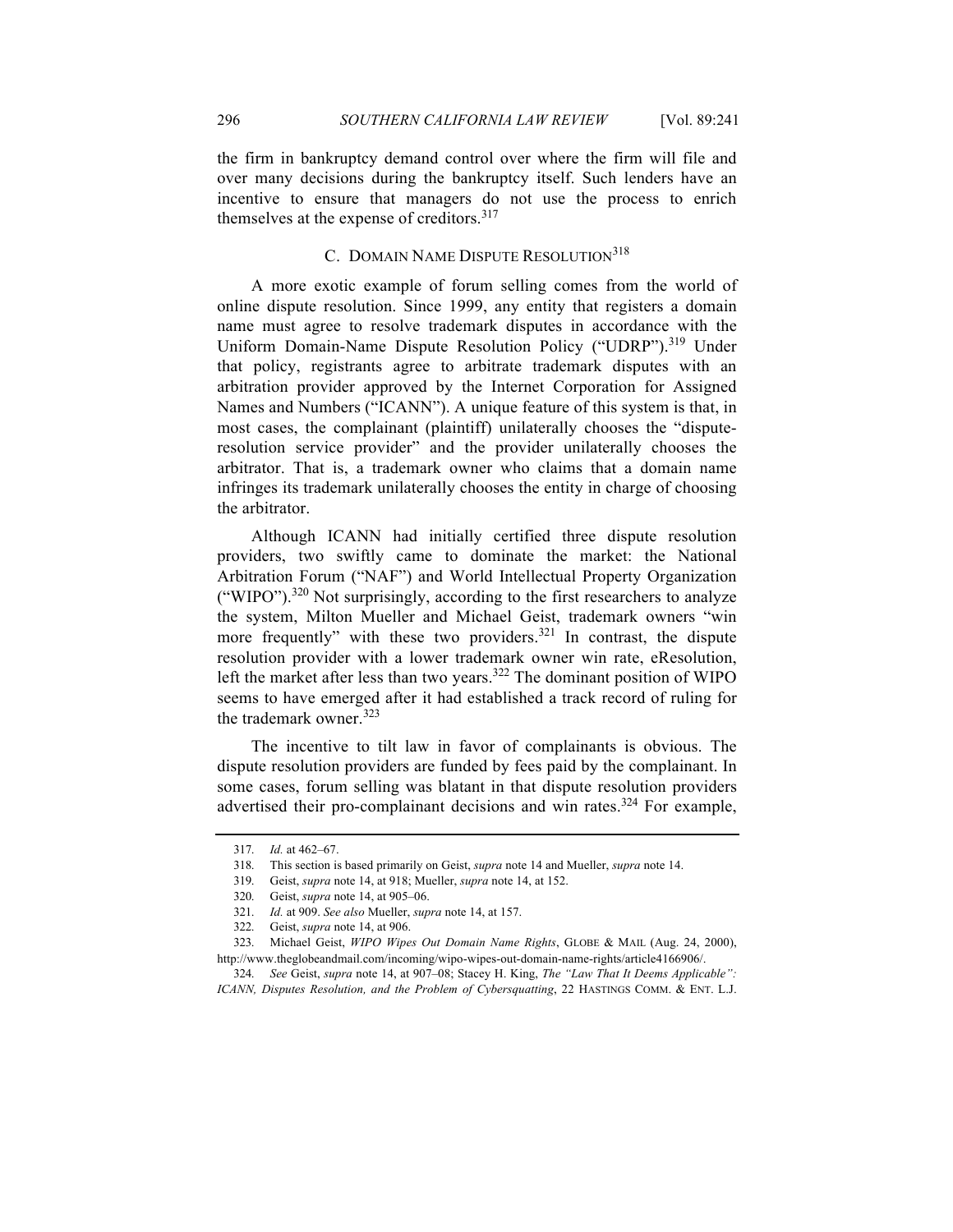the firm in bankruptcy demand control over where the firm will file and over many decisions during the bankruptcy itself. Such lenders have an incentive to ensure that managers do not use the process to enrich themselves at the expense of creditors.[317]

### C. Domain Name Dispute Resolution[318]

A more exotic example of forum selling comes from the world of online dispute resolution. Since 1999, any entity that registers a domain name must agree to resolve trademark disputes in accordance with the Uniform Domain-Name Dispute Resolution Policy ("UDRP").[319] Under that policy, registrants agree to arbitrate trademark disputes with an arbitration provider approved by the Internet Corporation for Assigned Names and Numbers ("ICANN"). A unique feature of this system is that, in most cases, the complainant (plaintiff) unilaterally chooses the "dispute-resolution service provider" and the provider unilaterally chooses the arbitrator. That is, a trademark owner who claims that a domain name infringes its trademark unilaterally chooses the entity in charge of choosing the arbitrator.

Although ICANN had initially certified three dispute resolution providers, two swiftly came to dominate the market: the National Arbitration Forum ("NAF") and World Intellectual Property Organization ("WIPO").[320] Not surprisingly, according to the first researchers to analyze the system, Milton Mueller and Michael Geist, trademark owners "win more frequently" with these two providers.[321] In contrast, the dispute resolution provider with a lower trademark owner win rate, eResolution, left the market after less than two years.[322] The dominant position of WIPO seems to have emerged after it had established a track record of ruling for the trademark owner.[323]

The incentive to tilt law in favor of complainants is obvious. The dispute resolution providers are funded by fees paid by the complainant. In some cases, forum selling was blatant in that dispute resolution providers advertised their pro-complainant decisions and win rates.[324] For example,

---

317. *Id.* at 462–67.

318. This section is based primarily on Geist, *supra* note 14 and Mueller, *supra* note 14.

319. Geist, *supra* note 14, at 918; Mueller, *supra* note 14, at 152.

320. Geist, *supra* note 14, at 905–06.

321. *Id.* at 909. *See also* Mueller, *supra* note 14, at 157.

322. Geist, *supra* note 14, at 906.

323. Michael Geist, *WIPO Wipes Out Domain Name Rights*, GLOBE & MAIL (Aug. 24, 2000), http://www.theglobeandmail.com/incoming/wipo-wipes-out-domain-name-rights/article4166906/.

324. *See* Geist, *supra* note 14, at 907–08; Stacey H. King, *The "Law That It Deems Applicable": ICANN, Disputes Resolution, and the Problem of Cybersquatting*, 22 HASTINGS COMM. & ENT. L.J.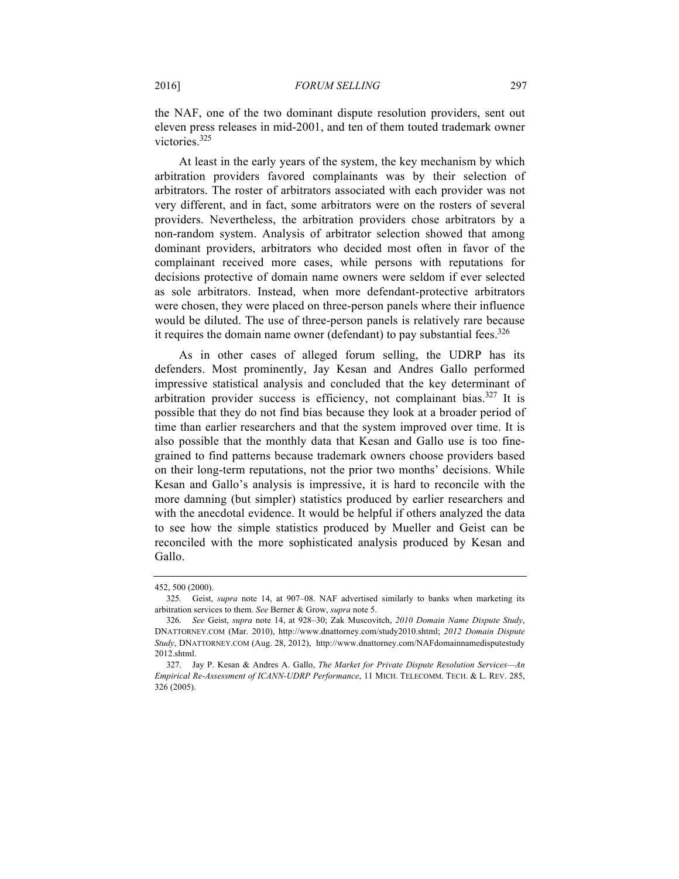the NAF, one of the two dominant dispute resolution providers, sent out eleven press releases in mid-2001, and ten of them touted trademark owner victories.[325]

At least in the early years of the system, the key mechanism by which arbitration providers favored complainants was by their selection of arbitrators. The roster of arbitrators associated with each provider was not very different, and in fact, some arbitrators were on the rosters of several providers. Nevertheless, the arbitration providers chose arbitrators by a non-random system. Analysis of arbitrator selection showed that among dominant providers, arbitrators who decided most often in favor of the complainant received more cases, while persons with reputations for decisions protective of domain name owners were seldom if ever selected as sole arbitrators. Instead, when more defendant-protective arbitrators were chosen, they were placed on three-person panels where their influence would be diluted. The use of three-person panels is relatively rare because it requires the domain name owner (defendant) to pay substantial fees.[326]

As in other cases of alleged forum selling, the UDRP has its defenders. Most prominently, Jay Kesan and Andres Gallo performed impressive statistical analysis and concluded that the key determinant of arbitration provider success is efficiency, not complainant bias.[327] It is possible that they do not find bias because they look at a broader period of time than earlier researchers and that the system improved over time. It is also possible that the monthly data that Kesan and Gallo use is too fine-grained to find patterns because trademark owners choose providers based on their long-term reputations, not the prior two months' decisions. While Kesan and Gallo's analysis is impressive, it is hard to reconcile with the more damning (but simpler) statistics produced by earlier researchers and with the anecdotal evidence. It would be helpful if others analyzed the data to see how the simple statistics produced by Mueller and Geist can be reconciled with the more sophisticated analysis produced by Kesan and Gallo.

---

452, 500 (2000).

325. Geist, *supra* note 14, at 907–08. NAF advertised similarly to banks when marketing its arbitration services to them. *See* Berner & Grow, *supra* note 5.

326. *See* Geist, *supra* note 14, at 928–30; Zak Muscovitch, *2010 Domain Name Dispute Study*, DNATTORNEY.COM (Mar. 2010), http://www.dnattorney.com/study2010.shtml; *2012 Domain Dispute Study*, DNATTORNEY.COM (Aug. 28, 2012), http://www.dnattorney.com/NAFdomainnamedisputestudy2012.shtml.

327. Jay P. Kesan & Andres A. Gallo, *The Market for Private Dispute Resolution Services—An Empirical Re-Assessment of ICANN-UDRP Performance*, 11 MICH. TELECOMM. TECH. & L. REV. 285, 326 (2005).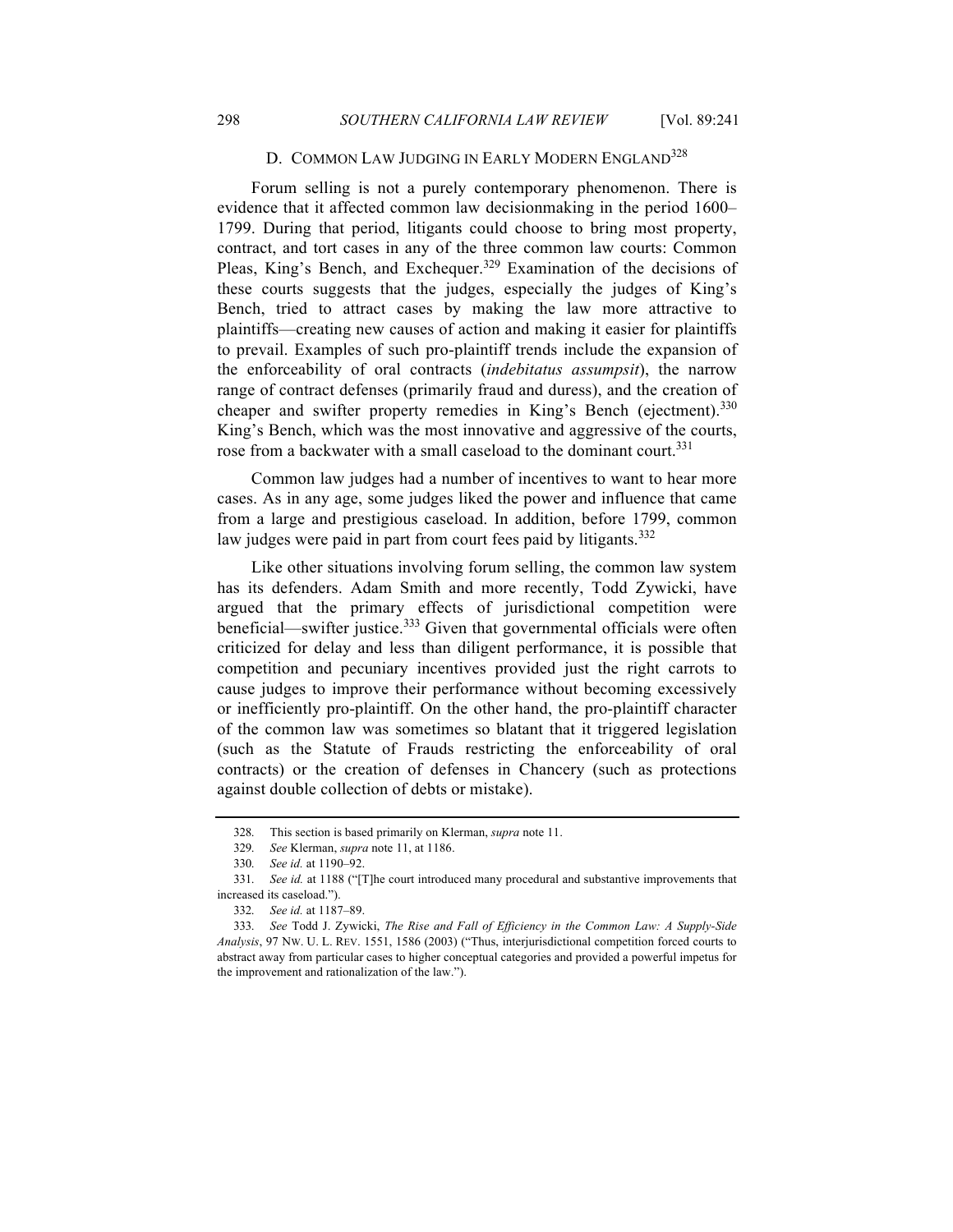### D. Common Law Judging in Early Modern England[328]

Forum selling is not a purely contemporary phenomenon. There is evidence that it affected common law decisionmaking in the period 1600–1799. During that period, litigants could choose to bring most property, contract, and tort cases in any of the three common law courts: Common Pleas, King's Bench, and Exchequer.[329] Examination of the decisions of these courts suggests that the judges, especially the judges of King's Bench, tried to attract cases by making the law more attractive to plaintiffs—creating new causes of action and making it easier for plaintiffs to prevail. Examples of such pro-plaintiff trends include the expansion of the enforceability of oral contracts (*indebitatus assumpsit*), the narrow range of contract defenses (primarily fraud and duress), and the creation of cheaper and swifter property remedies in King's Bench (ejectment).[330] King's Bench, which was the most innovative and aggressive of the courts, rose from a backwater with a small caseload to the dominant court.[331]

Common law judges had a number of incentives to want to hear more cases. As in any age, some judges liked the power and influence that came from a large and prestigious caseload. In addition, before 1799, common law judges were paid in part from court fees paid by litigants.[332]

Like other situations involving forum selling, the common law system has its defenders. Adam Smith and more recently, Todd Zywicki, have argued that the primary effects of jurisdictional competition were beneficial—swifter justice.[333] Given that governmental officials were often criticized for delay and less than diligent performance, it is possible that competition and pecuniary incentives provided just the right carrots to cause judges to improve their performance without becoming excessively or inefficiently pro-plaintiff. On the other hand, the pro-plaintiff character of the common law was sometimes so blatant that it triggered legislation (such as the Statute of Frauds restricting the enforceability of oral contracts) or the creation of defenses in Chancery (such as protections against double collection of debts or mistake).

---

328. This section is based primarily on Klerman, *supra* note 11.

329. *See* Klerman, *supra* note 11, at 1186.

330. *See id.* at 1190–92.

331. *See id.* at 1188 ("[T]he court introduced many procedural and substantive improvements that increased its caseload.").

332. *See id.* at 1187–89.

333. *See* Todd J. Zywicki, *The Rise and Fall of Efficiency in the Common Law: A Supply-Side Analysis*, 97 NW. U. L. REV. 1551, 1586 (2003) ("Thus, interjurisdictional competition forced courts to abstract away from particular cases to higher conceptual categories and provided a powerful impetus for the improvement and rationalization of the law.").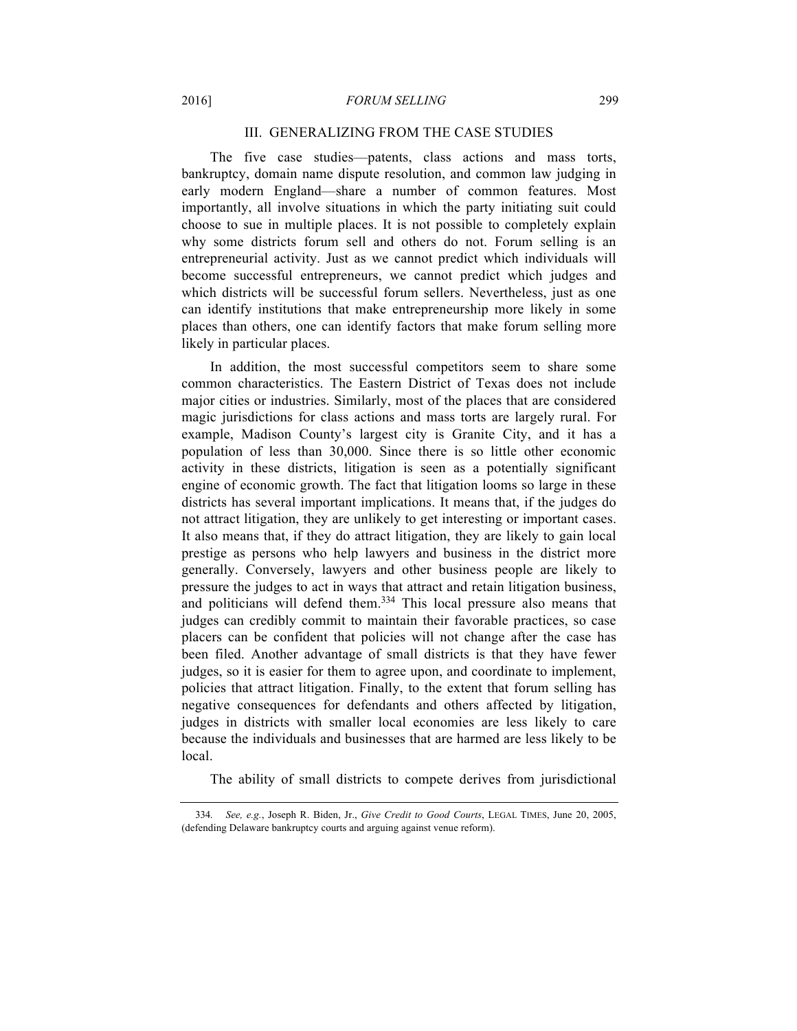## III. GENERALIZING FROM THE CASE STUDIES

The five case studies—patents, class actions and mass torts, bankruptcy, domain name dispute resolution, and common law judging in early modern England—share a number of common features. Most importantly, all involve situations in which the party initiating suit could choose to sue in multiple places. It is not possible to completely explain why some districts forum sell and others do not. Forum selling is an entrepreneurial activity. Just as we cannot predict which individuals will become successful entrepreneurs, we cannot predict which judges and which districts will be successful forum sellers. Nevertheless, just as one can identify institutions that make entrepreneurship more likely in some places than others, one can identify factors that make forum selling more likely in particular places.

In addition, the most successful competitors seem to share some common characteristics. The Eastern District of Texas does not include major cities or industries. Similarly, most of the places that are considered magic jurisdictions for class actions and mass torts are largely rural. For example, Madison County's largest city is Granite City, and it has a population of less than 30,000. Since there is so little other economic activity in these districts, litigation is seen as a potentially significant engine of economic growth. The fact that litigation looms so large in these districts has several important implications. It means that, if the judges do not attract litigation, they are unlikely to get interesting or important cases. It also means that, if they do attract litigation, they are likely to gain local prestige as persons who help lawyers and business in the district more generally. Conversely, lawyers and other business people are likely to pressure the judges to act in ways that attract and retain litigation business, and politicians will defend them.[334] This local pressure also means that judges can credibly commit to maintain their favorable practices, so case placers can be confident that policies will not change after the case has been filed. Another advantage of small districts is that they have fewer judges, so it is easier for them to agree upon, and coordinate to implement, policies that attract litigation. Finally, to the extent that forum selling has negative consequences for defendants and others affected by litigation, judges in districts with smaller local economies are less likely to care because the individuals and businesses that are harmed are less likely to be local.

The ability of small districts to compete derives from jurisdictional

---

334. *See, e.g.*, Joseph R. Biden, Jr., *Give Credit to Good Courts*, LEGAL TIMES, June 20, 2005, (defending Delaware bankruptcy courts and arguing against venue reform).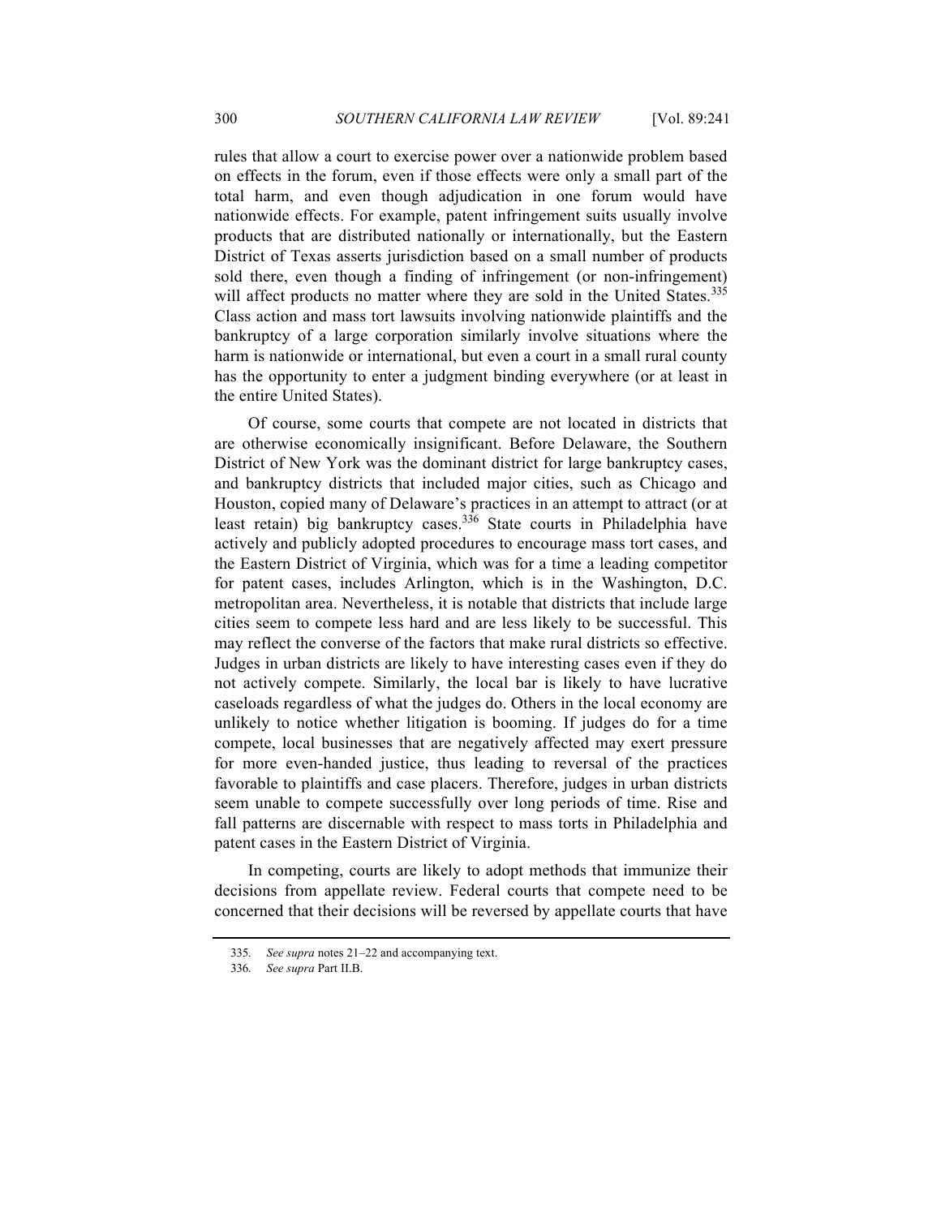rules that allow a court to exercise power over a nationwide problem based on effects in the forum, even if those effects were only a small part of the total harm, and even though adjudication in one forum would have nationwide effects. For example, patent infringement suits usually involve products that are distributed nationally or internationally, but the Eastern District of Texas asserts jurisdiction based on a small number of products sold there, even though a finding of infringement (or non-infringement) will affect products no matter where they are sold in the United States.[335] Class action and mass tort lawsuits involving nationwide plaintiffs and the bankruptcy of a large corporation similarly involve situations where the harm is nationwide or international, but even a court in a small rural county has the opportunity to enter a judgment binding everywhere (or at least in the entire United States).

Of course, some courts that compete are not located in districts that are otherwise economically insignificant. Before Delaware, the Southern District of New York was the dominant district for large bankruptcy cases, and bankruptcy districts that included major cities, such as Chicago and Houston, copied many of Delaware's practices in an attempt to attract (or at least retain) big bankruptcy cases.[336] State courts in Philadelphia have actively and publicly adopted procedures to encourage mass tort cases, and the Eastern District of Virginia, which was for a time a leading competitor for patent cases, includes Arlington, which is in the Washington, D.C. metropolitan area. Nevertheless, it is notable that districts that include large cities seem to compete less hard and are less likely to be successful. This may reflect the converse of the factors that make rural districts so effective. Judges in urban districts are likely to have interesting cases even if they do not actively compete. Similarly, the local bar is likely to have lucrative caseloads regardless of what the judges do. Others in the local economy are unlikely to notice whether litigation is booming. If judges do for a time compete, local businesses that are negatively affected may exert pressure for more even-handed justice, thus leading to reversal of the practices favorable to plaintiffs and case placers. Therefore, judges in urban districts seem unable to compete successfully over long periods of time. Rise and fall patterns are discernable with respect to mass torts in Philadelphia and patent cases in the Eastern District of Virginia.

In competing, courts are likely to adopt methods that immunize their decisions from appellate review. Federal courts that compete need to be concerned that their decisions will be reversed by appellate courts that have

335. *See supra* notes 21–22 and accompanying text.

336. *See supra* Part II.B.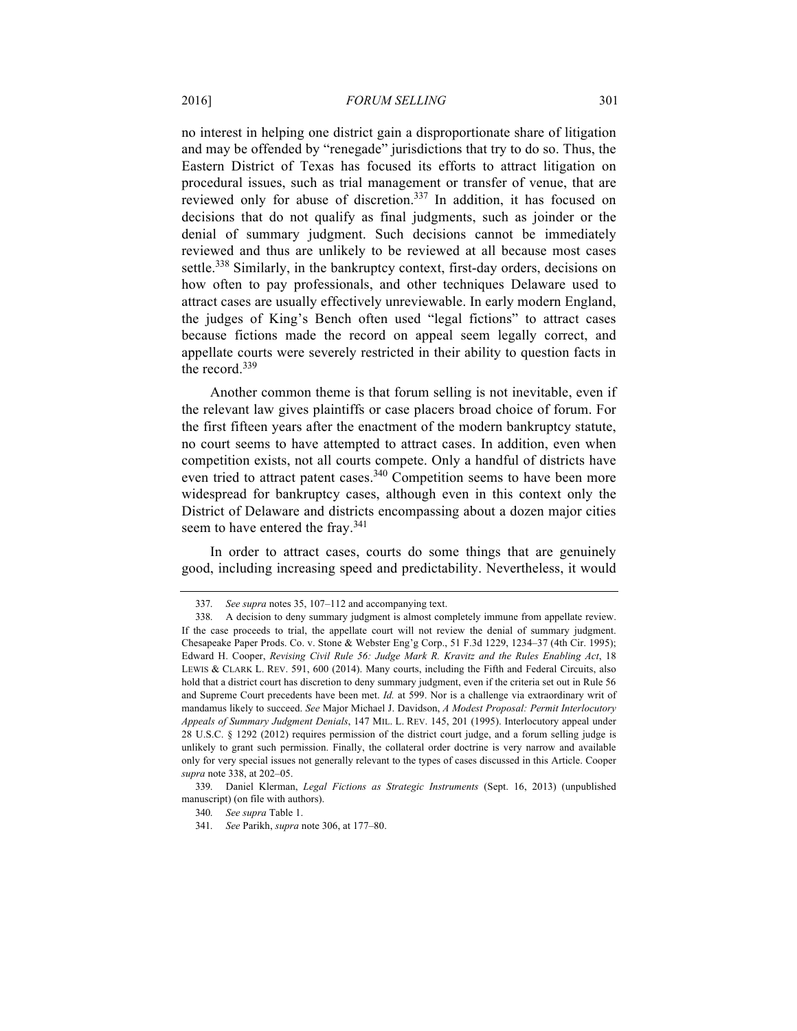no interest in helping one district gain a disproportionate share of litigation and may be offended by "renegade" jurisdictions that try to do so. Thus, the Eastern District of Texas has focused its efforts to attract litigation on procedural issues, such as trial management or transfer of venue, that are reviewed only for abuse of discretion.[337] In addition, it has focused on decisions that do not qualify as final judgments, such as joinder or the denial of summary judgment. Such decisions cannot be immediately reviewed and thus are unlikely to be reviewed at all because most cases settle.[338] Similarly, in the bankruptcy context, first-day orders, decisions on how often to pay professionals, and other techniques Delaware used to attract cases are usually effectively unreviewable. In early modern England, the judges of King's Bench often used "legal fictions" to attract cases because fictions made the record on appeal seem legally correct, and appellate courts were severely restricted in their ability to question facts in the record.[339]

Another common theme is that forum selling is not inevitable, even if the relevant law gives plaintiffs or case placers broad choice of forum. For the first fifteen years after the enactment of the modern bankruptcy statute, no court seems to have attempted to attract cases. In addition, even when competition exists, not all courts compete. Only a handful of districts have even tried to attract patent cases.[340] Competition seems to have been more widespread for bankruptcy cases, although even in this context only the District of Delaware and districts encompassing about a dozen major cities seem to have entered the fray.[341]

In order to attract cases, courts do some things that are genuinely good, including increasing speed and predictability. Nevertheless, it would

---

337. *See supra* notes 35, 107–112 and accompanying text.

338. A decision to deny summary judgment is almost completely immune from appellate review. If the case proceeds to trial, the appellate court will not review the denial of summary judgment. Chesapeake Paper Prods. Co. v. Stone & Webster Eng'g Corp., 51 F.3d 1229, 1234–37 (4th Cir. 1995); Edward H. Cooper, *Revising Civil Rule 56: Judge Mark R. Kravitz and the Rules Enabling Act*, 18 LEWIS & CLARK L. REV. 591, 600 (2014). Many courts, including the Fifth and Federal Circuits, also hold that a district court has discretion to deny summary judgment, even if the criteria set out in Rule 56 and Supreme Court precedents have been met. *Id.* at 599. Nor is a challenge via extraordinary writ of mandamus likely to succeed. *See* Major Michael J. Davidson, *A Modest Proposal: Permit Interlocutory Appeals of Summary Judgment Denials*, 147 MIL. L. REV. 145, 201 (1995). Interlocutory appeal under 28 U.S.C. § 1292 (2012) requires permission of the district court judge, and a forum selling judge is unlikely to grant such permission. Finally, the collateral order doctrine is very narrow and available only for very special issues not generally relevant to the types of cases discussed in this Article. Cooper *supra* note 338, at 202–05.

339. Daniel Klerman, *Legal Fictions as Strategic Instruments* (Sept. 16, 2013) (unpublished manuscript) (on file with authors).

340. *See supra* Table 1.

341. *See* Parikh, *supra* note 306, at 177–80.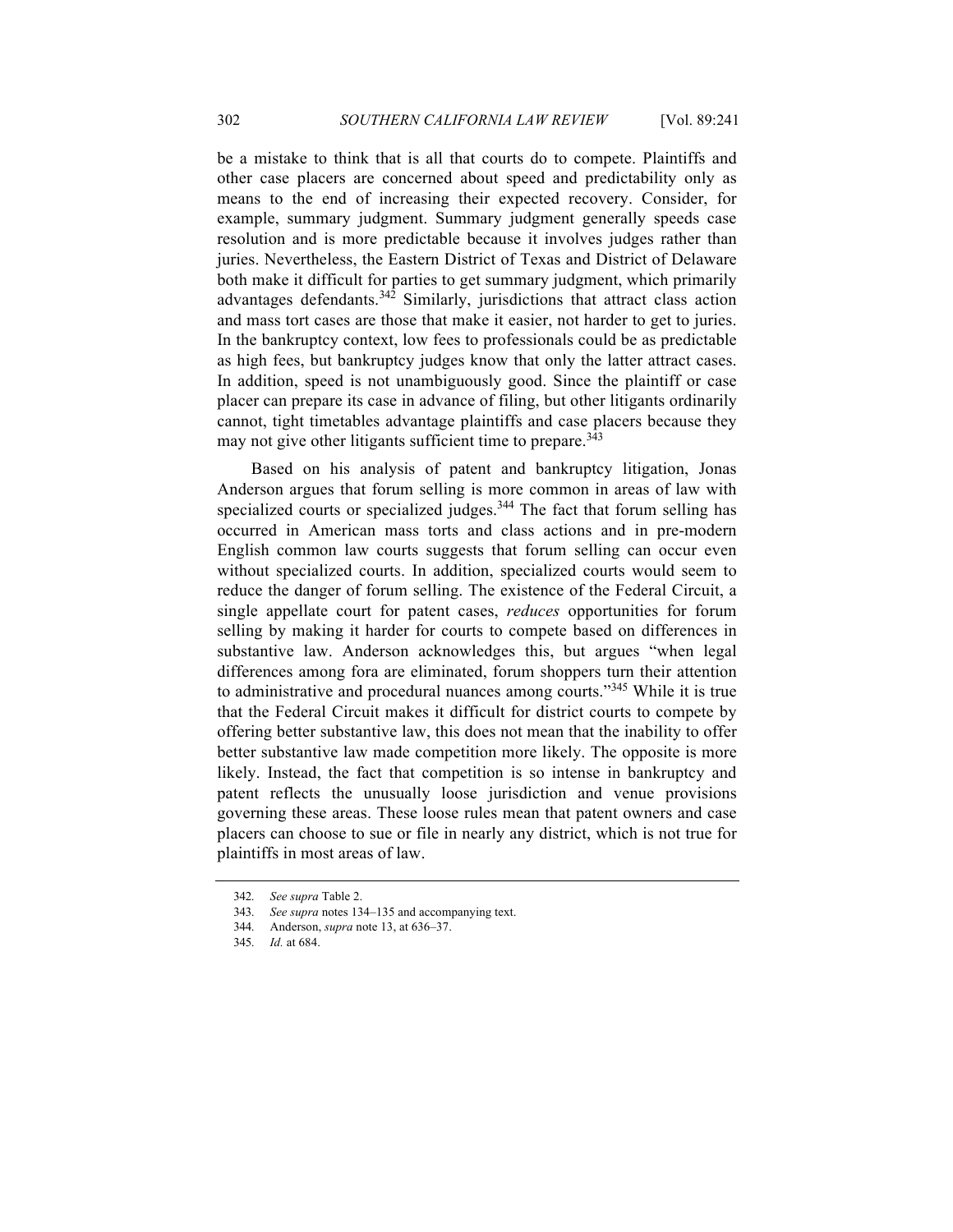be a mistake to think that is all that courts do to compete. Plaintiffs and other case placers are concerned about speed and predictability only as means to the end of increasing their expected recovery. Consider, for example, summary judgment. Summary judgment generally speeds case resolution and is more predictable because it involves judges rather than juries. Nevertheless, the Eastern District of Texas and District of Delaware both make it difficult for parties to get summary judgment, which primarily advantages defendants.[342] Similarly, jurisdictions that attract class action and mass tort cases are those that make it easier, not harder to get to juries. In the bankruptcy context, low fees to professionals could be as predictable as high fees, but bankruptcy judges know that only the latter attract cases. In addition, speed is not unambiguously good. Since the plaintiff or case placer can prepare its case in advance of filing, but other litigants ordinarily cannot, tight timetables advantage plaintiffs and case placers because they may not give other litigants sufficient time to prepare.[343]

Based on his analysis of patent and bankruptcy litigation, Jonas Anderson argues that forum selling is more common in areas of law with specialized courts or specialized judges.[344] The fact that forum selling has occurred in American mass torts and class actions and in pre-modern English common law courts suggests that forum selling can occur even without specialized courts. In addition, specialized courts would seem to reduce the danger of forum selling. The existence of the Federal Circuit, a single appellate court for patent cases, *reduces* opportunities for forum selling by making it harder for courts to compete based on differences in substantive law. Anderson acknowledges this, but argues "when legal differences among fora are eliminated, forum shoppers turn their attention to administrative and procedural nuances among courts."[345] While it is true that the Federal Circuit makes it difficult for district courts to compete by offering better substantive law, this does not mean that the inability to offer better substantive law made competition more likely. The opposite is more likely. Instead, the fact that competition is so intense in bankruptcy and patent reflects the unusually loose jurisdiction and venue provisions governing these areas. These loose rules mean that patent owners and case placers can choose to sue or file in nearly any district, which is not true for plaintiffs in most areas of law.

---

342. *See supra* Table 2.

343. *See supra* notes 134–135 and accompanying text.

344. Anderson, *supra* note 13, at 636–37.

345. *Id.* at 684.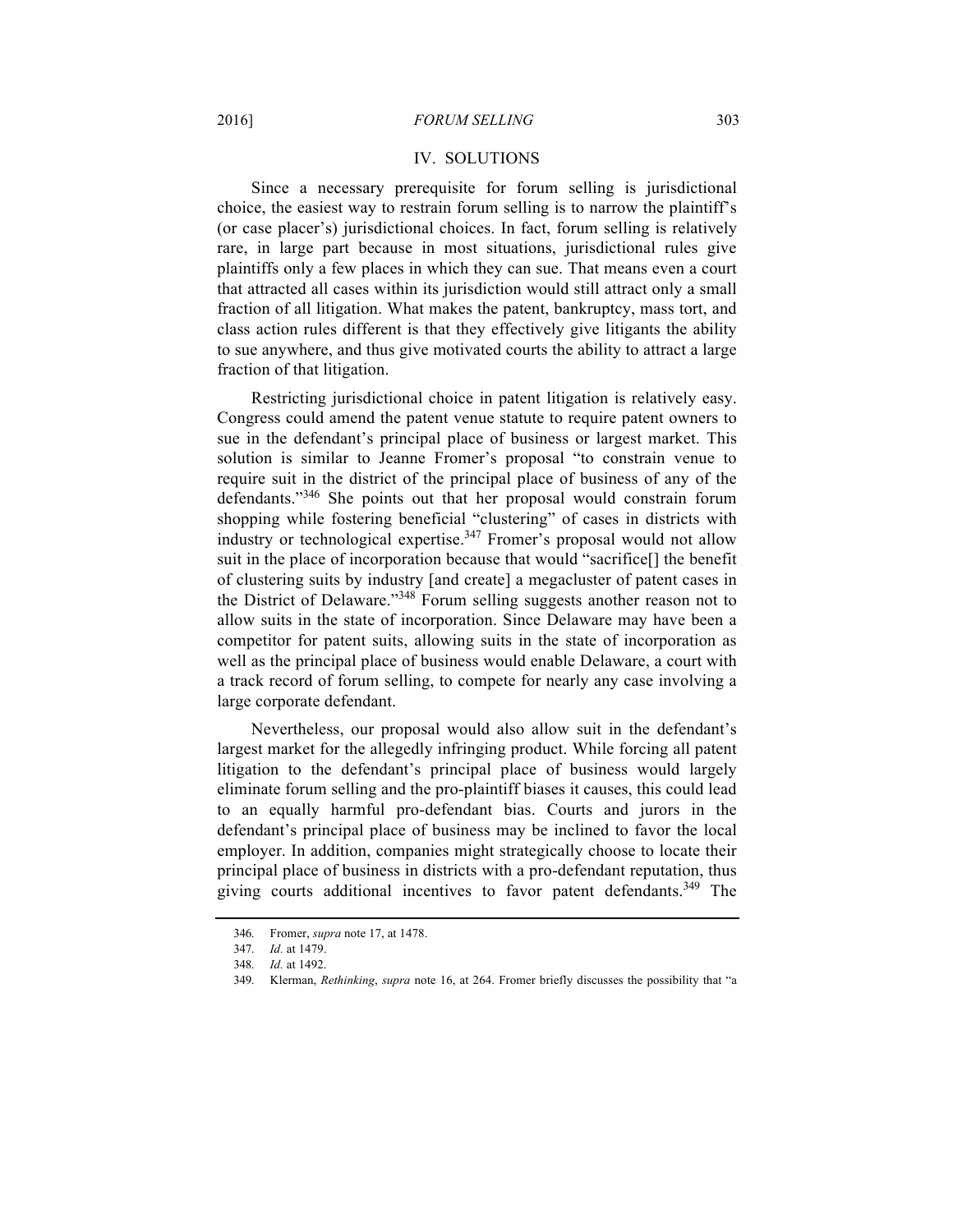## IV. SOLUTIONS

Since a necessary prerequisite for forum selling is jurisdictional choice, the easiest way to restrain forum selling is to narrow the plaintiff's (or case placer's) jurisdictional choices. In fact, forum selling is relatively rare, in large part because in most situations, jurisdictional rules give plaintiffs only a few places in which they can sue. That means even a court that attracted all cases within its jurisdiction would still attract only a small fraction of all litigation. What makes the patent, bankruptcy, mass tort, and class action rules different is that they effectively give litigants the ability to sue anywhere, and thus give motivated courts the ability to attract a large fraction of that litigation.

Restricting jurisdictional choice in patent litigation is relatively easy. Congress could amend the patent venue statute to require patent owners to sue in the defendant's principal place of business or largest market. This solution is similar to Jeanne Fromer's proposal "to constrain venue to require suit in the district of the principal place of business of any of the defendants."[346] She points out that her proposal would constrain forum shopping while fostering beneficial "clustering" of cases in districts with industry or technological expertise.[347] Fromer's proposal would not allow suit in the place of incorporation because that would "sacrifice[] the benefit of clustering suits by industry [and create] a megacluster of patent cases in the District of Delaware."[348] Forum selling suggests another reason not to allow suits in the state of incorporation. Since Delaware may have been a competitor for patent suits, allowing suits in the state of incorporation as well as the principal place of business would enable Delaware, a court with a track record of forum selling, to compete for nearly any case involving a large corporate defendant.

Nevertheless, our proposal would also allow suit in the defendant's largest market for the allegedly infringing product. While forcing all patent litigation to the defendant's principal place of business would largely eliminate forum selling and the pro-plaintiff biases it causes, this could lead to an equally harmful pro-defendant bias. Courts and jurors in the defendant's principal place of business may be inclined to favor the local employer. In addition, companies might strategically choose to locate their principal place of business in districts with a pro-defendant reputation, thus giving courts additional incentives to favor patent defendants.[349] The

---

346. Fromer, *supra* note 17, at 1478.

347. *Id.* at 1479.

348. *Id.* at 1492.

349. Klerman, *Rethinking*, *supra* note 16, at 264. Fromer briefly discusses the possibility that "a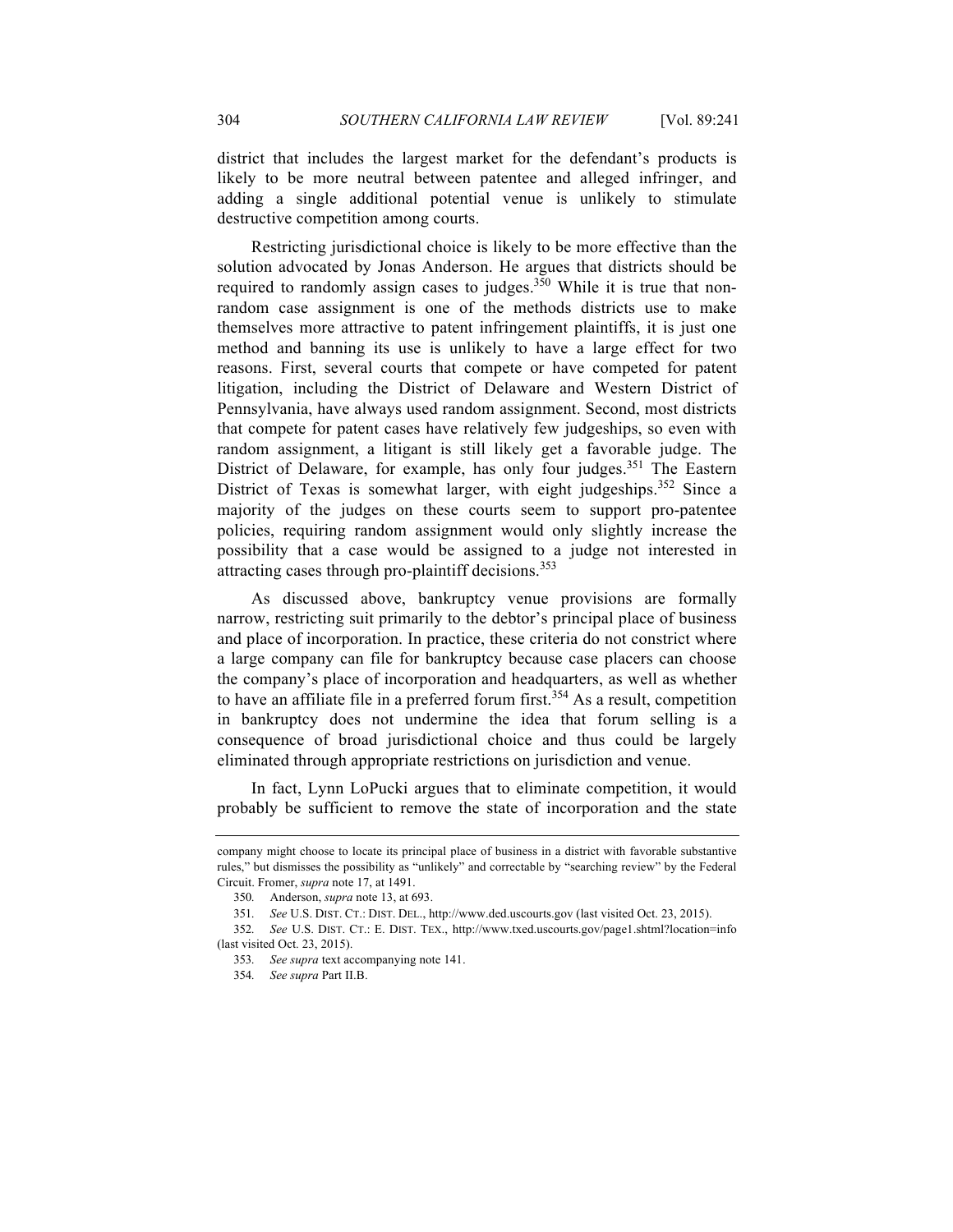district that includes the largest market for the defendant's products is likely to be more neutral between patentee and alleged infringer, and adding a single additional potential venue is unlikely to stimulate destructive competition among courts.

Restricting jurisdictional choice is likely to be more effective than the solution advocated by Jonas Anderson. He argues that districts should be required to randomly assign cases to judges.[350] While it is true that non-random case assignment is one of the methods districts use to make themselves more attractive to patent infringement plaintiffs, it is just one method and banning its use is unlikely to have a large effect for two reasons. First, several courts that compete or have competed for patent litigation, including the District of Delaware and Western District of Pennsylvania, have always used random assignment. Second, most districts that compete for patent cases have relatively few judgeships, so even with random assignment, a litigant is still likely get a favorable judge. The District of Delaware, for example, has only four judges.[351] The Eastern District of Texas is somewhat larger, with eight judgeships.[352] Since a majority of the judges on these courts seem to support pro-patentee policies, requiring random assignment would only slightly increase the possibility that a case would be assigned to a judge not interested in attracting cases through pro-plaintiff decisions.[353]

As discussed above, bankruptcy venue provisions are formally narrow, restricting suit primarily to the debtor's principal place of business and place of incorporation. In practice, these criteria do not constrict where a large company can file for bankruptcy because case placers can choose the company's place of incorporation and headquarters, as well as whether to have an affiliate file in a preferred forum first.[354] As a result, competition in bankruptcy does not undermine the idea that forum selling is a consequence of broad jurisdictional choice and thus could be largely eliminated through appropriate restrictions on jurisdiction and venue.

In fact, Lynn LoPucki argues that to eliminate competition, it would probably be sufficient to remove the state of incorporation and the state

---

company might choose to locate its principal place of business in a district with favorable substantive rules," but dismisses the possibility as "unlikely" and correctable by "searching review" by the Federal Circuit. Fromer, *supra* note 17, at 1491.

350. Anderson, *supra* note 13, at 693.

351. *See* U.S. DIST. CT.: DIST. DEL., http://www.ded.uscourts.gov (last visited Oct. 23, 2015).

352. *See* U.S. DIST. CT.: E. DIST. TEX., http://www.txed.uscourts.gov/page1.shtml?location=info (last visited Oct. 23, 2015).

353. *See supra* text accompanying note 141.

354. *See supra* Part II.B.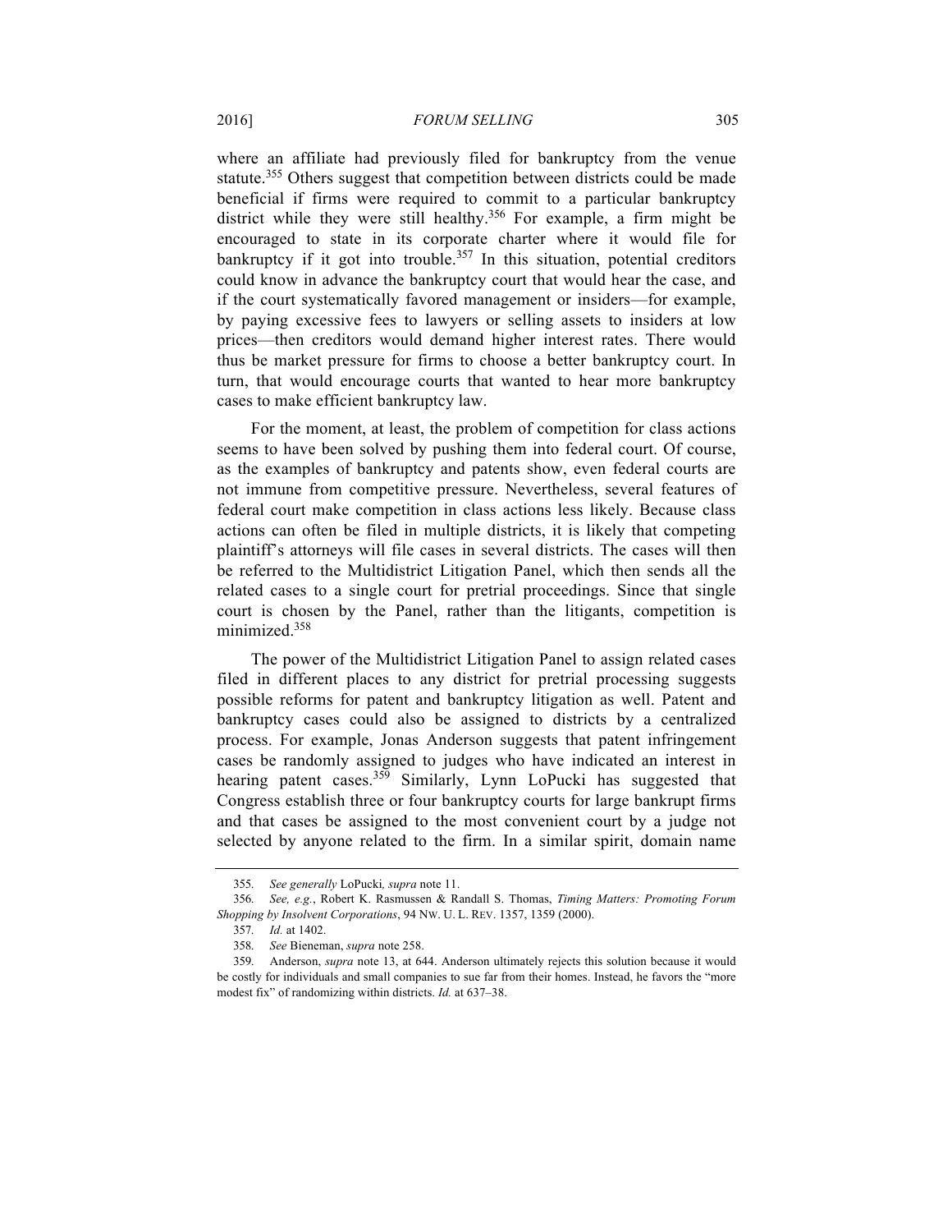where an affiliate had previously filed for bankruptcy from the venue statute.[355] Others suggest that competition between districts could be made beneficial if firms were required to commit to a particular bankruptcy district while they were still healthy.[356] For example, a firm might be encouraged to state in its corporate charter where it would file for bankruptcy if it got into trouble.[357] In this situation, potential creditors could know in advance the bankruptcy court that would hear the case, and if the court systematically favored management or insiders—for example, by paying excessive fees to lawyers or selling assets to insiders at low prices—then creditors would demand higher interest rates. There would thus be market pressure for firms to choose a better bankruptcy court. In turn, that would encourage courts that wanted to hear more bankruptcy cases to make efficient bankruptcy law.

For the moment, at least, the problem of competition for class actions seems to have been solved by pushing them into federal court. Of course, as the examples of bankruptcy and patents show, even federal courts are not immune from competitive pressure. Nevertheless, several features of federal court make competition in class actions less likely. Because class actions can often be filed in multiple districts, it is likely that competing plaintiff's attorneys will file cases in several districts. The cases will then be referred to the Multidistrict Litigation Panel, which then sends all the related cases to a single court for pretrial proceedings. Since that single court is chosen by the Panel, rather than the litigants, competition is minimized.[358]

The power of the Multidistrict Litigation Panel to assign related cases filed in different places to any district for pretrial processing suggests possible reforms for patent and bankruptcy litigation as well. Patent and bankruptcy cases could also be assigned to districts by a centralized process. For example, Jonas Anderson suggests that patent infringement cases be randomly assigned to judges who have indicated an interest in hearing patent cases.[359] Similarly, Lynn LoPucki has suggested that Congress establish three or four bankruptcy courts for large bankrupt firms and that cases be assigned to the most convenient court by a judge not selected by anyone related to the firm. In a similar spirit, domain name

---

355. *See generally* LoPucki*, supra* note 11.

356. *See, e.g.*, Robert K. Rasmussen & Randall S. Thomas, *Timing Matters: Promoting Forum Shopping by Insolvent Corporations*, 94 NW. U. L. REV. 1357, 1359 (2000).

357. *Id.* at 1402.

358. *See* Bieneman, *supra* note 258.

359. Anderson, *supra* note 13, at 644. Anderson ultimately rejects this solution because it would be costly for individuals and small companies to sue far from their homes. Instead, he favors the "more modest fix" of randomizing within districts. *Id.* at 637–38.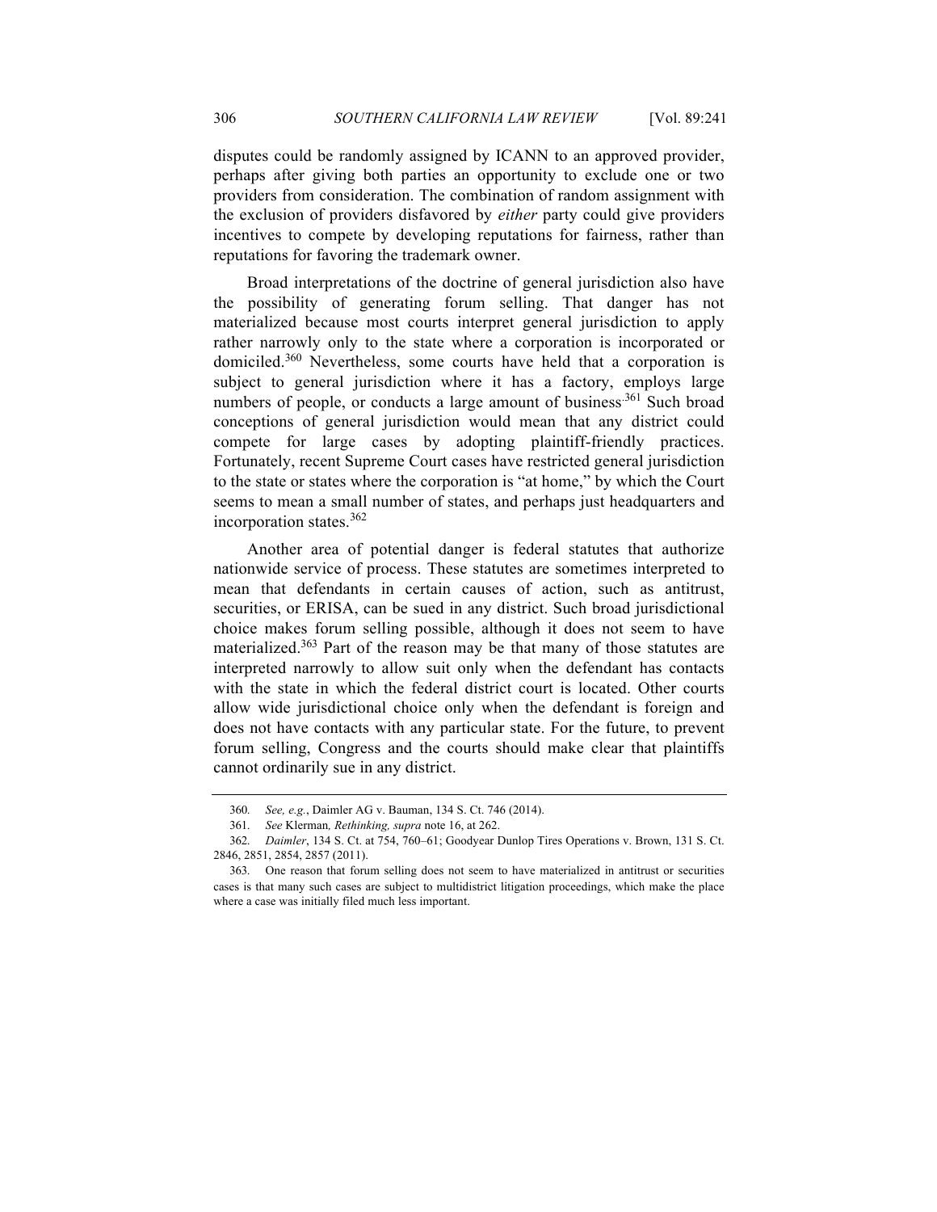disputes could be randomly assigned by ICANN to an approved provider, perhaps after giving both parties an opportunity to exclude one or two providers from consideration. The combination of random assignment with the exclusion of providers disfavored by *either* party could give providers incentives to compete by developing reputations for fairness, rather than reputations for favoring the trademark owner.

Broad interpretations of the doctrine of general jurisdiction also have the possibility of generating forum selling. That danger has not materialized because most courts interpret general jurisdiction to apply rather narrowly only to the state where a corporation is incorporated or domiciled.[360] Nevertheless, some courts have held that a corporation is subject to general jurisdiction where it has a factory, employs large numbers of people, or conducts a large amount of business.[361] Such broad conceptions of general jurisdiction would mean that any district could compete for large cases by adopting plaintiff-friendly practices. Fortunately, recent Supreme Court cases have restricted general jurisdiction to the state or states where the corporation is "at home," by which the Court seems to mean a small number of states, and perhaps just headquarters and incorporation states.[362]

Another area of potential danger is federal statutes that authorize nationwide service of process. These statutes are sometimes interpreted to mean that defendants in certain causes of action, such as antitrust, securities, or ERISA, can be sued in any district. Such broad jurisdictional choice makes forum selling possible, although it does not seem to have materialized.[363] Part of the reason may be that many of those statutes are interpreted narrowly to allow suit only when the defendant has contacts with the state in which the federal district court is located. Other courts allow wide jurisdictional choice only when the defendant is foreign and does not have contacts with any particular state. For the future, to prevent forum selling, Congress and the courts should make clear that plaintiffs cannot ordinarily sue in any district.

---

360. *See, e.g.*, Daimler AG v. Bauman, 134 S. Ct. 746 (2014).

361. *See* Klerman*, Rethinking*, *supra* note 16, at 262.

362. *Daimler*, 134 S. Ct. at 754, 760–61; Goodyear Dunlop Tires Operations v. Brown, 131 S. Ct. 2846, 2851, 2854, 2857 (2011).

363. One reason that forum selling does not seem to have materialized in antitrust or securities cases is that many such cases are subject to multidistrict litigation proceedings, which make the place where a case was initially filed much less important.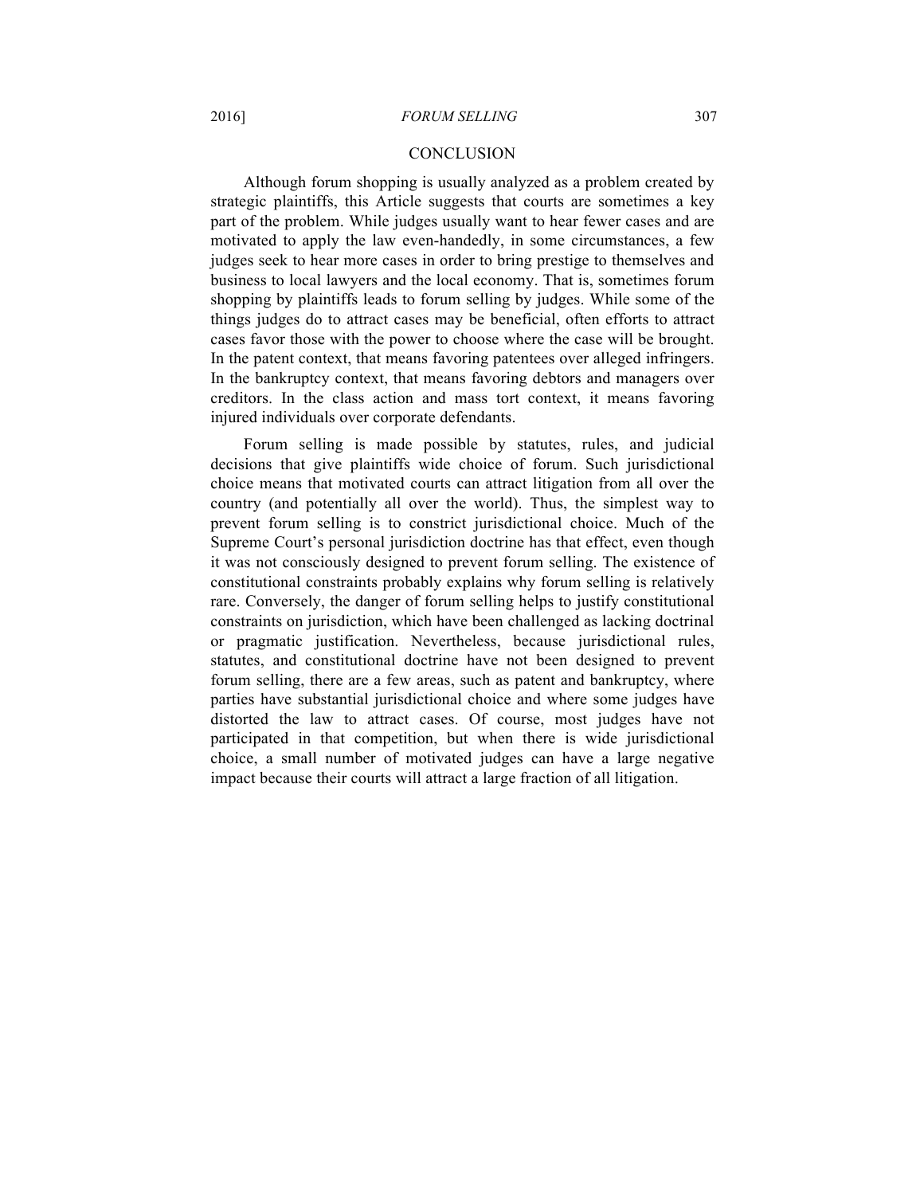## CONCLUSION

Although forum shopping is usually analyzed as a problem created by strategic plaintiffs, this Article suggests that courts are sometimes a key part of the problem. While judges usually want to hear fewer cases and are motivated to apply the law even-handedly, in some circumstances, a few judges seek to hear more cases in order to bring prestige to themselves and business to local lawyers and the local economy. That is, sometimes forum shopping by plaintiffs leads to forum selling by judges. While some of the things judges do to attract cases may be beneficial, often efforts to attract cases favor those with the power to choose where the case will be brought. In the patent context, that means favoring patentees over alleged infringers. In the bankruptcy context, that means favoring debtors and managers over creditors. In the class action and mass tort context, it means favoring injured individuals over corporate defendants.

Forum selling is made possible by statutes, rules, and judicial decisions that give plaintiffs wide choice of forum. Such jurisdictional choice means that motivated courts can attract litigation from all over the country (and potentially all over the world). Thus, the simplest way to prevent forum selling is to constrict jurisdictional choice. Much of the Supreme Court's personal jurisdiction doctrine has that effect, even though it was not consciously designed to prevent forum selling. The existence of constitutional constraints probably explains why forum selling is relatively rare. Conversely, the danger of forum selling helps to justify constitutional constraints on jurisdiction, which have been challenged as lacking doctrinal or pragmatic justification. Nevertheless, because jurisdictional rules, statutes, and constitutional doctrine have not been designed to prevent forum selling, there are a few areas, such as patent and bankruptcy, where parties have substantial jurisdictional choice and where some judges have distorted the law to attract cases. Of course, most judges have not participated in that competition, but when there is wide jurisdictional choice, a small number of motivated judges can have a large negative impact because their courts will attract a large fraction of all litigation.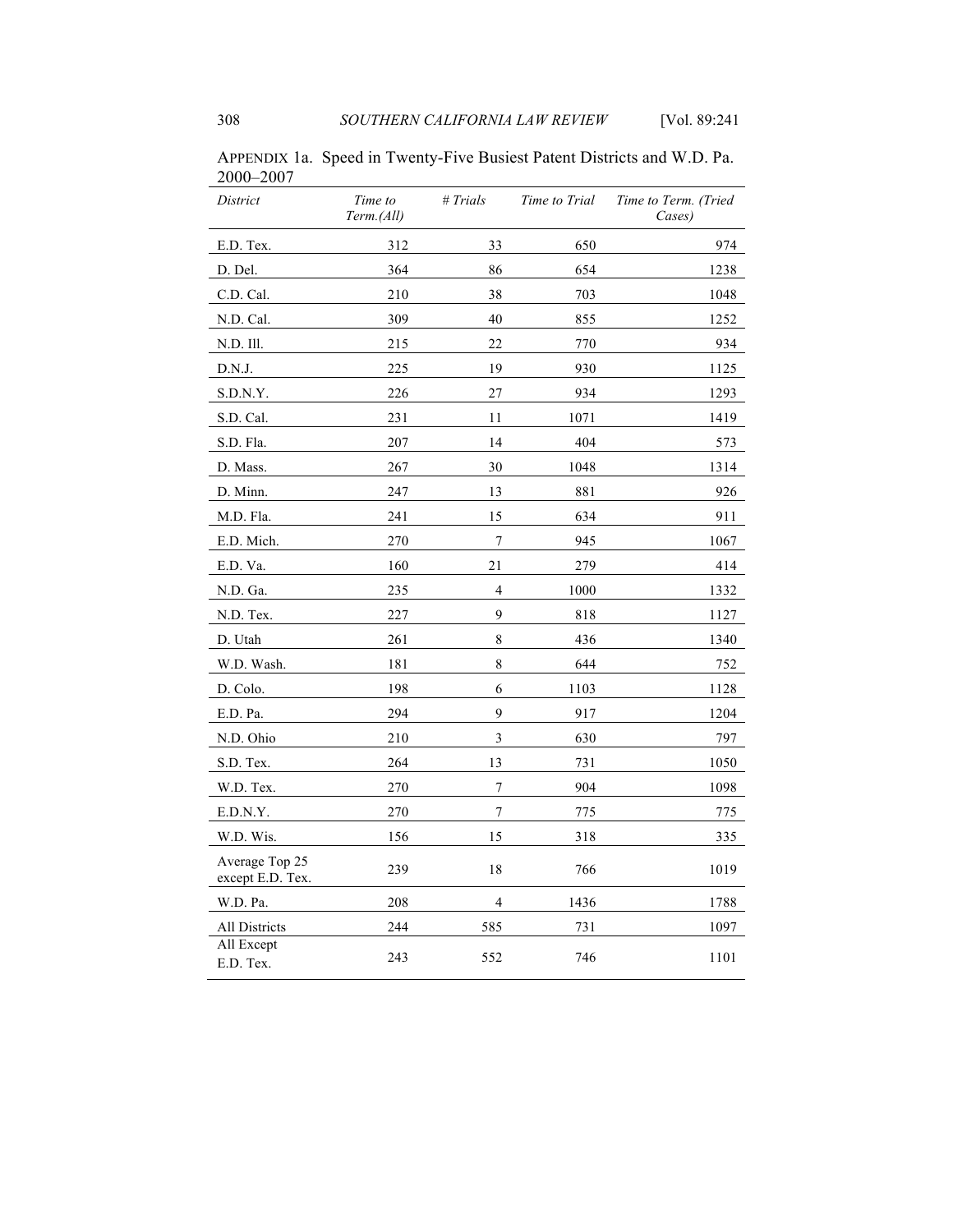APPENDIX 1a. Speed in Twenty-Five Busiest Patent Districts and W.D. Pa. 2000–2007

| *District* | *Time to Term.(All)* | *# Trials* | *Time to Trial* | *Time to Term. (Tried Cases)* |
|---|---|---|---|---|
| E.D. Tex. | 312 | 33 | 650 | 974 |
| D. Del. | 364 | 86 | 654 | 1238 |
| C.D. Cal. | 210 | 38 | 703 | 1048 |
| N.D. Cal. | 309 | 40 | 855 | 1252 |
| N.D. Ill. | 215 | 22 | 770 | 934 |
| D.N.J. | 225 | 19 | 930 | 1125 |
| S.D.N.Y. | 226 | 27 | 934 | 1293 |
| S.D. Cal. | 231 | 11 | 1071 | 1419 |
| S.D. Fla. | 207 | 14 | 404 | 573 |
| D. Mass. | 267 | 30 | 1048 | 1314 |
| D. Minn. | 247 | 13 | 881 | 926 |
| M.D. Fla. | 241 | 15 | 634 | 911 |
| E.D. Mich. | 270 | 7 | 945 | 1067 |
| E.D. Va. | 160 | 21 | 279 | 414 |
| N.D. Ga. | 235 | 4 | 1000 | 1332 |
| N.D. Tex. | 227 | 9 | 818 | 1127 |
| D. Utah | 261 | 8 | 436 | 1340 |
| W.D. Wash. | 181 | 8 | 644 | 752 |
| D. Colo. | 198 | 6 | 1103 | 1128 |
| E.D. Pa. | 294 | 9 | 917 | 1204 |
| N.D. Ohio | 210 | 3 | 630 | 797 |
| S.D. Tex. | 264 | 13 | 731 | 1050 |
| W.D. Tex. | 270 | 7 | 904 | 1098 |
| E.D.N.Y. | 270 | 7 | 775 | 775 |
| W.D. Wis. | 156 | 15 | 318 | 335 |
| Average Top 25 except E.D. Tex. | 239 | 18 | 766 | 1019 |
| W.D. Pa. | 208 | 4 | 1436 | 1788 |
| All Districts | 244 | 585 | 731 | 1097 |
| All Except E.D. Tex. | 243 | 552 | 746 | 1101 |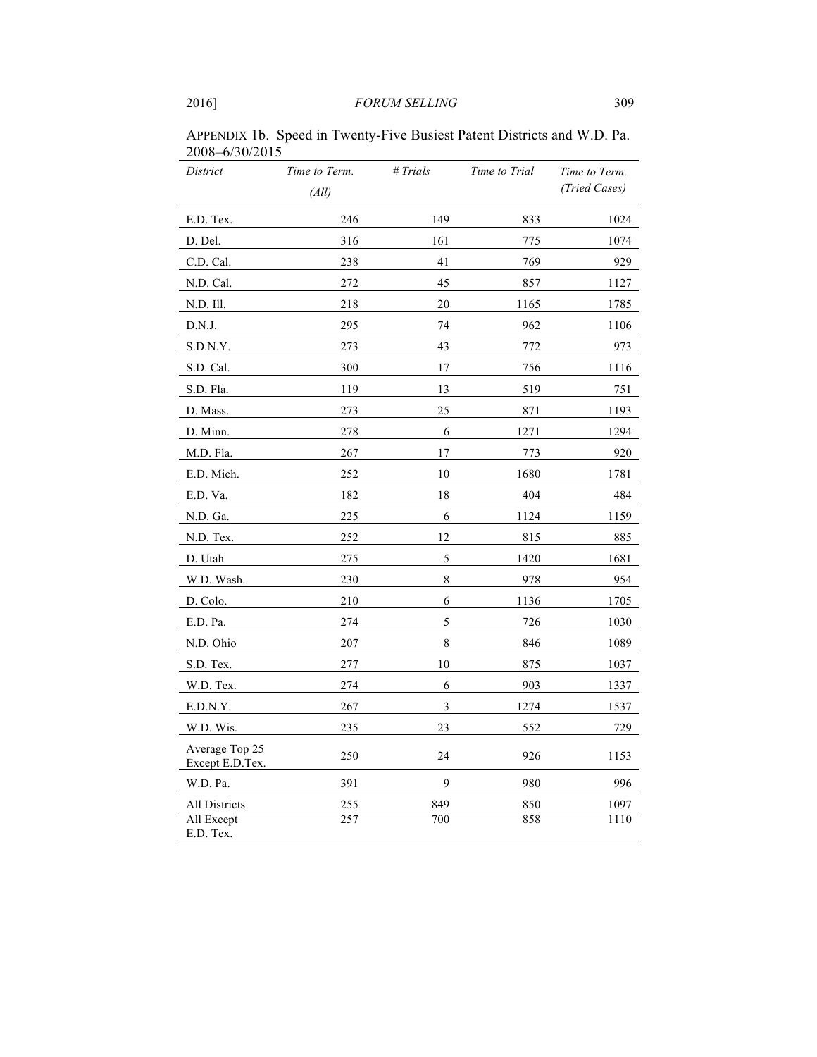APPENDIX 1b. Speed in Twenty-Five Busiest Patent Districts and W.D. Pa. 2008–6/30/2015

| *District* | *Time to Term. (All)* | *# Trials* | *Time to Trial* | *Time to Term. (Tried Cases)* |
|---|---|---|---|---|
| E.D. Tex. | 246 | 149 | 833 | 1024 |
| D. Del. | 316 | 161 | 775 | 1074 |
| C.D. Cal. | 238 | 41 | 769 | 929 |
| N.D. Cal. | 272 | 45 | 857 | 1127 |
| N.D. Ill. | 218 | 20 | 1165 | 1785 |
| D.N.J. | 295 | 74 | 962 | 1106 |
| S.D.N.Y. | 273 | 43 | 772 | 973 |
| S.D. Cal. | 300 | 17 | 756 | 1116 |
| S.D. Fla. | 119 | 13 | 519 | 751 |
| D. Mass. | 273 | 25 | 871 | 1193 |
| D. Minn. | 278 | 6 | 1271 | 1294 |
| M.D. Fla. | 267 | 17 | 773 | 920 |
| E.D. Mich. | 252 | 10 | 1680 | 1781 |
| E.D. Va. | 182 | 18 | 404 | 484 |
| N.D. Ga. | 225 | 6 | 1124 | 1159 |
| N.D. Tex. | 252 | 12 | 815 | 885 |
| D. Utah | 275 | 5 | 1420 | 1681 |
| W.D. Wash. | 230 | 8 | 978 | 954 |
| D. Colo. | 210 | 6 | 1136 | 1705 |
| E.D. Pa. | 274 | 5 | 726 | 1030 |
| N.D. Ohio | 207 | 8 | 846 | 1089 |
| S.D. Tex. | 277 | 10 | 875 | 1037 |
| W.D. Tex. | 274 | 6 | 903 | 1337 |
| E.D.N.Y. | 267 | 3 | 1274 | 1537 |
| W.D. Wis. | 235 | 23 | 552 | 729 |
| Average Top 25 Except E.D.Tex. | 250 | 24 | 926 | 1153 |
| W.D. Pa. | 391 | 9 | 980 | 996 |
| All Districts | 255 | 849 | 850 | 1097 |
| All Except E.D. Tex. | 257 | 700 | 858 | 1110 |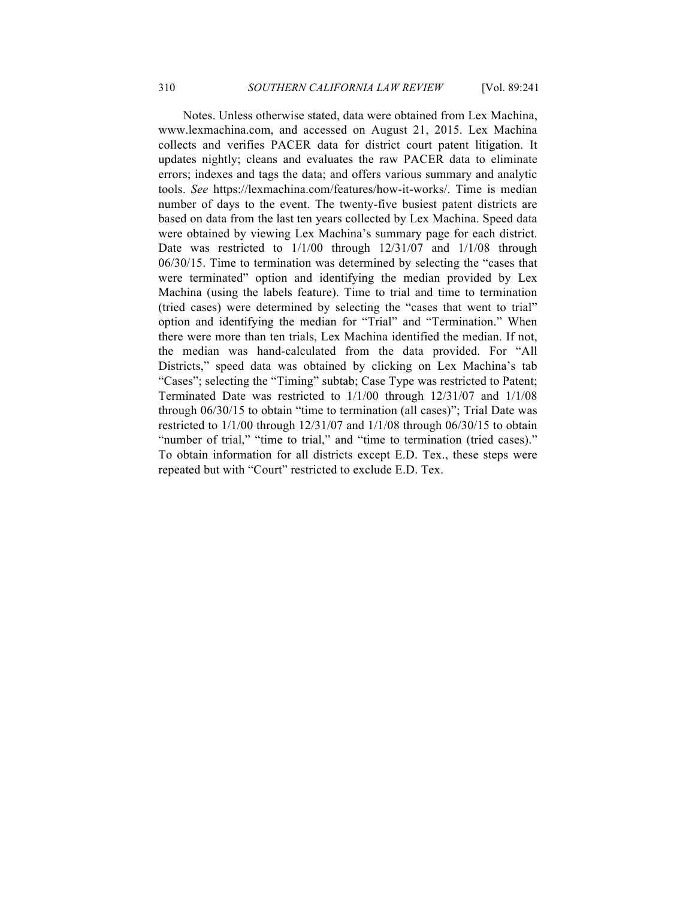Notes. Unless otherwise stated, data were obtained from Lex Machina, www.lexmachina.com, and accessed on August 21, 2015. Lex Machina collects and verifies PACER data for district court patent litigation. It updates nightly; cleans and evaluates the raw PACER data to eliminate errors; indexes and tags the data; and offers various summary and analytic tools. *See* https://lexmachina.com/features/how-it-works/. Time is median number of days to the event. The twenty-five busiest patent districts are based on data from the last ten years collected by Lex Machina. Speed data were obtained by viewing Lex Machina's summary page for each district. Date was restricted to 1/1/00 through 12/31/07 and 1/1/08 through 06/30/15. Time to termination was determined by selecting the "cases that were terminated" option and identifying the median provided by Lex Machina (using the labels feature). Time to trial and time to termination (tried cases) were determined by selecting the "cases that went to trial" option and identifying the median for "Trial" and "Termination." When there were more than ten trials, Lex Machina identified the median. If not, the median was hand-calculated from the data provided. For "All Districts," speed data was obtained by clicking on Lex Machina's tab "Cases"; selecting the "Timing" subtab; Case Type was restricted to Patent; Terminated Date was restricted to 1/1/00 through 12/31/07 and 1/1/08 through 06/30/15 to obtain "time to termination (all cases)"; Trial Date was restricted to 1/1/00 through 12/31/07 and 1/1/08 through 06/30/15 to obtain "number of trial," "time to trial," and "time to termination (tried cases)." To obtain information for all districts except E.D. Tex., these steps were repeated but with "Court" restricted to exclude E.D. Tex.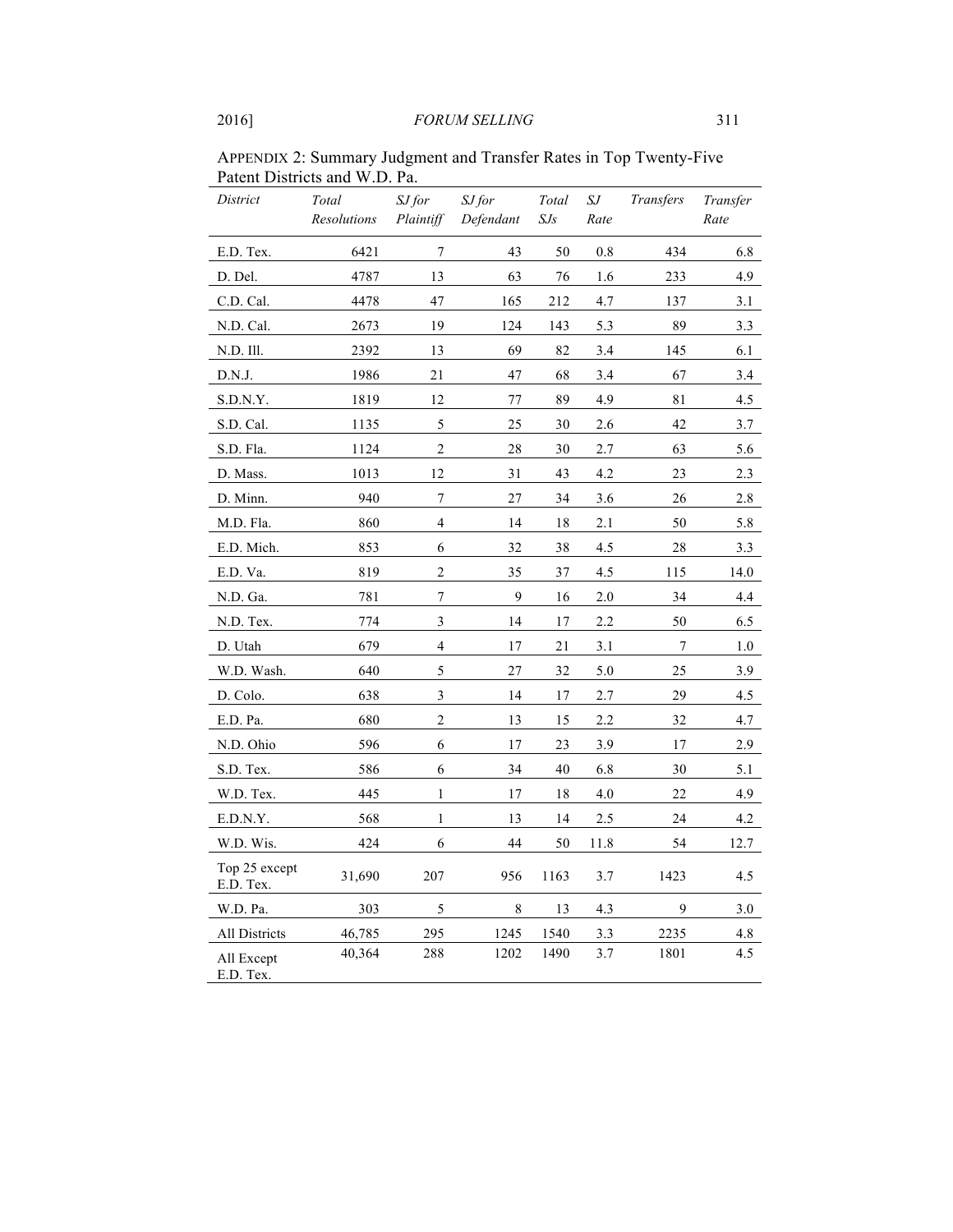APPENDIX 2: Summary Judgment and Transfer Rates in Top Twenty-Five Patent Districts and W.D. Pa.

| *District* | *Total Resolutions* | *SJ for Plaintiff* | *SJ for Defendant* | *Total SJs* | *SJ Rate* | *Transfers* | *Transfer Rate* |
|---|---|---|---|---|---|---|---|
| E.D. Tex. | 6421 | 7 | 43 | 50 | 0.8 | 434 | 6.8 |
| D. Del. | 4787 | 13 | 63 | 76 | 1.6 | 233 | 4.9 |
| C.D. Cal. | 4478 | 47 | 165 | 212 | 4.7 | 137 | 3.1 |
| N.D. Cal. | 2673 | 19 | 124 | 143 | 5.3 | 89 | 3.3 |
| N.D. Ill. | 2392 | 13 | 69 | 82 | 3.4 | 145 | 6.1 |
| D.N.J. | 1986 | 21 | 47 | 68 | 3.4 | 67 | 3.4 |
| S.D.N.Y. | 1819 | 12 | 77 | 89 | 4.9 | 81 | 4.5 |
| S.D. Cal. | 1135 | 5 | 25 | 30 | 2.6 | 42 | 3.7 |
| S.D. Fla. | 1124 | 2 | 28 | 30 | 2.7 | 63 | 5.6 |
| D. Mass. | 1013 | 12 | 31 | 43 | 4.2 | 23 | 2.3 |
| D. Minn. | 940 | 7 | 27 | 34 | 3.6 | 26 | 2.8 |
| M.D. Fla. | 860 | 4 | 14 | 18 | 2.1 | 50 | 5.8 |
| E.D. Mich. | 853 | 6 | 32 | 38 | 4.5 | 28 | 3.3 |
| E.D. Va. | 819 | 2 | 35 | 37 | 4.5 | 115 | 14.0 |
| N.D. Ga. | 781 | 7 | 9 | 16 | 2.0 | 34 | 4.4 |
| N.D. Tex. | 774 | 3 | 14 | 17 | 2.2 | 50 | 6.5 |
| D. Utah | 679 | 4 | 17 | 21 | 3.1 | 7 | 1.0 |
| W.D. Wash. | 640 | 5 | 27 | 32 | 5.0 | 25 | 3.9 |
| D. Colo. | 638 | 3 | 14 | 17 | 2.7 | 29 | 4.5 |
| E.D. Pa. | 680 | 2 | 13 | 15 | 2.2 | 32 | 4.7 |
| N.D. Ohio | 596 | 6 | 17 | 23 | 3.9 | 17 | 2.9 |
| S.D. Tex. | 586 | 6 | 34 | 40 | 6.8 | 30 | 5.1 |
| W.D. Tex. | 445 | 1 | 17 | 18 | 4.0 | 22 | 4.9 |
| E.D.N.Y. | 568 | 1 | 13 | 14 | 2.5 | 24 | 4.2 |
| W.D. Wis. | 424 | 6 | 44 | 50 | 11.8 | 54 | 12.7 |
| Top 25 except E.D. Tex. | 31,690 | 207 | 956 | 1163 | 3.7 | 1423 | 4.5 |
| W.D. Pa. | 303 | 5 | 8 | 13 | 4.3 | 9 | 3.0 |
| All Districts | 46,785 | 295 | 1245 | 1540 | 3.3 | 2235 | 4.8 |
| All Except E.D. Tex. | 40,364 | 288 | 1202 | 1490 | 3.7 | 1801 | 4.5 |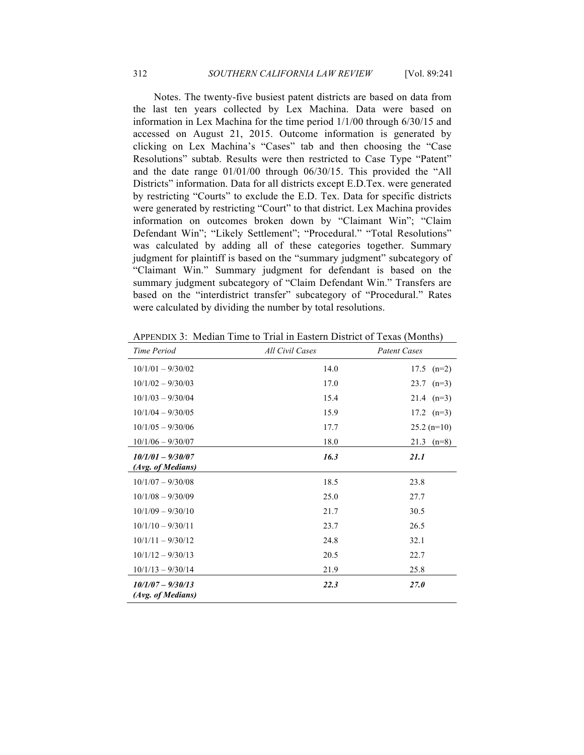Notes. The twenty-five busiest patent districts are based on data from the last ten years collected by Lex Machina. Data were based on information in Lex Machina for the time period 1/1/00 through 6/30/15 and accessed on August 21, 2015. Outcome information is generated by clicking on Lex Machina's "Cases" tab and then choosing the "Case Resolutions" subtab. Results were then restricted to Case Type "Patent" and the date range 01/01/00 through 06/30/15. This provided the "All Districts" information. Data for all districts except E.D.Tex. were generated by restricting "Courts" to exclude the E.D. Tex. Data for specific districts were generated by restricting "Court" to that district. Lex Machina provides information on outcomes broken down by "Claimant Win"; "Claim Defendant Win"; "Likely Settlement"; "Procedural." "Total Resolutions" was calculated by adding all of these categories together. Summary judgment for plaintiff is based on the "summary judgment" subcategory of "Claimant Win." Summary judgment for defendant is based on the summary judgment subcategory of "Claim Defendant Win." Transfers are based on the "interdistrict transfer" subcategory of "Procedural." Rates were calculated by dividing the number by total resolutions.

APPENDIX 3: Median Time to Trial in Eastern District of Texas (Months)

| *Time Period* | *All Civil Cases* | *Patent Cases* |
|---|---|---|
| 10/1/01 – 9/30/02 | 14.0 | 17.5 (n=2) |
| 10/1/02 – 9/30/03 | 17.0 | 23.7 (n=3) |
| 10/1/03 – 9/30/04 | 15.4 | 21.4 (n=3) |
| 10/1/04 – 9/30/05 | 15.9 | 17.2 (n=3) |
| 10/1/05 – 9/30/06 | 17.7 | 25.2 (n=10) |
| 10/1/06 – 9/30/07 | 18.0 | 21.3 (n=8) |
| ***10/1/01 – 9/30/07 (Avg. of Medians)*** | ***16.3*** | ***21.1*** |
| 10/1/07 – 9/30/08 | 18.5 | 23.8 |
| 10/1/08 – 9/30/09 | 25.0 | 27.7 |
| 10/1/09 – 9/30/10 | 21.7 | 30.5 |
| 10/1/10 – 9/30/11 | 23.7 | 26.5 |
| 10/1/11 – 9/30/12 | 24.8 | 32.1 |
| 10/1/12 – 9/30/13 | 20.5 | 22.7 |
| 10/1/13 – 9/30/14 | 21.9 | 25.8 |
| ***10/1/07 – 9/30/13 (Avg. of Medians)*** | ***22.3*** | ***27.0*** |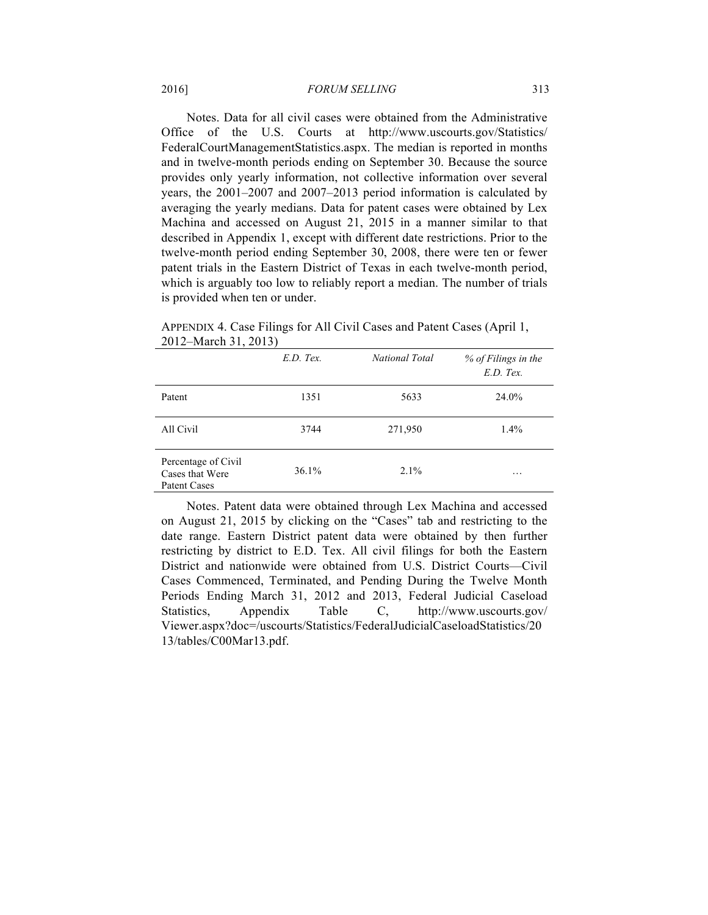Notes. Data for all civil cases were obtained from the Administrative Office of the U.S. Courts at http://www.uscourts.gov/Statistics/FederalCourtManagementStatistics.aspx. The median is reported in months and in twelve-month periods ending on September 30. Because the source provides only yearly information, not collective information over several years, the 2001–2007 and 2007–2013 period information is calculated by averaging the yearly medians. Data for patent cases were obtained by Lex Machina and accessed on August 21, 2015 in a manner similar to that described in Appendix 1, except with different date restrictions. Prior to the twelve-month period ending September 30, 2008, there were ten or fewer patent trials in the Eastern District of Texas in each twelve-month period, which is arguably too low to reliably report a median. The number of trials is provided when ten or under.

APPENDIX 4. Case Filings for All Civil Cases and Patent Cases (April 1, 2012–March 31, 2013)

| | *E.D. Tex.* | *National Total* | *% of Filings in the E.D. Tex.* |
|---|---|---|---|
| Patent | 1351 | 5633 | 24.0% |
| All Civil | 3744 | 271,950 | 1.4% |
| Percentage of Civil Cases that Were Patent Cases | 36.1% | 2.1% | … |

Notes. Patent data were obtained through Lex Machina and accessed on August 21, 2015 by clicking on the "Cases" tab and restricting to the date range. Eastern District patent data were obtained by then further restricting by district to E.D. Tex. All civil filings for both the Eastern District and nationwide were obtained from U.S. District Courts—Civil Cases Commenced, Terminated, and Pending During the Twelve Month Periods Ending March 31, 2012 and 2013, Federal Judicial Caseload Statistics, Appendix Table C, http://www.uscourts.gov/Viewer.aspx?doc=/uscourts/Statistics/FederalJudicialCaseloadStatistics/2013/tables/C00Mar13.pdf.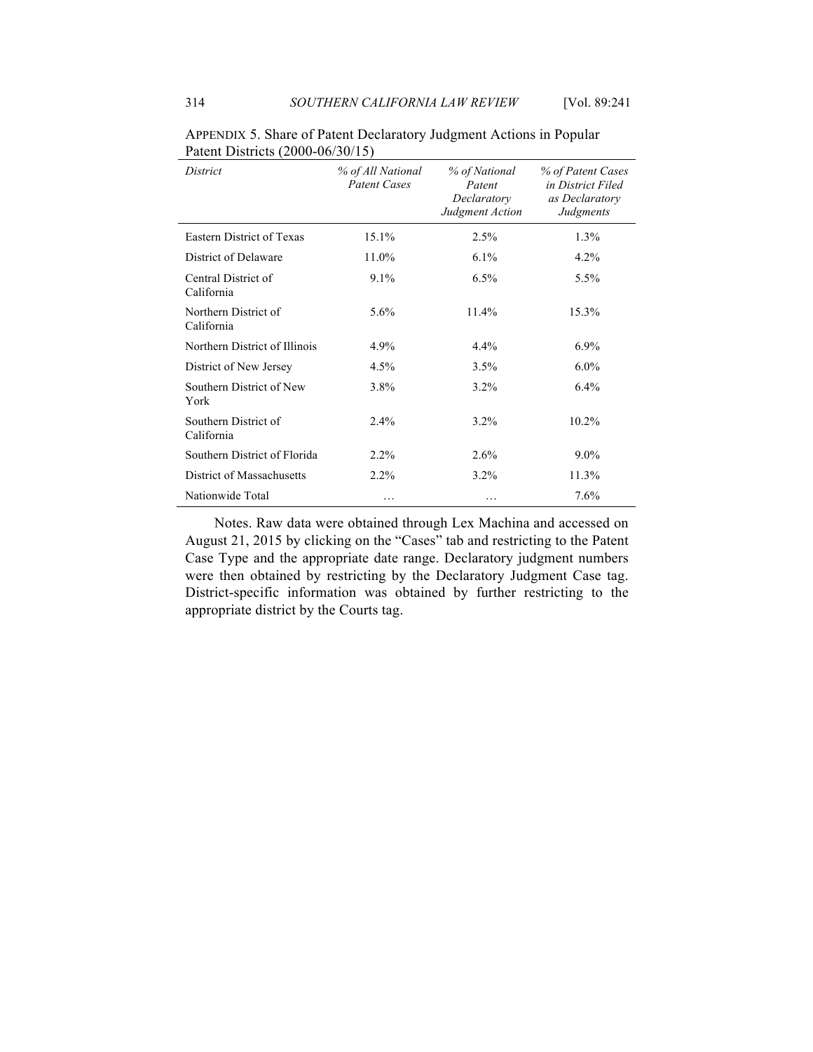APPENDIX 5. Share of Patent Declaratory Judgment Actions in Popular Patent Districts (2000-06/30/15)

| *District* | *% of All National Patent Cases* | *% of National Patent Declaratory Judgment Action* | *% of Patent Cases in District Filed as Declaratory Judgments* |
|---|---|---|---|
| Eastern District of Texas | 15.1% | 2.5% | 1.3% |
| District of Delaware | 11.0% | 6.1% | 4.2% |
| Central District of California | 9.1% | 6.5% | 5.5% |
| Northern District of California | 5.6% | 11.4% | 15.3% |
| Northern District of Illinois | 4.9% | 4.4% | 6.9% |
| District of New Jersey | 4.5% | 3.5% | 6.0% |
| Southern District of New York | 3.8% | 3.2% | 6.4% |
| Southern District of California | 2.4% | 3.2% | 10.2% |
| Southern District of Florida | 2.2% | 2.6% | 9.0% |
| District of Massachusetts | 2.2% | 3.2% | 11.3% |
| Nationwide Total | … | … | 7.6% |

Notes. Raw data were obtained through Lex Machina and accessed on August 21, 2015 by clicking on the "Cases" tab and restricting to the Patent Case Type and the appropriate date range. Declaratory judgment numbers were then obtained by restricting by the Declaratory Judgment Case tag. District-specific information was obtained by further restricting to the appropriate district by the Courts tag.